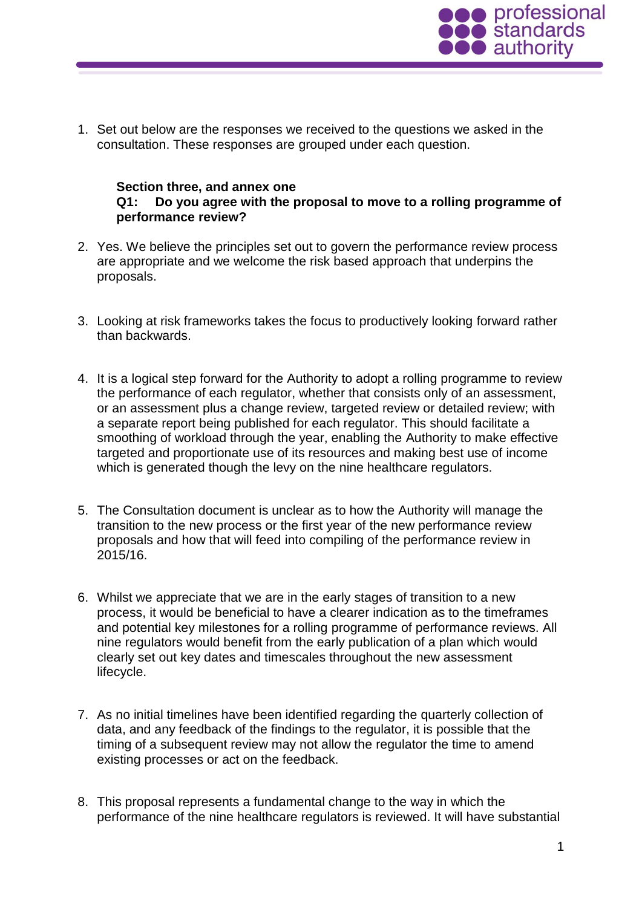1. Set out below are the responses we received to the questions we asked in the consultation. These responses are grouped under each question.

**Section three, and annex one**

**Q1: Do you agree with the proposal to move to a rolling programme of performance review?**

2. Yes. We believe the principles set out to govern the performance review process are appropriate and we welcome the risk based approach that underpins the proposals.

3. Looking at risk frameworks takes the focus to productively looking forward rather than backwards.

4. It is a logical step forward for the Authority to adopt a rolling programme to review the performance of each regulator, whether that consists only of an assessment, or an assessment plus a change review, targeted review or detailed review; with a separate report being published for each regulator. This should facilitate a smoothing of workload through the year, enabling the Authority to make effective targeted and proportionate use of its resources and making best use of income which is generated though the levy on the nine healthcare regulators.

5. The Consultation document is unclear as to how the Authority will manage the transition to the new process or the first year of the new performance review proposals and how that will feed into compiling of the performance review in 2015/16.

6. Whilst we appreciate that we are in the early stages of transition to a new process, it would be beneficial to have a clearer indication as to the timeframes and potential key milestones for a rolling programme of performance reviews. All nine regulators would benefit from the early publication of a plan which would clearly set out key dates and timescales throughout the new assessment lifecycle.

7. As no initial timelines have been identified regarding the quarterly collection of data, and any feedback of the findings to the regulator, it is possible that the timing of a subsequent review may not allow the regulator the time to amend existing processes or act on the feedback.

8. This proposal represents a fundamental change to the way in which the performance of the nine healthcare regulators is reviewed. It will have substantial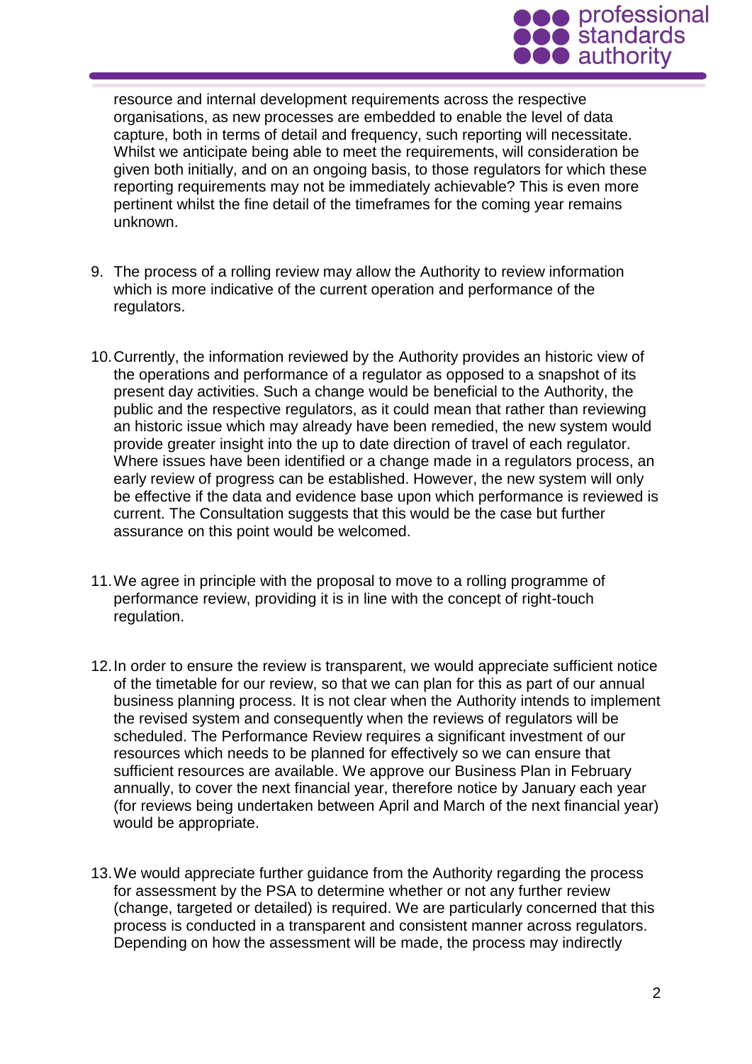resource and internal development requirements across the respective organisations, as new processes are embedded to enable the level of data capture, both in terms of detail and frequency, such reporting will necessitate. Whilst we anticipate being able to meet the requirements, will consideration be given both initially, and on an ongoing basis, to those regulators for which these reporting requirements may not be immediately achievable? This is even more pertinent whilst the fine detail of the timeframes for the coming year remains unknown.

9. The process of a rolling review may allow the Authority to review information which is more indicative of the current operation and performance of the regulators.

10. Currently, the information reviewed by the Authority provides an historic view of the operations and performance of a regulator as opposed to a snapshot of its present day activities. Such a change would be beneficial to the Authority, the public and the respective regulators, as it could mean that rather than reviewing an historic issue which may already have been remedied, the new system would provide greater insight into the up to date direction of travel of each regulator. Where issues have been identified or a change made in a regulators process, an early review of progress can be established. However, the new system will only be effective if the data and evidence base upon which performance is reviewed is current. The Consultation suggests that this would be the case but further assurance on this point would be welcomed.

11. We agree in principle with the proposal to move to a rolling programme of performance review, providing it is in line with the concept of right-touch regulation.

12. In order to ensure the review is transparent, we would appreciate sufficient notice of the timetable for our review, so that we can plan for this as part of our annual business planning process. It is not clear when the Authority intends to implement the revised system and consequently when the reviews of regulators will be scheduled. The Performance Review requires a significant investment of our resources which needs to be planned for effectively so we can ensure that sufficient resources are available. We approve our Business Plan in February annually, to cover the next financial year, therefore notice by January each year (for reviews being undertaken between April and March of the next financial year) would be appropriate.

13. We would appreciate further guidance from the Authority regarding the process for assessment by the PSA to determine whether or not any further review (change, targeted or detailed) is required. We are particularly concerned that this process is conducted in a transparent and consistent manner across regulators. Depending on how the assessment will be made, the process may indirectly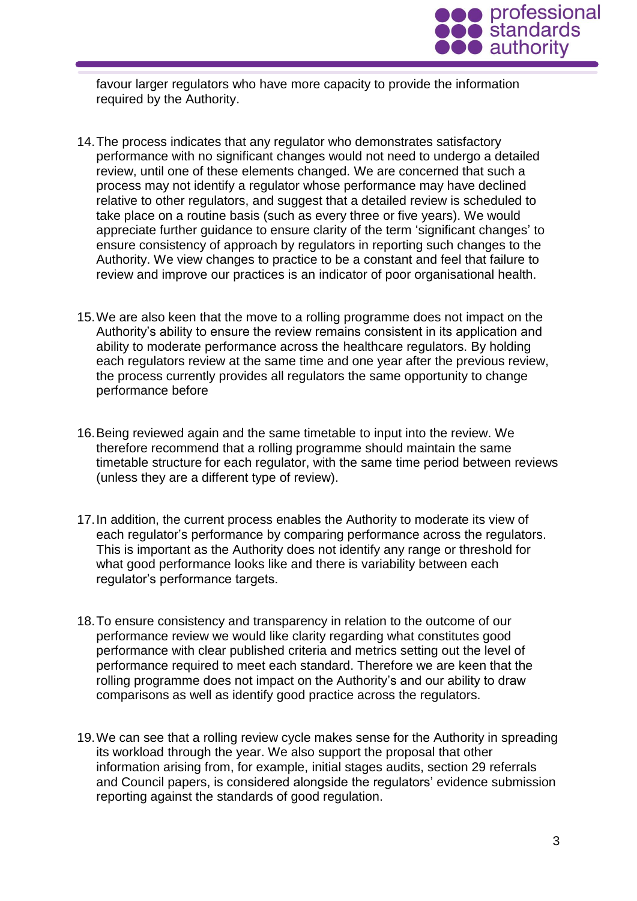favour larger regulators who have more capacity to provide the information required by the Authority.

14. The process indicates that any regulator who demonstrates satisfactory performance with no significant changes would not need to undergo a detailed review, until one of these elements changed. We are concerned that such a process may not identify a regulator whose performance may have declined relative to other regulators, and suggest that a detailed review is scheduled to take place on a routine basis (such as every three or five years). We would appreciate further guidance to ensure clarity of the term 'significant changes' to ensure consistency of approach by regulators in reporting such changes to the Authority. We view changes to practice to be a constant and feel that failure to review and improve our practices is an indicator of poor organisational health.

15. We are also keen that the move to a rolling programme does not impact on the Authority's ability to ensure the review remains consistent in its application and ability to moderate performance across the healthcare regulators. By holding each regulators review at the same time and one year after the previous review, the process currently provides all regulators the same opportunity to change performance before

16. Being reviewed again and the same timetable to input into the review. We therefore recommend that a rolling programme should maintain the same timetable structure for each regulator, with the same time period between reviews (unless they are a different type of review).

17. In addition, the current process enables the Authority to moderate its view of each regulator's performance by comparing performance across the regulators. This is important as the Authority does not identify any range or threshold for what good performance looks like and there is variability between each regulator's performance targets.

18. To ensure consistency and transparency in relation to the outcome of our performance review we would like clarity regarding what constitutes good performance with clear published criteria and metrics setting out the level of performance required to meet each standard. Therefore we are keen that the rolling programme does not impact on the Authority's and our ability to draw comparisons as well as identify good practice across the regulators.

19. We can see that a rolling review cycle makes sense for the Authority in spreading its workload through the year. We also support the proposal that other information arising from, for example, initial stages audits, section 29 referrals and Council papers, is considered alongside the regulators' evidence submission reporting against the standards of good regulation.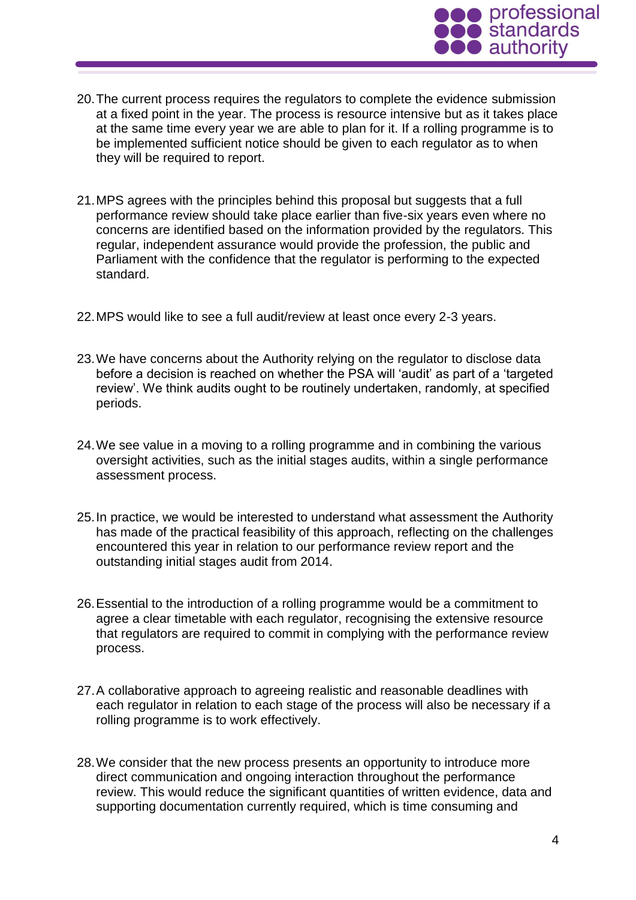20. The current process requires the regulators to complete the evidence submission at a fixed point in the year. The process is resource intensive but as it takes place at the same time every year we are able to plan for it. If a rolling programme is to be implemented sufficient notice should be given to each regulator as to when they will be required to report.

21. MPS agrees with the principles behind this proposal but suggests that a full performance review should take place earlier than five-six years even where no concerns are identified based on the information provided by the regulators. This regular, independent assurance would provide the profession, the public and Parliament with the confidence that the regulator is performing to the expected standard.

22. MPS would like to see a full audit/review at least once every 2-3 years.

23. We have concerns about the Authority relying on the regulator to disclose data before a decision is reached on whether the PSA will 'audit' as part of a 'targeted review'. We think audits ought to be routinely undertaken, randomly, at specified periods.

24. We see value in a moving to a rolling programme and in combining the various oversight activities, such as the initial stages audits, within a single performance assessment process.

25. In practice, we would be interested to understand what assessment the Authority has made of the practical feasibility of this approach, reflecting on the challenges encountered this year in relation to our performance review report and the outstanding initial stages audit from 2014.

26. Essential to the introduction of a rolling programme would be a commitment to agree a clear timetable with each regulator, recognising the extensive resource that regulators are required to commit in complying with the performance review process.

27. A collaborative approach to agreeing realistic and reasonable deadlines with each regulator in relation to each stage of the process will also be necessary if a rolling programme is to work effectively.

28. We consider that the new process presents an opportunity to introduce more direct communication and ongoing interaction throughout the performance review. This would reduce the significant quantities of written evidence, data and supporting documentation currently required, which is time consuming and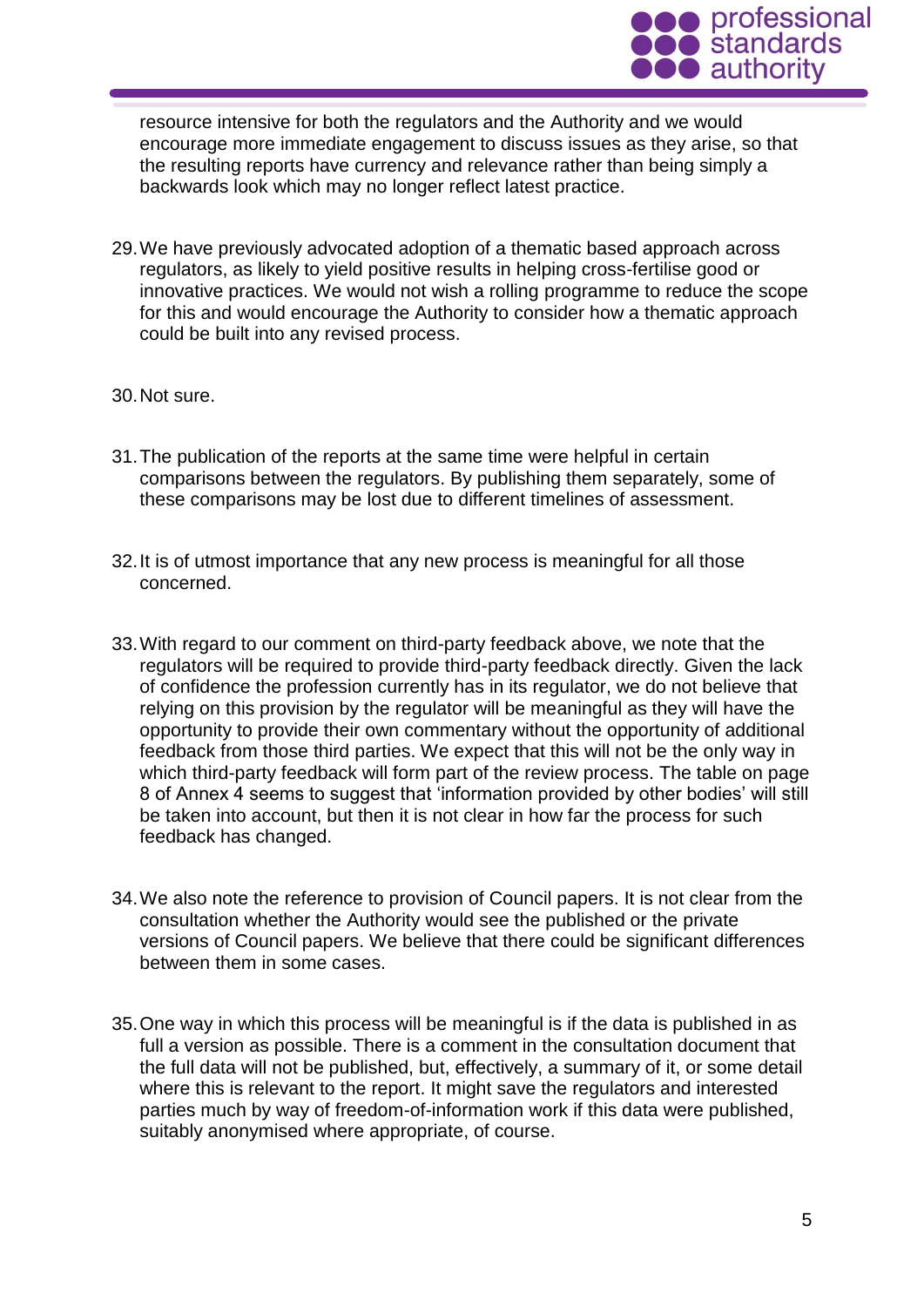resource intensive for both the regulators and the Authority and we would encourage more immediate engagement to discuss issues as they arise, so that the resulting reports have currency and relevance rather than being simply a backwards look which may no longer reflect latest practice.

29. We have previously advocated adoption of a thematic based approach across regulators, as likely to yield positive results in helping cross-fertilise good or innovative practices. We would not wish a rolling programme to reduce the scope for this and would encourage the Authority to consider how a thematic approach could be built into any revised process.

30. Not sure.

31. The publication of the reports at the same time were helpful in certain comparisons between the regulators. By publishing them separately, some of these comparisons may be lost due to different timelines of assessment.

32. It is of utmost importance that any new process is meaningful for all those concerned.

33. With regard to our comment on third-party feedback above, we note that the regulators will be required to provide third-party feedback directly. Given the lack of confidence the profession currently has in its regulator, we do not believe that relying on this provision by the regulator will be meaningful as they will have the opportunity to provide their own commentary without the opportunity of additional feedback from those third parties. We expect that this will not be the only way in which third-party feedback will form part of the review process. The table on page 8 of Annex 4 seems to suggest that 'information provided by other bodies' will still be taken into account, but then it is not clear in how far the process for such feedback has changed.

34. We also note the reference to provision of Council papers. It is not clear from the consultation whether the Authority would see the published or the private versions of Council papers. We believe that there could be significant differences between them in some cases.

35. One way in which this process will be meaningful is if the data is published in as full a version as possible. There is a comment in the consultation document that the full data will not be published, but, effectively, a summary of it, or some detail where this is relevant to the report. It might save the regulators and interested parties much by way of freedom-of-information work if this data were published, suitably anonymised where appropriate, of course.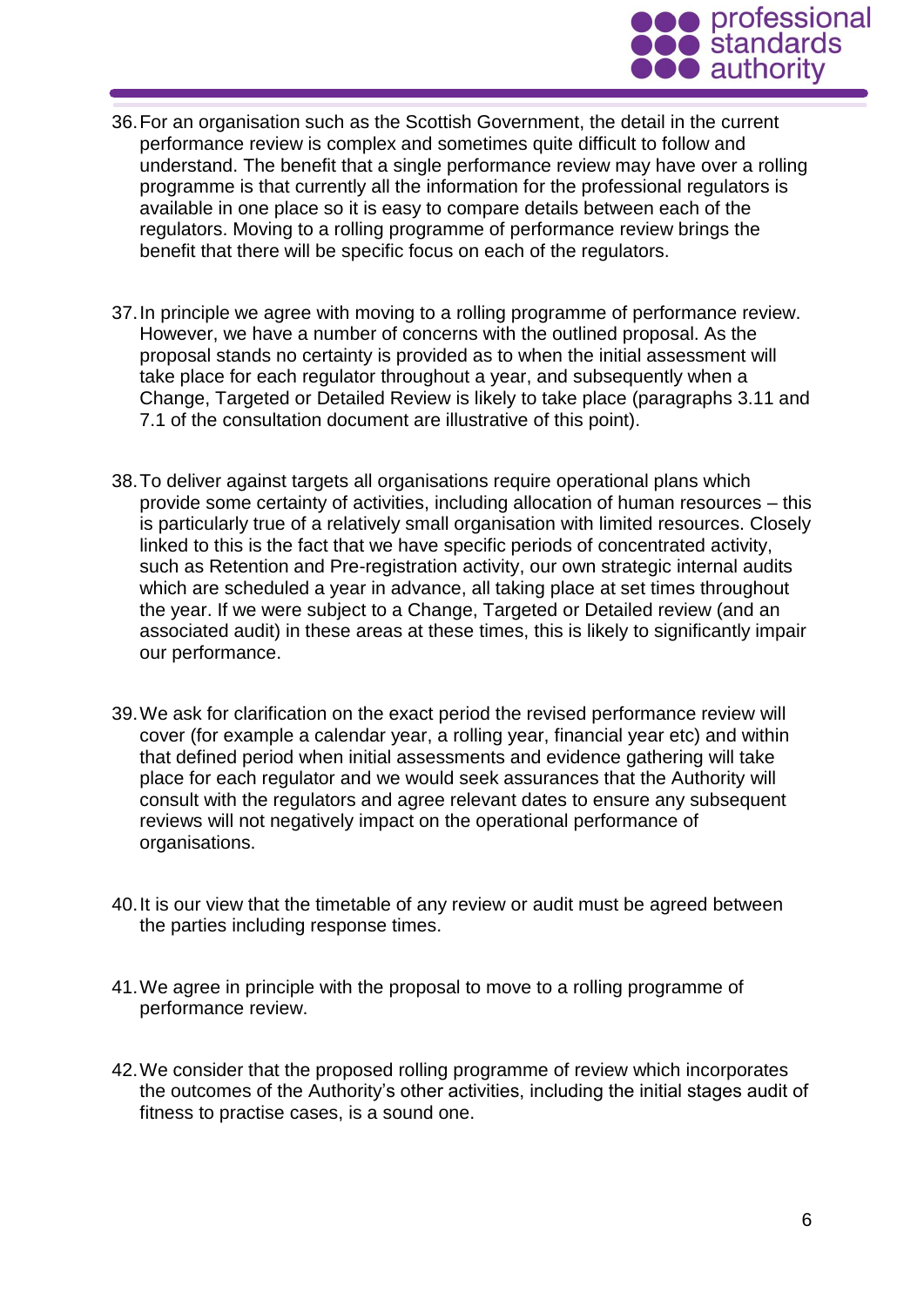36. For an organisation such as the Scottish Government, the detail in the current performance review is complex and sometimes quite difficult to follow and understand. The benefit that a single performance review may have over a rolling programme is that currently all the information for the professional regulators is available in one place so it is easy to compare details between each of the regulators. Moving to a rolling programme of performance review brings the benefit that there will be specific focus on each of the regulators.

37. In principle we agree with moving to a rolling programme of performance review. However, we have a number of concerns with the outlined proposal. As the proposal stands no certainty is provided as to when the initial assessment will take place for each regulator throughout a year, and subsequently when a Change, Targeted or Detailed Review is likely to take place (paragraphs 3.11 and 7.1 of the consultation document are illustrative of this point).

38. To deliver against targets all organisations require operational plans which provide some certainty of activities, including allocation of human resources – this is particularly true of a relatively small organisation with limited resources. Closely linked to this is the fact that we have specific periods of concentrated activity, such as Retention and Pre-registration activity, our own strategic internal audits which are scheduled a year in advance, all taking place at set times throughout the year. If we were subject to a Change, Targeted or Detailed review (and an associated audit) in these areas at these times, this is likely to significantly impair our performance.

39. We ask for clarification on the exact period the revised performance review will cover (for example a calendar year, a rolling year, financial year etc) and within that defined period when initial assessments and evidence gathering will take place for each regulator and we would seek assurances that the Authority will consult with the regulators and agree relevant dates to ensure any subsequent reviews will not negatively impact on the operational performance of organisations.

40. It is our view that the timetable of any review or audit must be agreed between the parties including response times.

41. We agree in principle with the proposal to move to a rolling programme of performance review.

42. We consider that the proposed rolling programme of review which incorporates the outcomes of the Authority's other activities, including the initial stages audit of fitness to practise cases, is a sound one.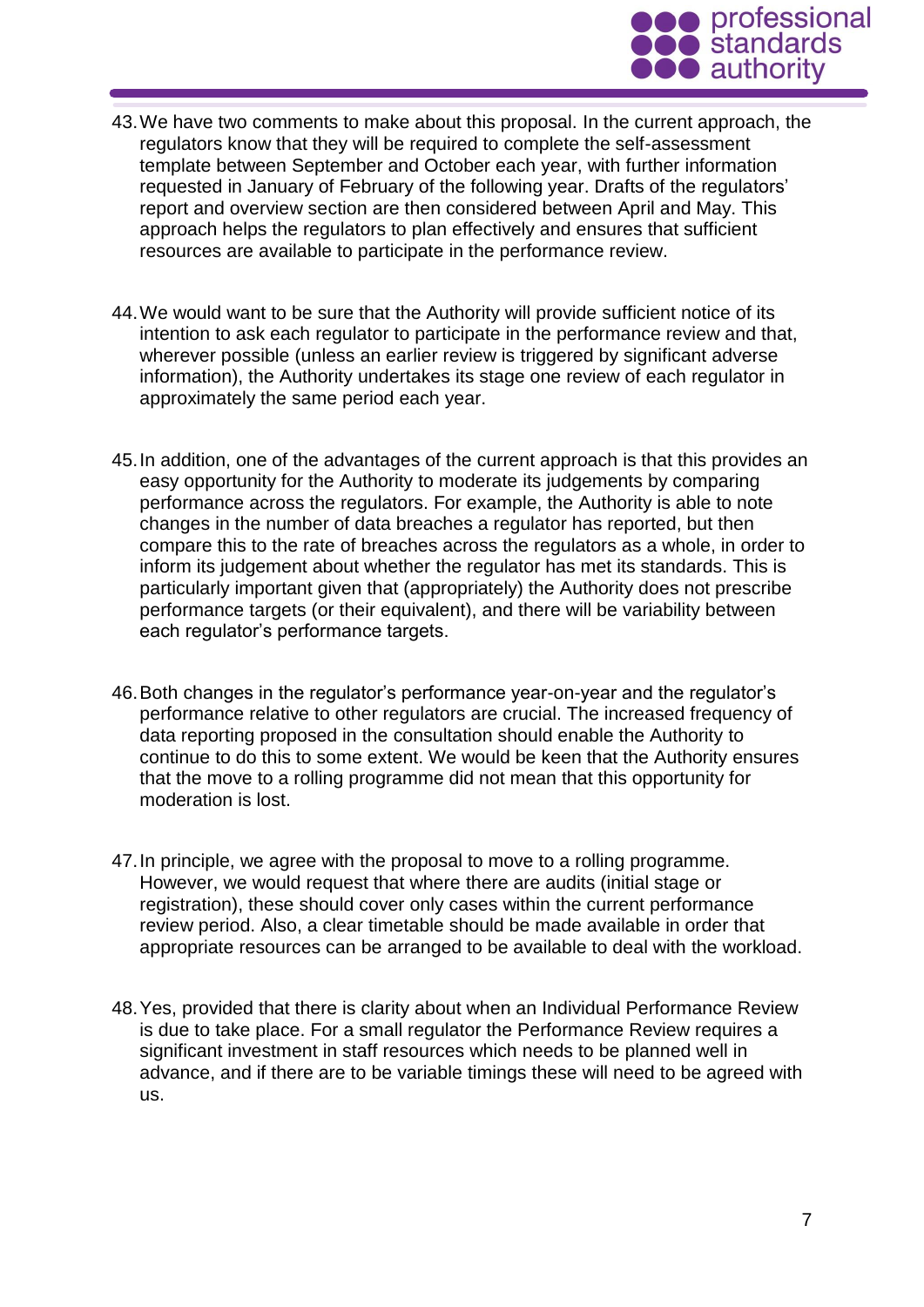43. We have two comments to make about this proposal. In the current approach, the regulators know that they will be required to complete the self-assessment template between September and October each year, with further information requested in January of February of the following year. Drafts of the regulators' report and overview section are then considered between April and May. This approach helps the regulators to plan effectively and ensures that sufficient resources are available to participate in the performance review.

44. We would want to be sure that the Authority will provide sufficient notice of its intention to ask each regulator to participate in the performance review and that, wherever possible (unless an earlier review is triggered by significant adverse information), the Authority undertakes its stage one review of each regulator in approximately the same period each year.

45. In addition, one of the advantages of the current approach is that this provides an easy opportunity for the Authority to moderate its judgements by comparing performance across the regulators. For example, the Authority is able to note changes in the number of data breaches a regulator has reported, but then compare this to the rate of breaches across the regulators as a whole, in order to inform its judgement about whether the regulator has met its standards. This is particularly important given that (appropriately) the Authority does not prescribe performance targets (or their equivalent), and there will be variability between each regulator's performance targets.

46. Both changes in the regulator's performance year-on-year and the regulator's performance relative to other regulators are crucial. The increased frequency of data reporting proposed in the consultation should enable the Authority to continue to do this to some extent. We would be keen that the Authority ensures that the move to a rolling programme did not mean that this opportunity for moderation is lost.

47. In principle, we agree with the proposal to move to a rolling programme. However, we would request that where there are audits (initial stage or registration), these should cover only cases within the current performance review period. Also, a clear timetable should be made available in order that appropriate resources can be arranged to be available to deal with the workload.

48. Yes, provided that there is clarity about when an Individual Performance Review is due to take place. For a small regulator the Performance Review requires a significant investment in staff resources which needs to be planned well in advance, and if there are to be variable timings these will need to be agreed with us.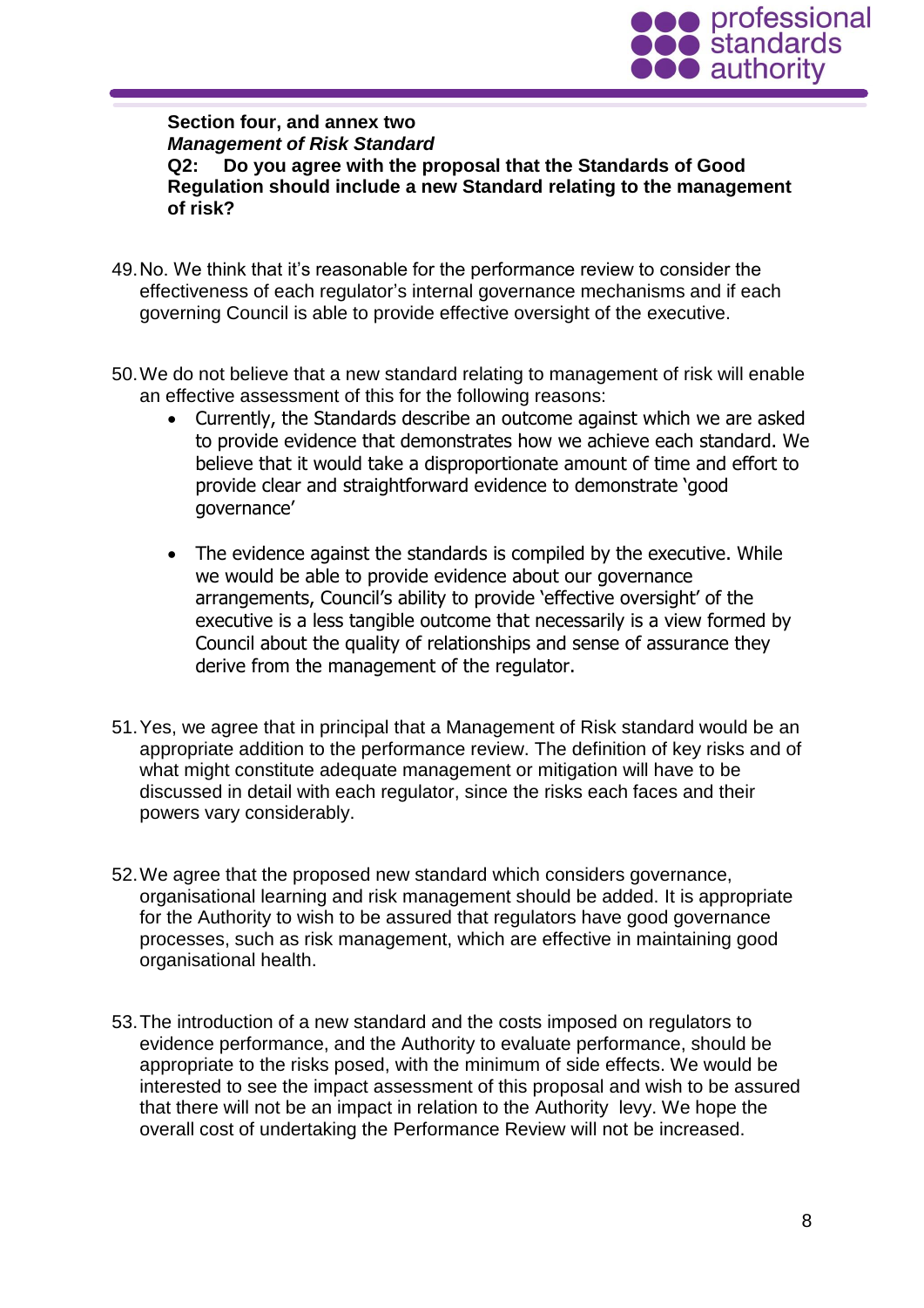**Section four, and annex two**
***Management of Risk Standard***
**Q2: Do you agree with the proposal that the Standards of Good Regulation should include a new Standard relating to the management of risk?**

49. No. We think that it's reasonable for the performance review to consider the effectiveness of each regulator's internal governance mechanisms and if each governing Council is able to provide effective oversight of the executive.

50. We do not believe that a new standard relating to management of risk will enable an effective assessment of this for the following reasons:
    - Currently, the Standards describe an outcome against which we are asked to provide evidence that demonstrates how we achieve each standard. We believe that it would take a disproportionate amount of time and effort to provide clear and straightforward evidence to demonstrate 'good governance'
    - The evidence against the standards is compiled by the executive. While we would be able to provide evidence about our governance arrangements, Council's ability to provide 'effective oversight' of the executive is a less tangible outcome that necessarily is a view formed by Council about the quality of relationships and sense of assurance they derive from the management of the regulator.

51. Yes, we agree that in principal that a Management of Risk standard would be an appropriate addition to the performance review. The definition of key risks and of what might constitute adequate management or mitigation will have to be discussed in detail with each regulator, since the risks each faces and their powers vary considerably.

52. We agree that the proposed new standard which considers governance, organisational learning and risk management should be added. It is appropriate for the Authority to wish to be assured that regulators have good governance processes, such as risk management, which are effective in maintaining good organisational health.

53. The introduction of a new standard and the costs imposed on regulators to evidence performance, and the Authority to evaluate performance, should be appropriate to the risks posed, with the minimum of side effects. We would be interested to see the impact assessment of this proposal and wish to be assured that there will not be an impact in relation to the Authority levy. We hope the overall cost of undertaking the Performance Review will not be increased.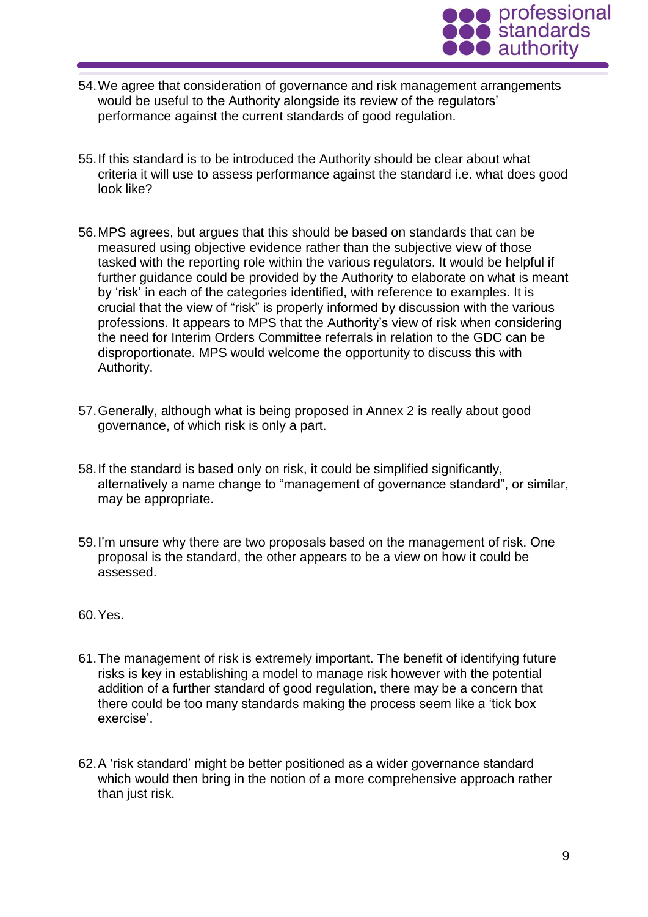54. We agree that consideration of governance and risk management arrangements would be useful to the Authority alongside its review of the regulators' performance against the current standards of good regulation.

55. If this standard is to be introduced the Authority should be clear about what criteria it will use to assess performance against the standard i.e. what does good look like?

56. MPS agrees, but argues that this should be based on standards that can be measured using objective evidence rather than the subjective view of those tasked with the reporting role within the various regulators. It would be helpful if further guidance could be provided by the Authority to elaborate on what is meant by 'risk' in each of the categories identified, with reference to examples. It is crucial that the view of "risk" is properly informed by discussion with the various professions. It appears to MPS that the Authority's view of risk when considering the need for Interim Orders Committee referrals in relation to the GDC can be disproportionate. MPS would welcome the opportunity to discuss this with Authority.

57. Generally, although what is being proposed in Annex 2 is really about good governance, of which risk is only a part.

58. If the standard is based only on risk, it could be simplified significantly, alternatively a name change to "management of governance standard", or similar, may be appropriate.

59. I'm unsure why there are two proposals based on the management of risk. One proposal is the standard, the other appears to be a view on how it could be assessed.

60. Yes.

61. The management of risk is extremely important. The benefit of identifying future risks is key in establishing a model to manage risk however with the potential addition of a further standard of good regulation, there may be a concern that there could be too many standards making the process seem like a 'tick box exercise'.

62. A 'risk standard' might be better positioned as a wider governance standard which would then bring in the notion of a more comprehensive approach rather than just risk.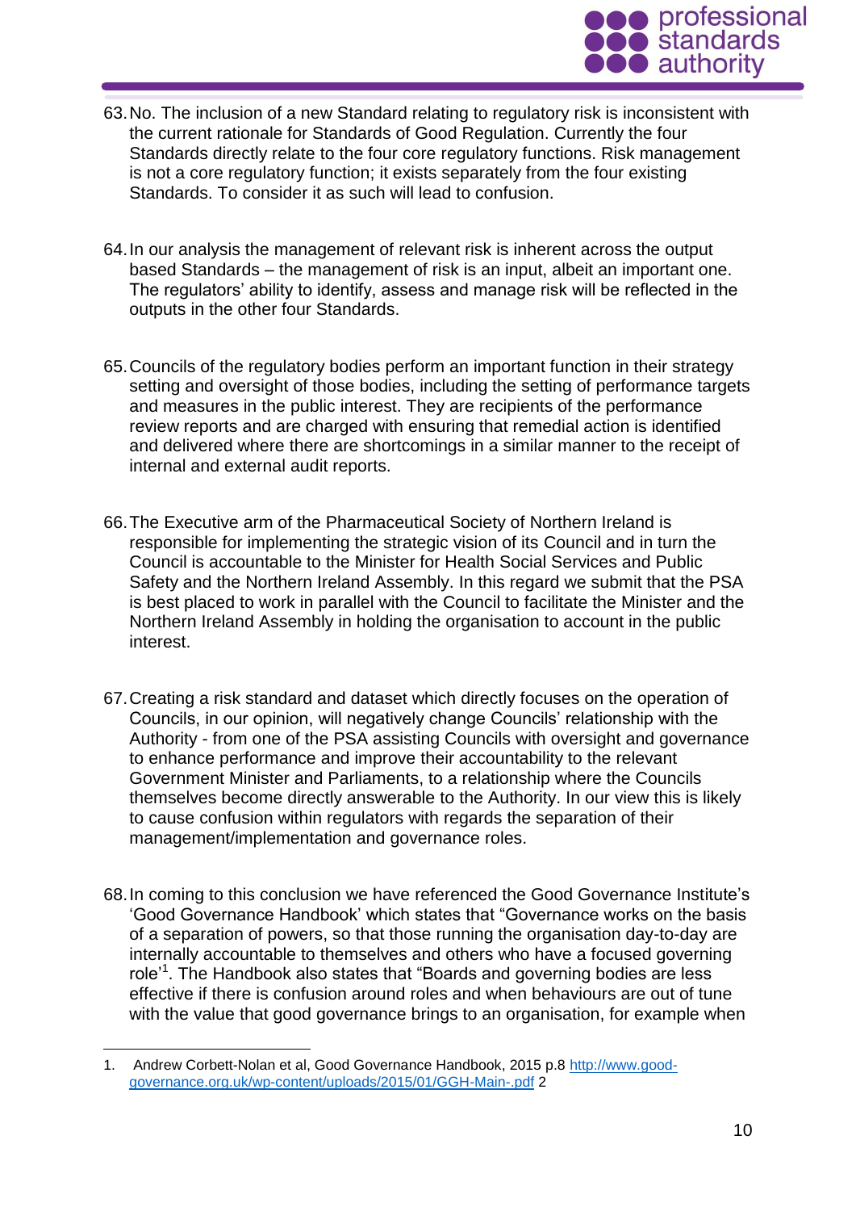63. No. The inclusion of a new Standard relating to regulatory risk is inconsistent with the current rationale for Standards of Good Regulation. Currently the four Standards directly relate to the four core regulatory functions. Risk management is not a core regulatory function; it exists separately from the four existing Standards. To consider it as such will lead to confusion.

64. In our analysis the management of relevant risk is inherent across the output based Standards – the management of risk is an input, albeit an important one. The regulators' ability to identify, assess and manage risk will be reflected in the outputs in the other four Standards.

65. Councils of the regulatory bodies perform an important function in their strategy setting and oversight of those bodies, including the setting of performance targets and measures in the public interest. They are recipients of the performance review reports and are charged with ensuring that remedial action is identified and delivered where there are shortcomings in a similar manner to the receipt of internal and external audit reports.

66. The Executive arm of the Pharmaceutical Society of Northern Ireland is responsible for implementing the strategic vision of its Council and in turn the Council is accountable to the Minister for Health Social Services and Public Safety and the Northern Ireland Assembly. In this regard we submit that the PSA is best placed to work in parallel with the Council to facilitate the Minister and the Northern Ireland Assembly in holding the organisation to account in the public interest.

67. Creating a risk standard and dataset which directly focuses on the operation of Councils, in our opinion, will negatively change Councils' relationship with the Authority - from one of the PSA assisting Councils with oversight and governance to enhance performance and improve their accountability to the relevant Government Minister and Parliaments, to a relationship where the Councils themselves become directly answerable to the Authority. In our view this is likely to cause confusion within regulators with regards the separation of their management/implementation and governance roles.

68. In coming to this conclusion we have referenced the Good Governance Institute's 'Good Governance Handbook' which states that "Governance works on the basis of a separation of powers, so that those running the organisation day-to-day are internally accountable to themselves and others who have a focused governing role'[1]. The Handbook also states that "Boards and governing bodies are less effective if there is confusion around roles and when behaviours are out of tune with the value that good governance brings to an organisation, for example when

---

1. Andrew Corbett-Nolan et al, Good Governance Handbook, 2015 p.8 http://www.good-governance.org.uk/wp-content/uploads/2015/01/GGH-Main-.pdf 2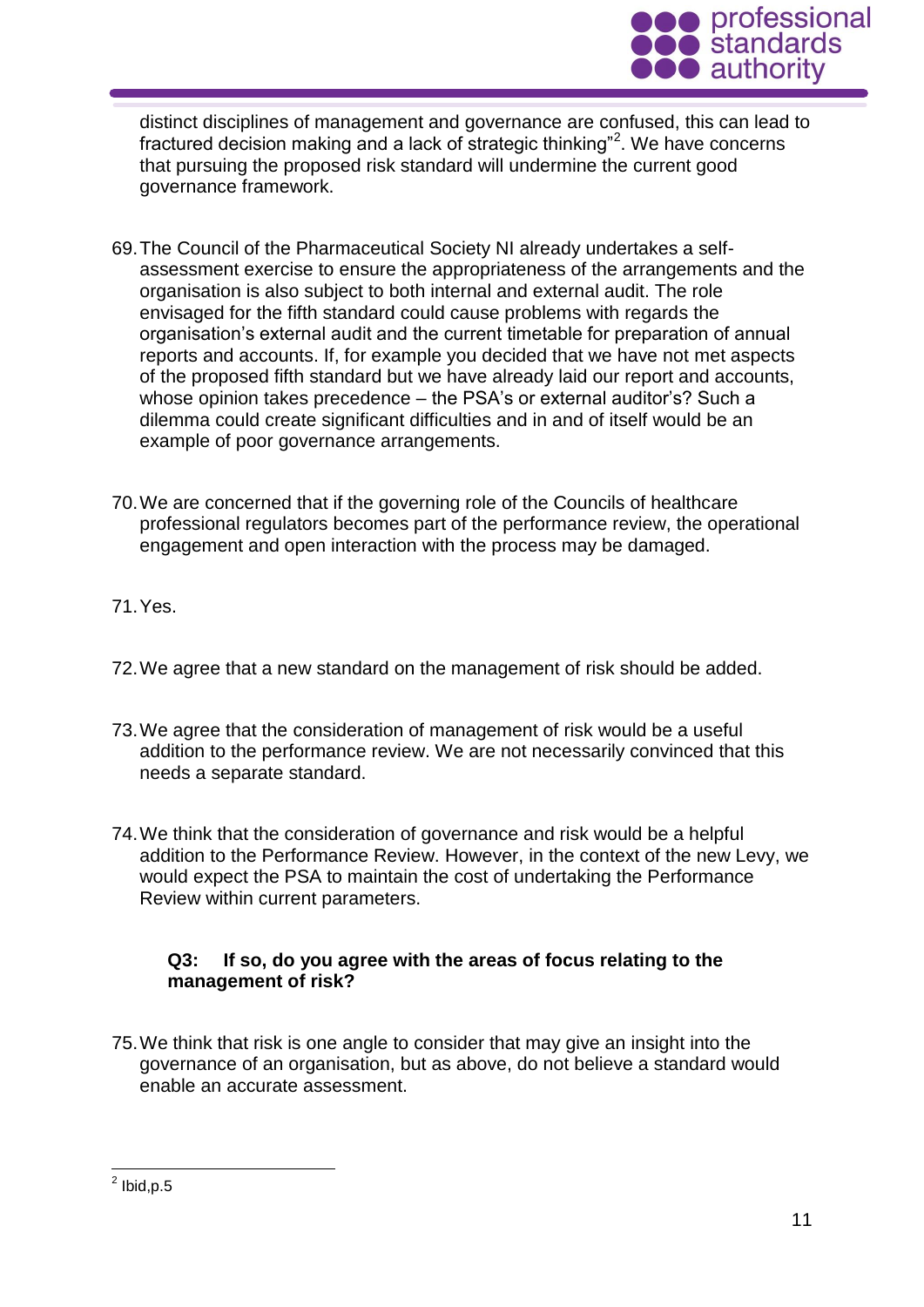distinct disciplines of management and governance are confused, this can lead to fractured decision making and a lack of strategic thinking"[2]. We have concerns that pursuing the proposed risk standard will undermine the current good governance framework.

69. The Council of the Pharmaceutical Society NI already undertakes a self-assessment exercise to ensure the appropriateness of the arrangements and the organisation is also subject to both internal and external audit. The role envisaged for the fifth standard could cause problems with regards the organisation's external audit and the current timetable for preparation of annual reports and accounts. If, for example you decided that we have not met aspects of the proposed fifth standard but we have already laid our report and accounts, whose opinion takes precedence – the PSA's or external auditor's? Such a dilemma could create significant difficulties and in and of itself would be an example of poor governance arrangements.

70. We are concerned that if the governing role of the Councils of healthcare professional regulators becomes part of the performance review, the operational engagement and open interaction with the process may be damaged.

71. Yes.

72. We agree that a new standard on the management of risk should be added.

73. We agree that the consideration of management of risk would be a useful addition to the performance review. We are not necessarily convinced that this needs a separate standard.

74. We think that the consideration of governance and risk would be a helpful addition to the Performance Review. However, in the context of the new Levy, we would expect the PSA to maintain the cost of undertaking the Performance Review within current parameters.

**Q3: If so, do you agree with the areas of focus relating to the management of risk?**

75. We think that risk is one angle to consider that may give an insight into the governance of an organisation, but as above, do not believe a standard would enable an accurate assessment.

---

[2] Ibid,p.5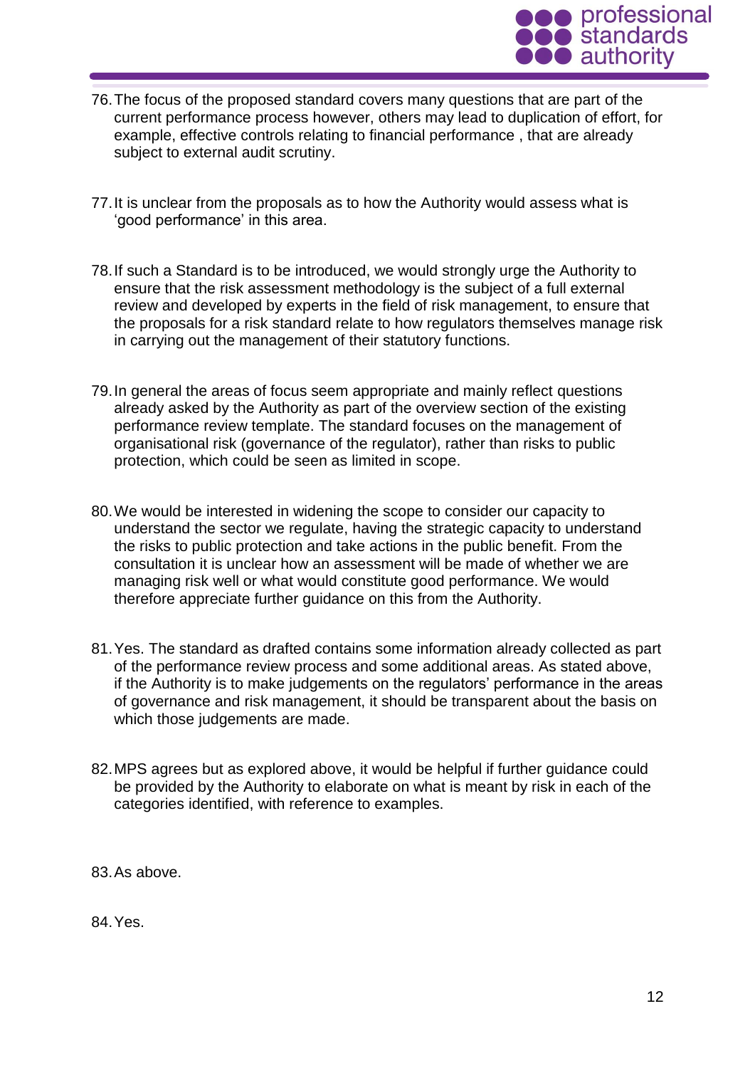76. The focus of the proposed standard covers many questions that are part of the current performance process however, others may lead to duplication of effort, for example, effective controls relating to financial performance , that are already subject to external audit scrutiny.

77. It is unclear from the proposals as to how the Authority would assess what is 'good performance' in this area.

78. If such a Standard is to be introduced, we would strongly urge the Authority to ensure that the risk assessment methodology is the subject of a full external review and developed by experts in the field of risk management, to ensure that the proposals for a risk standard relate to how regulators themselves manage risk in carrying out the management of their statutory functions.

79. In general the areas of focus seem appropriate and mainly reflect questions already asked by the Authority as part of the overview section of the existing performance review template. The standard focuses on the management of organisational risk (governance of the regulator), rather than risks to public protection, which could be seen as limited in scope.

80. We would be interested in widening the scope to consider our capacity to understand the sector we regulate, having the strategic capacity to understand the risks to public protection and take actions in the public benefit. From the consultation it is unclear how an assessment will be made of whether we are managing risk well or what would constitute good performance. We would therefore appreciate further guidance on this from the Authority.

81. Yes. The standard as drafted contains some information already collected as part of the performance review process and some additional areas. As stated above, if the Authority is to make judgements on the regulators' performance in the areas of governance and risk management, it should be transparent about the basis on which those judgements are made.

82. MPS agrees but as explored above, it would be helpful if further guidance could be provided by the Authority to elaborate on what is meant by risk in each of the categories identified, with reference to examples.

83. As above.

84. Yes.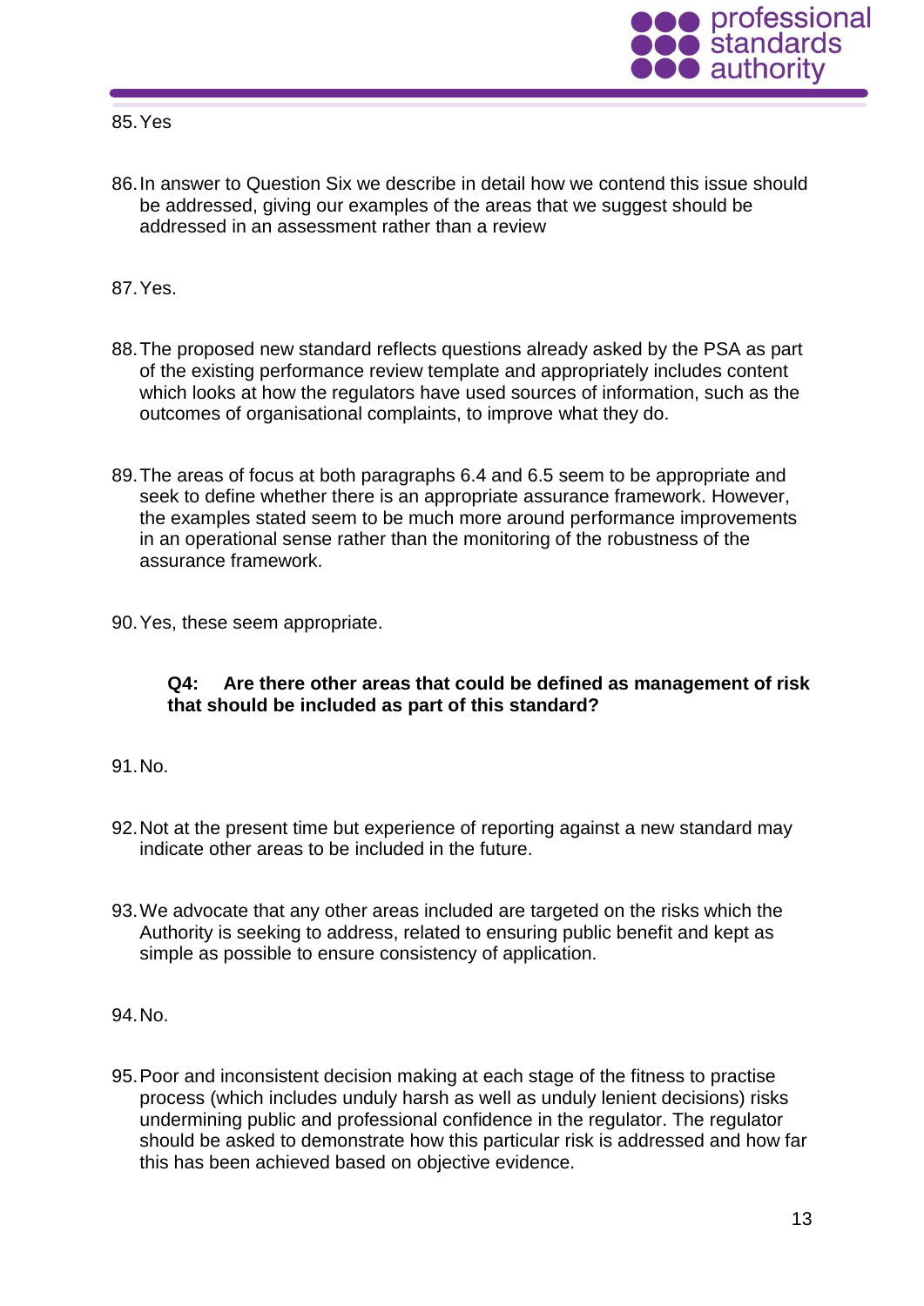85. Yes

86. In answer to Question Six we describe in detail how we contend this issue should be addressed, giving our examples of the areas that we suggest should be addressed in an assessment rather than a review

87. Yes.

88. The proposed new standard reflects questions already asked by the PSA as part of the existing performance review template and appropriately includes content which looks at how the regulators have used sources of information, such as the outcomes of organisational complaints, to improve what they do.

89. The areas of focus at both paragraphs 6.4 and 6.5 seem to be appropriate and seek to define whether there is an appropriate assurance framework. However, the examples stated seem to be much more around performance improvements in an operational sense rather than the monitoring of the robustness of the assurance framework.

90. Yes, these seem appropriate.

**Q4: Are there other areas that could be defined as management of risk that should be included as part of this standard?**

91. No.

92. Not at the present time but experience of reporting against a new standard may indicate other areas to be included in the future.

93. We advocate that any other areas included are targeted on the risks which the Authority is seeking to address, related to ensuring public benefit and kept as simple as possible to ensure consistency of application.

94. No.

95. Poor and inconsistent decision making at each stage of the fitness to practise process (which includes unduly harsh as well as unduly lenient decisions) risks undermining public and professional confidence in the regulator. The regulator should be asked to demonstrate how this particular risk is addressed and how far this has been achieved based on objective evidence.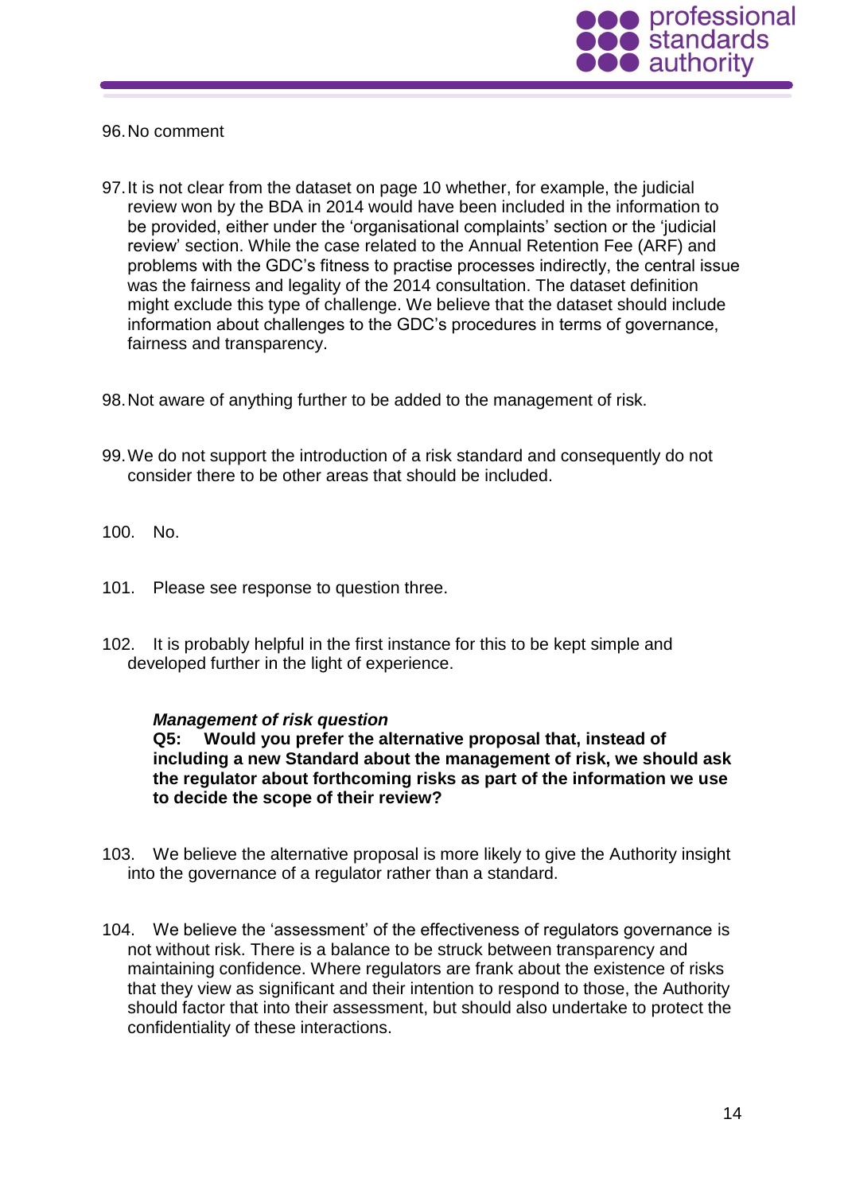96. No comment

97. It is not clear from the dataset on page 10 whether, for example, the judicial review won by the BDA in 2014 would have been included in the information to be provided, either under the 'organisational complaints' section or the 'judicial review' section. While the case related to the Annual Retention Fee (ARF) and problems with the GDC's fitness to practise processes indirectly, the central issue was the fairness and legality of the 2014 consultation. The dataset definition might exclude this type of challenge. We believe that the dataset should include information about challenges to the GDC's procedures in terms of governance, fairness and transparency.

98. Not aware of anything further to be added to the management of risk.

99. We do not support the introduction of a risk standard and consequently do not consider there to be other areas that should be included.

100. No.

101. Please see response to question three.

102. It is probably helpful in the first instance for this to be kept simple and developed further in the light of experience.

***Management of risk question***

**Q5: Would you prefer the alternative proposal that, instead of including a new Standard about the management of risk, we should ask the regulator about forthcoming risks as part of the information we use to decide the scope of their review?**

103. We believe the alternative proposal is more likely to give the Authority insight into the governance of a regulator rather than a standard.

104. We believe the 'assessment' of the effectiveness of regulators governance is not without risk. There is a balance to be struck between transparency and maintaining confidence. Where regulators are frank about the existence of risks that they view as significant and their intention to respond to those, the Authority should factor that into their assessment, but should also undertake to protect the confidentiality of these interactions.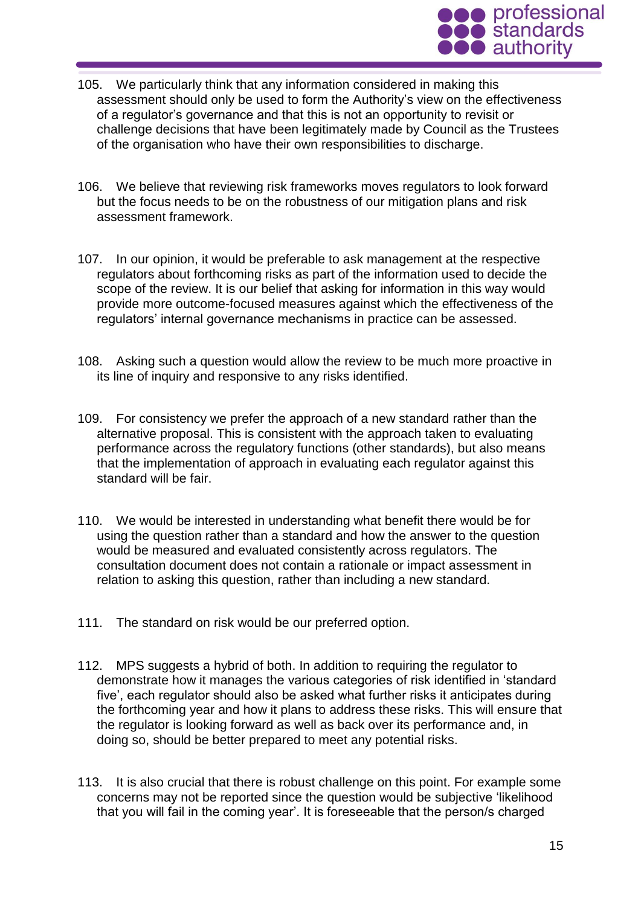105. We particularly think that any information considered in making this assessment should only be used to form the Authority's view on the effectiveness of a regulator's governance and that this is not an opportunity to revisit or challenge decisions that have been legitimately made by Council as the Trustees of the organisation who have their own responsibilities to discharge.

106. We believe that reviewing risk frameworks moves regulators to look forward but the focus needs to be on the robustness of our mitigation plans and risk assessment framework.

107. In our opinion, it would be preferable to ask management at the respective regulators about forthcoming risks as part of the information used to decide the scope of the review. It is our belief that asking for information in this way would provide more outcome-focused measures against which the effectiveness of the regulators' internal governance mechanisms in practice can be assessed.

108. Asking such a question would allow the review to be much more proactive in its line of inquiry and responsive to any risks identified.

109. For consistency we prefer the approach of a new standard rather than the alternative proposal. This is consistent with the approach taken to evaluating performance across the regulatory functions (other standards), but also means that the implementation of approach in evaluating each regulator against this standard will be fair.

110. We would be interested in understanding what benefit there would be for using the question rather than a standard and how the answer to the question would be measured and evaluated consistently across regulators. The consultation document does not contain a rationale or impact assessment in relation to asking this question, rather than including a new standard.

111. The standard on risk would be our preferred option.

112. MPS suggests a hybrid of both. In addition to requiring the regulator to demonstrate how it manages the various categories of risk identified in 'standard five', each regulator should also be asked what further risks it anticipates during the forthcoming year and how it plans to address these risks. This will ensure that the regulator is looking forward as well as back over its performance and, in doing so, should be better prepared to meet any potential risks.

113. It is also crucial that there is robust challenge on this point. For example some concerns may not be reported since the question would be subjective 'likelihood that you will fail in the coming year'. It is foreseeable that the person/s charged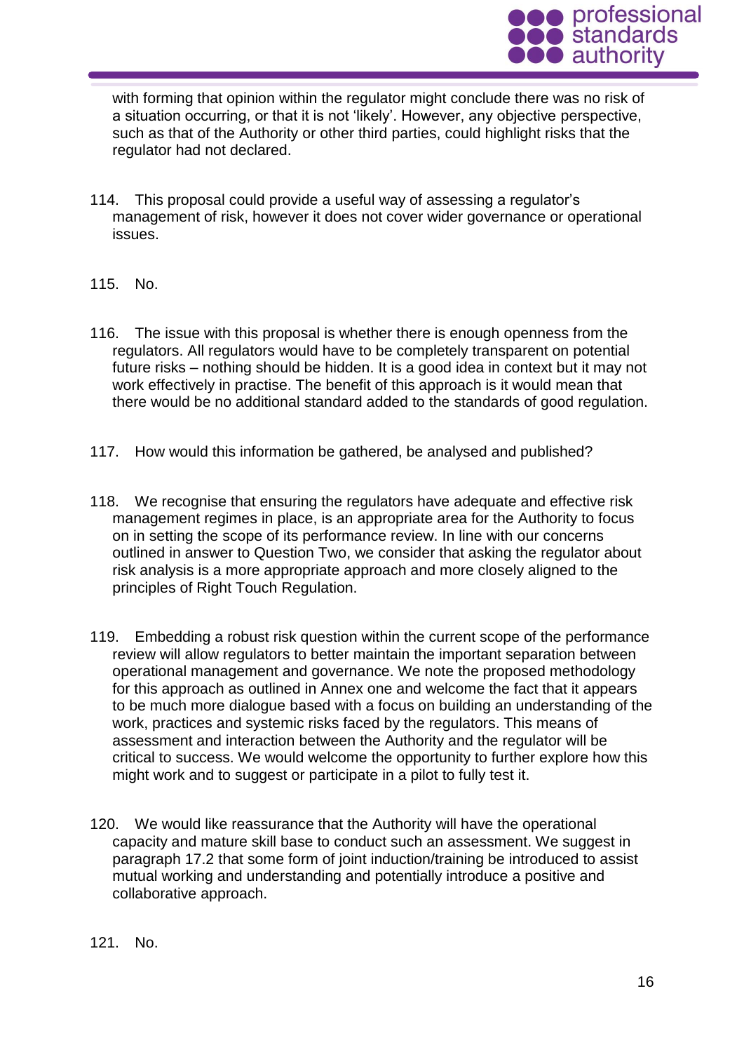with forming that opinion within the regulator might conclude there was no risk of a situation occurring, or that it is not 'likely'. However, any objective perspective, such as that of the Authority or other third parties, could highlight risks that the regulator had not declared.

114. This proposal could provide a useful way of assessing a regulator's management of risk, however it does not cover wider governance or operational issues.

115. No.

116. The issue with this proposal is whether there is enough openness from the regulators. All regulators would have to be completely transparent on potential future risks – nothing should be hidden. It is a good idea in context but it may not work effectively in practise. The benefit of this approach is it would mean that there would be no additional standard added to the standards of good regulation.

117. How would this information be gathered, be analysed and published?

118. We recognise that ensuring the regulators have adequate and effective risk management regimes in place, is an appropriate area for the Authority to focus on in setting the scope of its performance review. In line with our concerns outlined in answer to Question Two, we consider that asking the regulator about risk analysis is a more appropriate approach and more closely aligned to the principles of Right Touch Regulation.

119. Embedding a robust risk question within the current scope of the performance review will allow regulators to better maintain the important separation between operational management and governance. We note the proposed methodology for this approach as outlined in Annex one and welcome the fact that it appears to be much more dialogue based with a focus on building an understanding of the work, practices and systemic risks faced by the regulators. This means of assessment and interaction between the Authority and the regulator will be critical to success. We would welcome the opportunity to further explore how this might work and to suggest or participate in a pilot to fully test it.

120. We would like reassurance that the Authority will have the operational capacity and mature skill base to conduct such an assessment. We suggest in paragraph 17.2 that some form of joint induction/training be introduced to assist mutual working and understanding and potentially introduce a positive and collaborative approach.

121. No.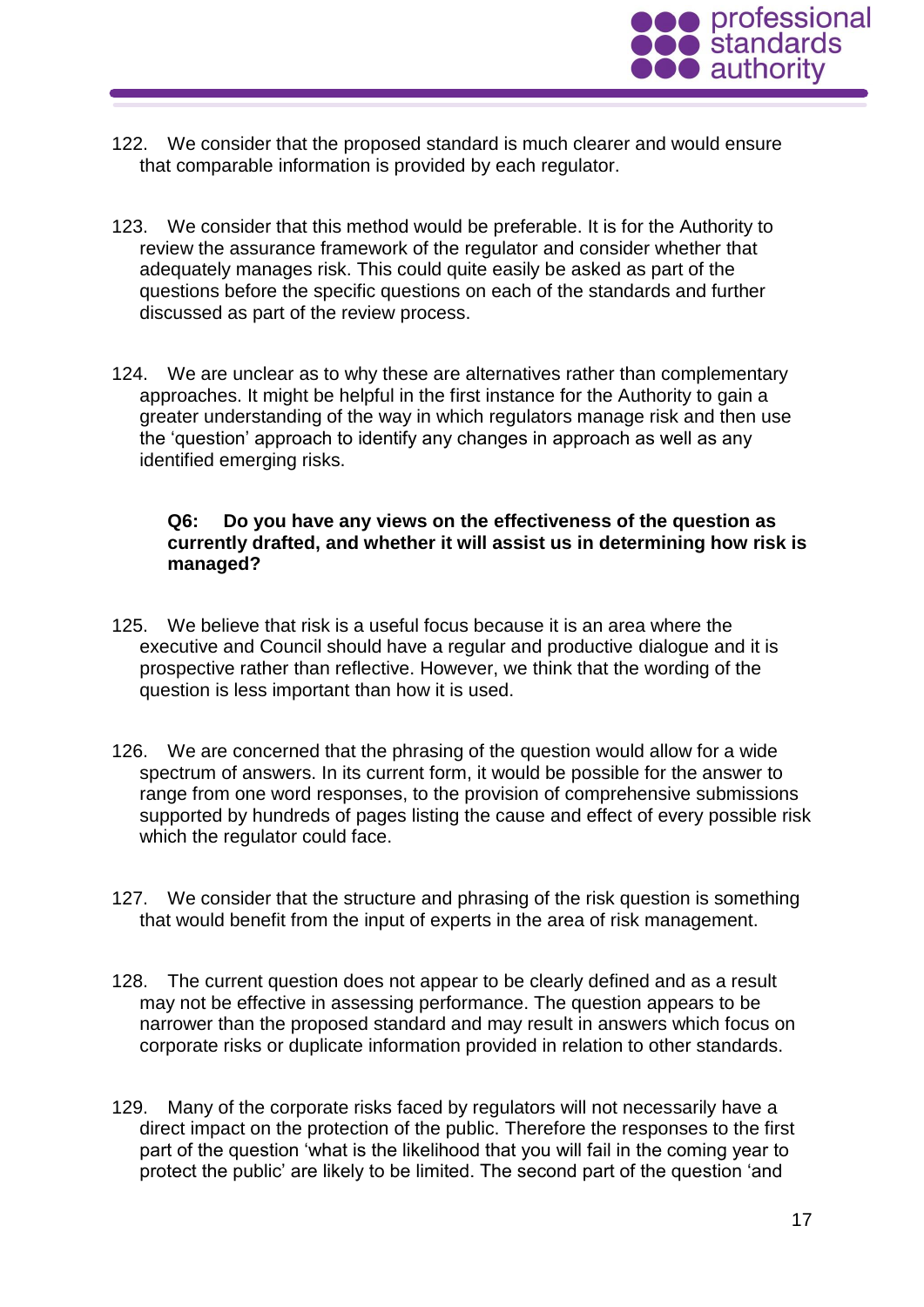122. We consider that the proposed standard is much clearer and would ensure that comparable information is provided by each regulator.

123. We consider that this method would be preferable. It is for the Authority to review the assurance framework of the regulator and consider whether that adequately manages risk. This could quite easily be asked as part of the questions before the specific questions on each of the standards and further discussed as part of the review process.

124. We are unclear as to why these are alternatives rather than complementary approaches. It might be helpful in the first instance for the Authority to gain a greater understanding of the way in which regulators manage risk and then use the 'question' approach to identify any changes in approach as well as any identified emerging risks.

**Q6: Do you have any views on the effectiveness of the question as currently drafted, and whether it will assist us in determining how risk is managed?**

125. We believe that risk is a useful focus because it is an area where the executive and Council should have a regular and productive dialogue and it is prospective rather than reflective. However, we think that the wording of the question is less important than how it is used.

126. We are concerned that the phrasing of the question would allow for a wide spectrum of answers. In its current form, it would be possible for the answer to range from one word responses, to the provision of comprehensive submissions supported by hundreds of pages listing the cause and effect of every possible risk which the regulator could face.

127. We consider that the structure and phrasing of the risk question is something that would benefit from the input of experts in the area of risk management.

128. The current question does not appear to be clearly defined and as a result may not be effective in assessing performance. The question appears to be narrower than the proposed standard and may result in answers which focus on corporate risks or duplicate information provided in relation to other standards.

129. Many of the corporate risks faced by regulators will not necessarily have a direct impact on the protection of the public. Therefore the responses to the first part of the question 'what is the likelihood that you will fail in the coming year to protect the public' are likely to be limited. The second part of the question 'and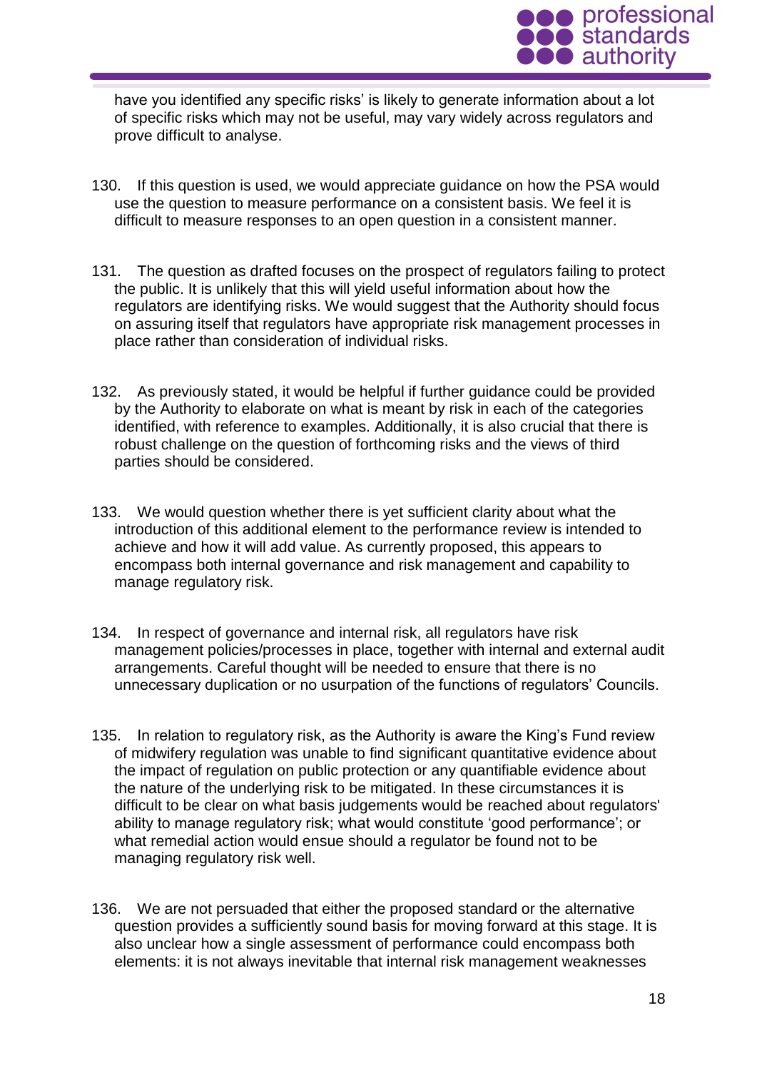have you identified any specific risks' is likely to generate information about a lot of specific risks which may not be useful, may vary widely across regulators and prove difficult to analyse.

130. If this question is used, we would appreciate guidance on how the PSA would use the question to measure performance on a consistent basis. We feel it is difficult to measure responses to an open question in a consistent manner.

131. The question as drafted focuses on the prospect of regulators failing to protect the public. It is unlikely that this will yield useful information about how the regulators are identifying risks. We would suggest that the Authority should focus on assuring itself that regulators have appropriate risk management processes in place rather than consideration of individual risks.

132. As previously stated, it would be helpful if further guidance could be provided by the Authority to elaborate on what is meant by risk in each of the categories identified, with reference to examples. Additionally, it is also crucial that there is robust challenge on the question of forthcoming risks and the views of third parties should be considered.

133. We would question whether there is yet sufficient clarity about what the introduction of this additional element to the performance review is intended to achieve and how it will add value. As currently proposed, this appears to encompass both internal governance and risk management and capability to manage regulatory risk.

134. In respect of governance and internal risk, all regulators have risk management policies/processes in place, together with internal and external audit arrangements. Careful thought will be needed to ensure that there is no unnecessary duplication or no usurpation of the functions of regulators' Councils.

135. In relation to regulatory risk, as the Authority is aware the King's Fund review of midwifery regulation was unable to find significant quantitative evidence about the impact of regulation on public protection or any quantifiable evidence about the nature of the underlying risk to be mitigated. In these circumstances it is difficult to be clear on what basis judgements would be reached about regulators' ability to manage regulatory risk; what would constitute 'good performance'; or what remedial action would ensue should a regulator be found not to be managing regulatory risk well.

136. We are not persuaded that either the proposed standard or the alternative question provides a sufficiently sound basis for moving forward at this stage. It is also unclear how a single assessment of performance could encompass both elements: it is not always inevitable that internal risk management weaknesses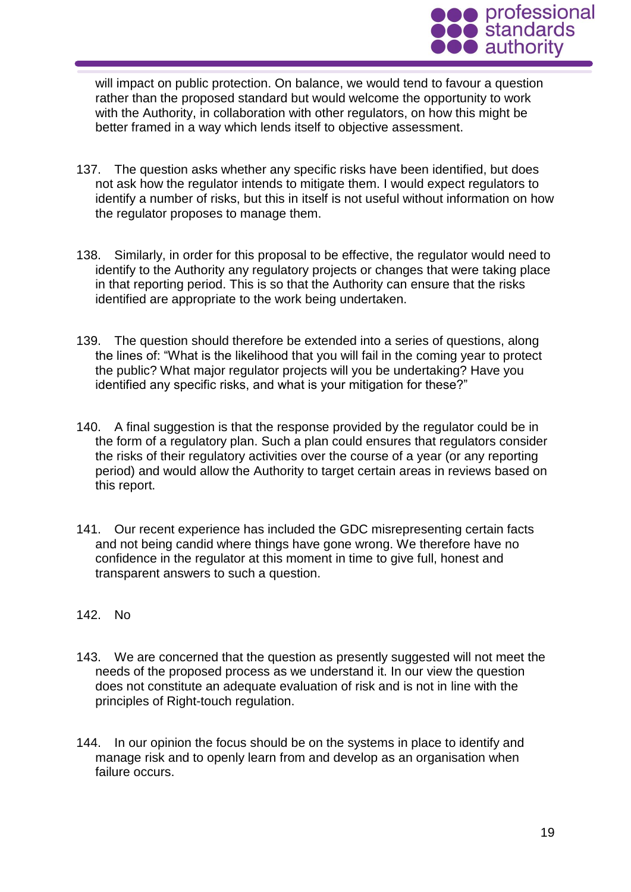will impact on public protection. On balance, we would tend to favour a question rather than the proposed standard but would welcome the opportunity to work with the Authority, in collaboration with other regulators, on how this might be better framed in a way which lends itself to objective assessment.

137. The question asks whether any specific risks have been identified, but does not ask how the regulator intends to mitigate them. I would expect regulators to identify a number of risks, but this in itself is not useful without information on how the regulator proposes to manage them.

138. Similarly, in order for this proposal to be effective, the regulator would need to identify to the Authority any regulatory projects or changes that were taking place in that reporting period. This is so that the Authority can ensure that the risks identified are appropriate to the work being undertaken.

139. The question should therefore be extended into a series of questions, along the lines of: "What is the likelihood that you will fail in the coming year to protect the public? What major regulator projects will you be undertaking? Have you identified any specific risks, and what is your mitigation for these?"

140. A final suggestion is that the response provided by the regulator could be in the form of a regulatory plan. Such a plan could ensures that regulators consider the risks of their regulatory activities over the course of a year (or any reporting period) and would allow the Authority to target certain areas in reviews based on this report.

141. Our recent experience has included the GDC misrepresenting certain facts and not being candid where things have gone wrong. We therefore have no confidence in the regulator at this moment in time to give full, honest and transparent answers to such a question.

142. No

143. We are concerned that the question as presently suggested will not meet the needs of the proposed process as we understand it. In our view the question does not constitute an adequate evaluation of risk and is not in line with the principles of Right-touch regulation.

144. In our opinion the focus should be on the systems in place to identify and manage risk and to openly learn from and develop as an organisation when failure occurs.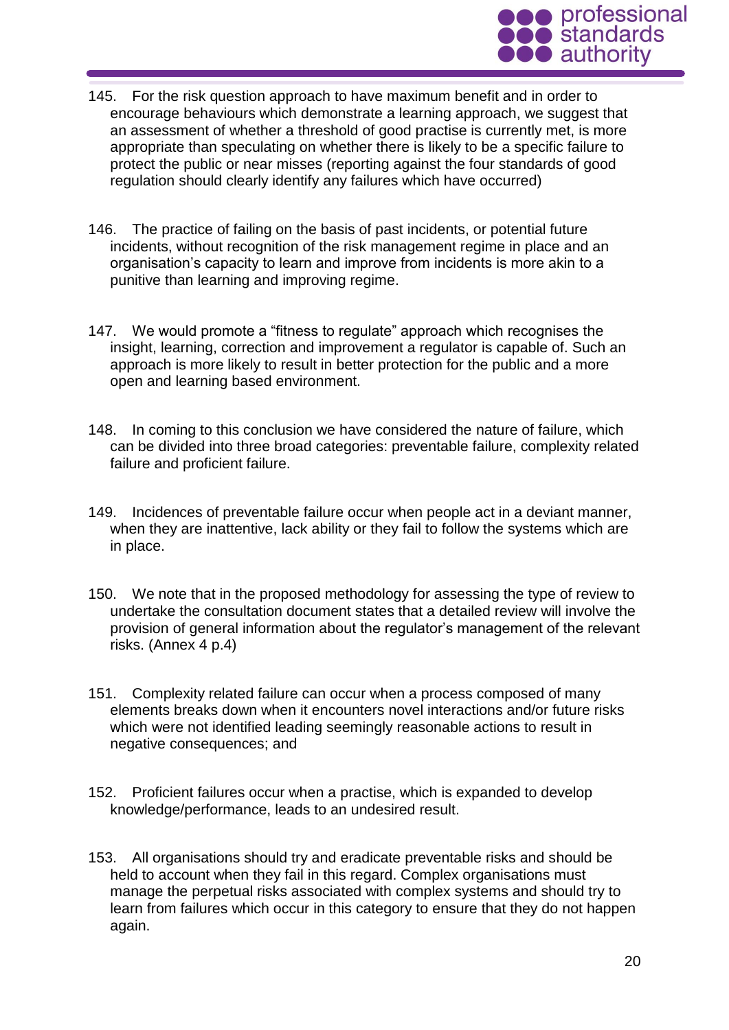145. For the risk question approach to have maximum benefit and in order to encourage behaviours which demonstrate a learning approach, we suggest that an assessment of whether a threshold of good practise is currently met, is more appropriate than speculating on whether there is likely to be a specific failure to protect the public or near misses (reporting against the four standards of good regulation should clearly identify any failures which have occurred)

146. The practice of failing on the basis of past incidents, or potential future incidents, without recognition of the risk management regime in place and an organisation's capacity to learn and improve from incidents is more akin to a punitive than learning and improving regime.

147. We would promote a "fitness to regulate" approach which recognises the insight, learning, correction and improvement a regulator is capable of. Such an approach is more likely to result in better protection for the public and a more open and learning based environment.

148. In coming to this conclusion we have considered the nature of failure, which can be divided into three broad categories: preventable failure, complexity related failure and proficient failure.

149. Incidences of preventable failure occur when people act in a deviant manner, when they are inattentive, lack ability or they fail to follow the systems which are in place.

150. We note that in the proposed methodology for assessing the type of review to undertake the consultation document states that a detailed review will involve the provision of general information about the regulator's management of the relevant risks. (Annex 4 p.4)

151. Complexity related failure can occur when a process composed of many elements breaks down when it encounters novel interactions and/or future risks which were not identified leading seemingly reasonable actions to result in negative consequences; and

152. Proficient failures occur when a practise, which is expanded to develop knowledge/performance, leads to an undesired result.

153. All organisations should try and eradicate preventable risks and should be held to account when they fail in this regard. Complex organisations must manage the perpetual risks associated with complex systems and should try to learn from failures which occur in this category to ensure that they do not happen again.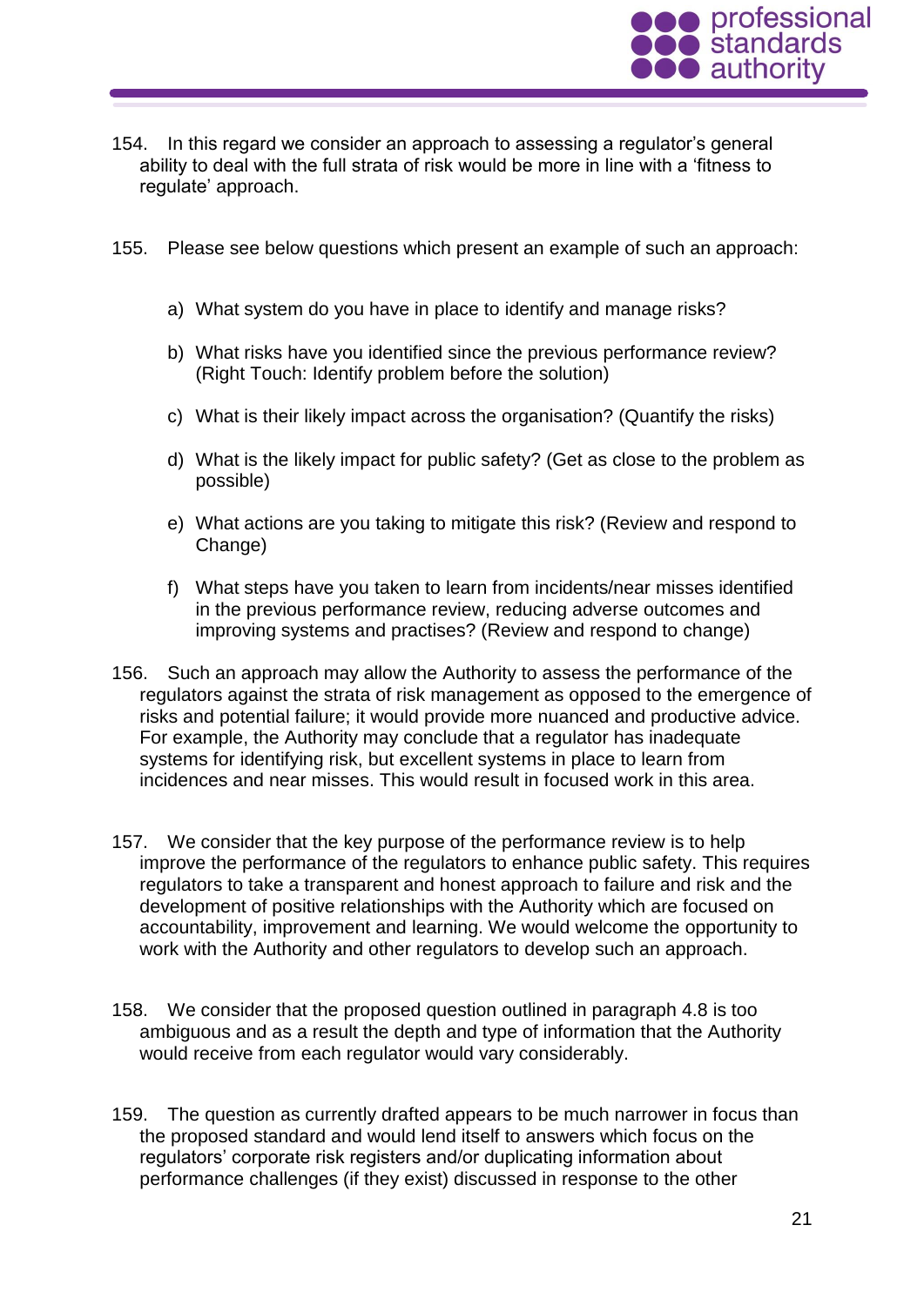154. In this regard we consider an approach to assessing a regulator's general ability to deal with the full strata of risk would be more in line with a 'fitness to regulate' approach.

155. Please see below questions which present an example of such an approach:

a) What system do you have in place to identify and manage risks?

b) What risks have you identified since the previous performance review? (Right Touch: Identify problem before the solution)

c) What is their likely impact across the organisation? (Quantify the risks)

d) What is the likely impact for public safety? (Get as close to the problem as possible)

e) What actions are you taking to mitigate this risk? (Review and respond to Change)

f) What steps have you taken to learn from incidents/near misses identified in the previous performance review, reducing adverse outcomes and improving systems and practises? (Review and respond to change)

156. Such an approach may allow the Authority to assess the performance of the regulators against the strata of risk management as opposed to the emergence of risks and potential failure; it would provide more nuanced and productive advice. For example, the Authority may conclude that a regulator has inadequate systems for identifying risk, but excellent systems in place to learn from incidences and near misses. This would result in focused work in this area.

157. We consider that the key purpose of the performance review is to help improve the performance of the regulators to enhance public safety. This requires regulators to take a transparent and honest approach to failure and risk and the development of positive relationships with the Authority which are focused on accountability, improvement and learning. We would welcome the opportunity to work with the Authority and other regulators to develop such an approach.

158. We consider that the proposed question outlined in paragraph 4.8 is too ambiguous and as a result the depth and type of information that the Authority would receive from each regulator would vary considerably.

159. The question as currently drafted appears to be much narrower in focus than the proposed standard and would lend itself to answers which focus on the regulators' corporate risk registers and/or duplicating information about performance challenges (if they exist) discussed in response to the other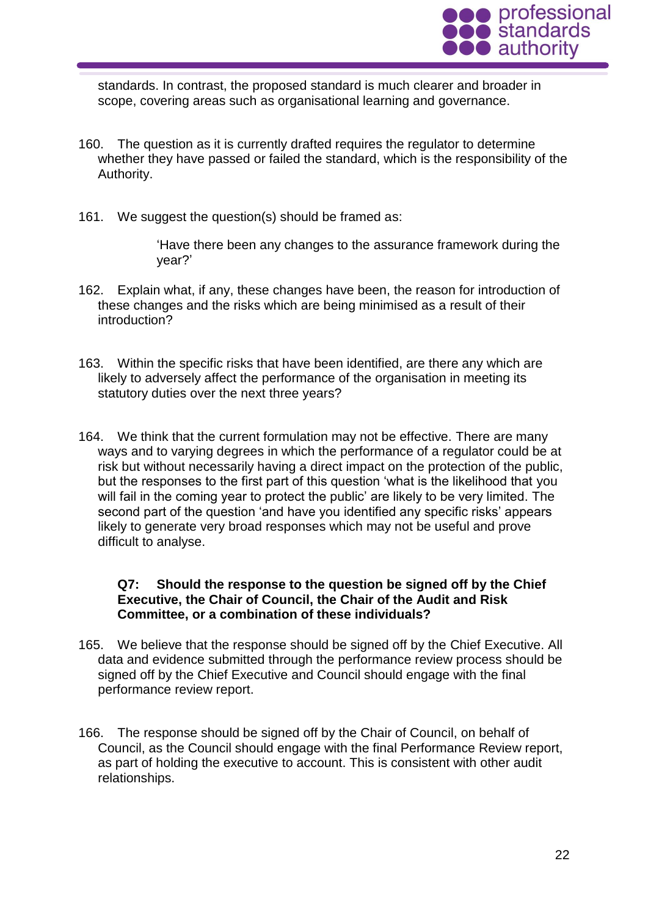standards. In contrast, the proposed standard is much clearer and broader in scope, covering areas such as organisational learning and governance.

160. The question as it is currently drafted requires the regulator to determine whether they have passed or failed the standard, which is the responsibility of the Authority.

161. We suggest the question(s) should be framed as:

> 'Have there been any changes to the assurance framework during the year?'

162. Explain what, if any, these changes have been, the reason for introduction of these changes and the risks which are being minimised as a result of their introduction?

163. Within the specific risks that have been identified, are there any which are likely to adversely affect the performance of the organisation in meeting its statutory duties over the next three years?

164. We think that the current formulation may not be effective. There are many ways and to varying degrees in which the performance of a regulator could be at risk but without necessarily having a direct impact on the protection of the public, but the responses to the first part of this question 'what is the likelihood that you will fail in the coming year to protect the public' are likely to be very limited. The second part of the question 'and have you identified any specific risks' appears likely to generate very broad responses which may not be useful and prove difficult to analyse.

**Q7: Should the response to the question be signed off by the Chief Executive, the Chair of Council, the Chair of the Audit and Risk Committee, or a combination of these individuals?**

165. We believe that the response should be signed off by the Chief Executive. All data and evidence submitted through the performance review process should be signed off by the Chief Executive and Council should engage with the final performance review report.

166. The response should be signed off by the Chair of Council, on behalf of Council, as the Council should engage with the final Performance Review report, as part of holding the executive to account. This is consistent with other audit relationships.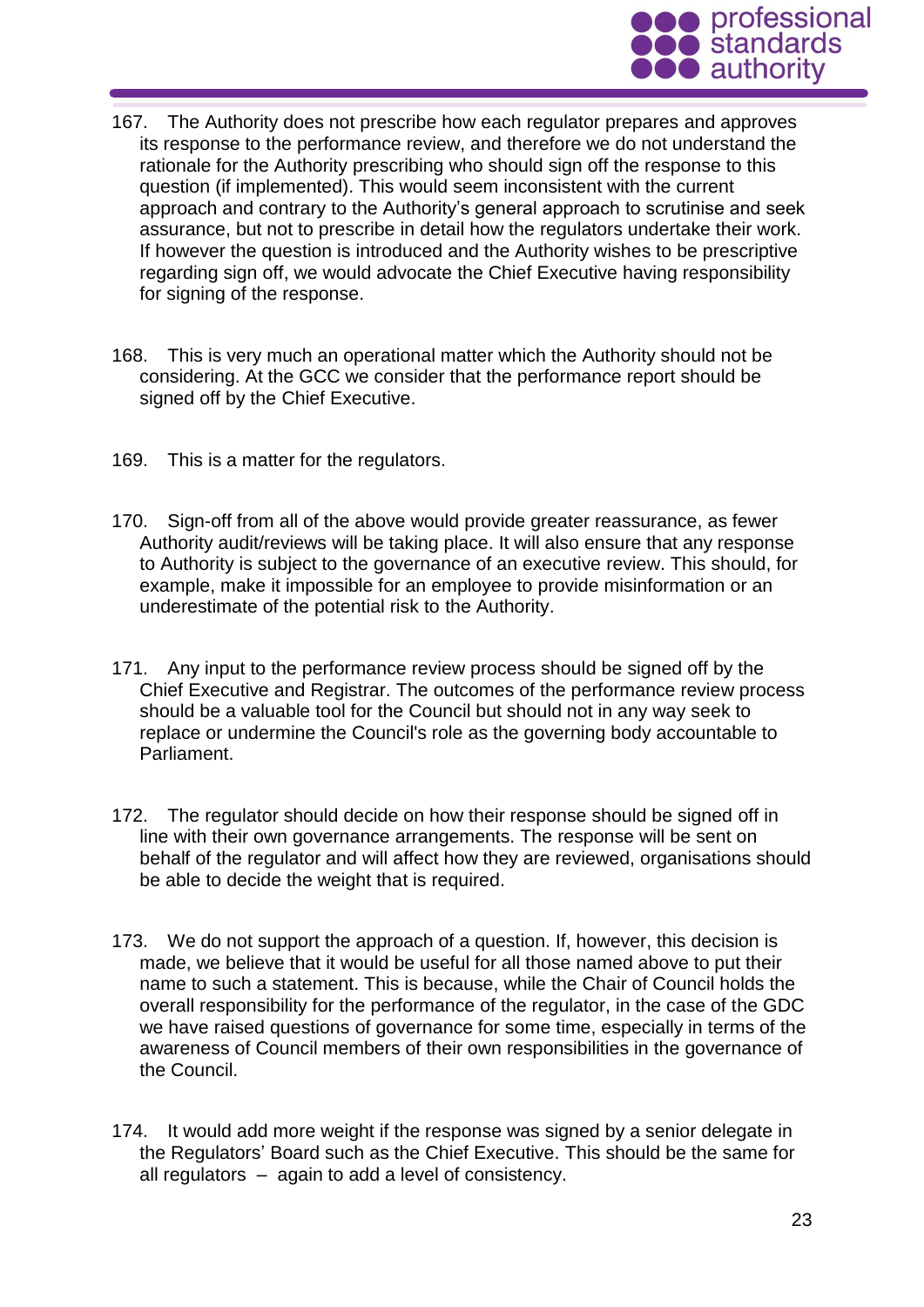167. The Authority does not prescribe how each regulator prepares and approves its response to the performance review, and therefore we do not understand the rationale for the Authority prescribing who should sign off the response to this question (if implemented). This would seem inconsistent with the current approach and contrary to the Authority's general approach to scrutinise and seek assurance, but not to prescribe in detail how the regulators undertake their work. If however the question is introduced and the Authority wishes to be prescriptive regarding sign off, we would advocate the Chief Executive having responsibility for signing of the response.

168. This is very much an operational matter which the Authority should not be considering. At the GCC we consider that the performance report should be signed off by the Chief Executive.

169. This is a matter for the regulators.

170. Sign-off from all of the above would provide greater reassurance, as fewer Authority audit/reviews will be taking place. It will also ensure that any response to Authority is subject to the governance of an executive review. This should, for example, make it impossible for an employee to provide misinformation or an underestimate of the potential risk to the Authority.

171. Any input to the performance review process should be signed off by the Chief Executive and Registrar. The outcomes of the performance review process should be a valuable tool for the Council but should not in any way seek to replace or undermine the Council's role as the governing body accountable to Parliament.

172. The regulator should decide on how their response should be signed off in line with their own governance arrangements. The response will be sent on behalf of the regulator and will affect how they are reviewed, organisations should be able to decide the weight that is required.

173. We do not support the approach of a question. If, however, this decision is made, we believe that it would be useful for all those named above to put their name to such a statement. This is because, while the Chair of Council holds the overall responsibility for the performance of the regulator, in the case of the GDC we have raised questions of governance for some time, especially in terms of the awareness of Council members of their own responsibilities in the governance of the Council.

174. It would add more weight if the response was signed by a senior delegate in the Regulators' Board such as the Chief Executive. This should be the same for all regulators – again to add a level of consistency.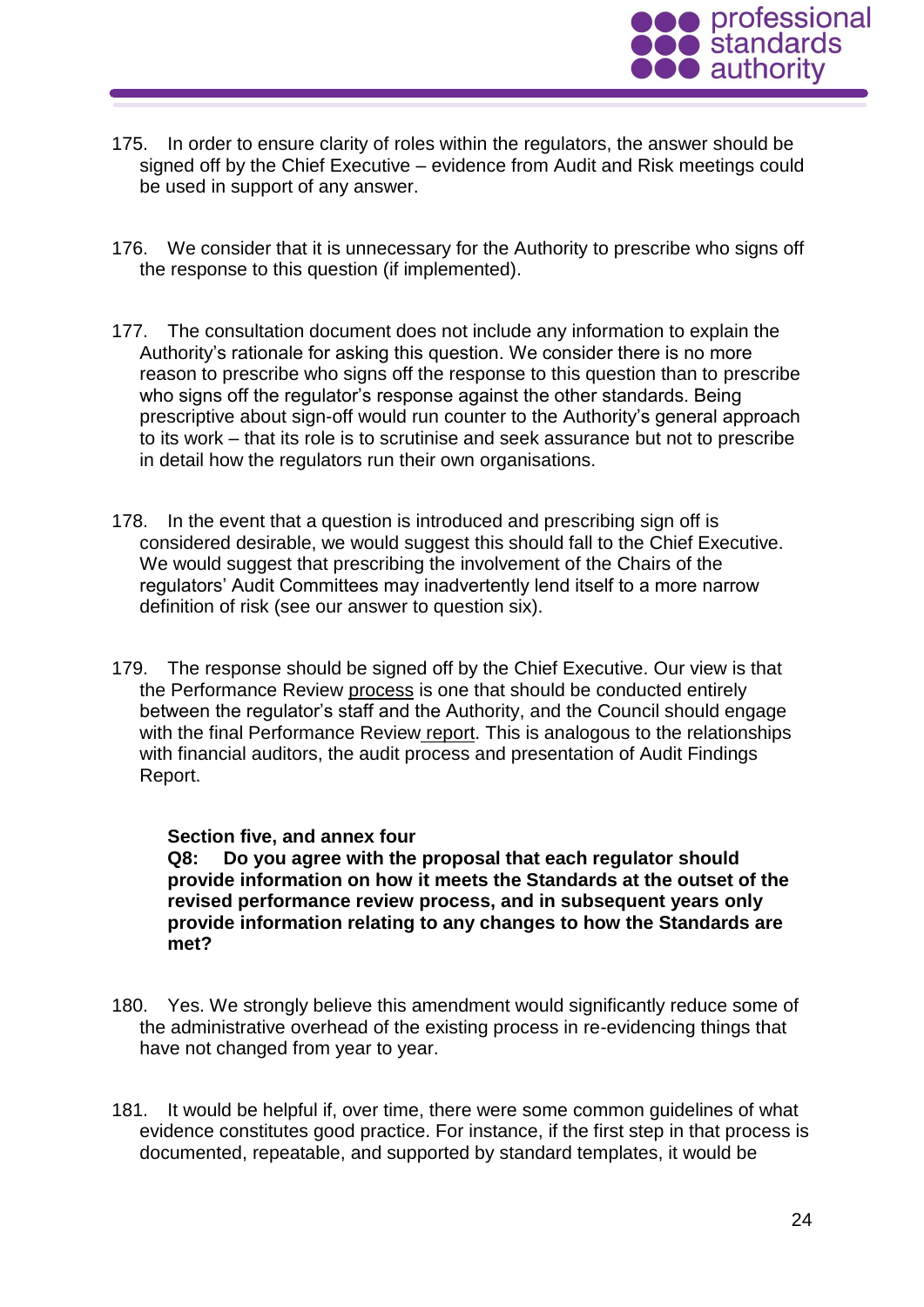175. In order to ensure clarity of roles within the regulators, the answer should be signed off by the Chief Executive – evidence from Audit and Risk meetings could be used in support of any answer.

176. We consider that it is unnecessary for the Authority to prescribe who signs off the response to this question (if implemented).

177. The consultation document does not include any information to explain the Authority's rationale for asking this question. We consider there is no more reason to prescribe who signs off the response to this question than to prescribe who signs off the regulator's response against the other standards. Being prescriptive about sign-off would run counter to the Authority's general approach to its work – that its role is to scrutinise and seek assurance but not to prescribe in detail how the regulators run their own organisations.

178. In the event that a question is introduced and prescribing sign off is considered desirable, we would suggest this should fall to the Chief Executive. We would suggest that prescribing the involvement of the Chairs of the regulators' Audit Committees may inadvertently lend itself to a more narrow definition of risk (see our answer to question six).

179. The response should be signed off by the Chief Executive. Our view is that the Performance Review process is one that should be conducted entirely between the regulator's staff and the Authority, and the Council should engage with the final Performance Review report. This is analogous to the relationships with financial auditors, the audit process and presentation of Audit Findings Report.

**Section five, and annex four**

**Q8: Do you agree with the proposal that each regulator should provide information on how it meets the Standards at the outset of the revised performance review process, and in subsequent years only provide information relating to any changes to how the Standards are met?**

180. Yes. We strongly believe this amendment would significantly reduce some of the administrative overhead of the existing process in re-evidencing things that have not changed from year to year.

181. It would be helpful if, over time, there were some common guidelines of what evidence constitutes good practice. For instance, if the first step in that process is documented, repeatable, and supported by standard templates, it would be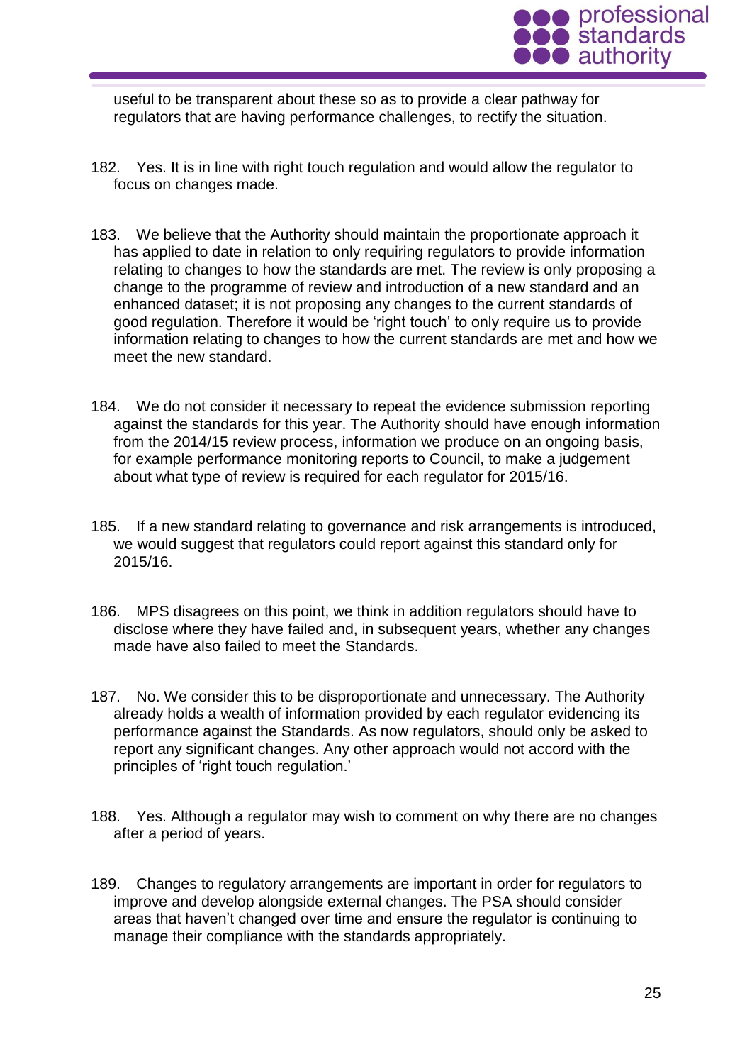useful to be transparent about these so as to provide a clear pathway for regulators that are having performance challenges, to rectify the situation.

182. Yes. It is in line with right touch regulation and would allow the regulator to focus on changes made.

183. We believe that the Authority should maintain the proportionate approach it has applied to date in relation to only requiring regulators to provide information relating to changes to how the standards are met. The review is only proposing a change to the programme of review and introduction of a new standard and an enhanced dataset; it is not proposing any changes to the current standards of good regulation. Therefore it would be 'right touch' to only require us to provide information relating to changes to how the current standards are met and how we meet the new standard.

184. We do not consider it necessary to repeat the evidence submission reporting against the standards for this year. The Authority should have enough information from the 2014/15 review process, information we produce on an ongoing basis, for example performance monitoring reports to Council, to make a judgement about what type of review is required for each regulator for 2015/16.

185. If a new standard relating to governance and risk arrangements is introduced, we would suggest that regulators could report against this standard only for 2015/16.

186. MPS disagrees on this point, we think in addition regulators should have to disclose where they have failed and, in subsequent years, whether any changes made have also failed to meet the Standards.

187. No. We consider this to be disproportionate and unnecessary. The Authority already holds a wealth of information provided by each regulator evidencing its performance against the Standards. As now regulators, should only be asked to report any significant changes. Any other approach would not accord with the principles of 'right touch regulation.'

188. Yes. Although a regulator may wish to comment on why there are no changes after a period of years.

189. Changes to regulatory arrangements are important in order for regulators to improve and develop alongside external changes. The PSA should consider areas that haven't changed over time and ensure the regulator is continuing to manage their compliance with the standards appropriately.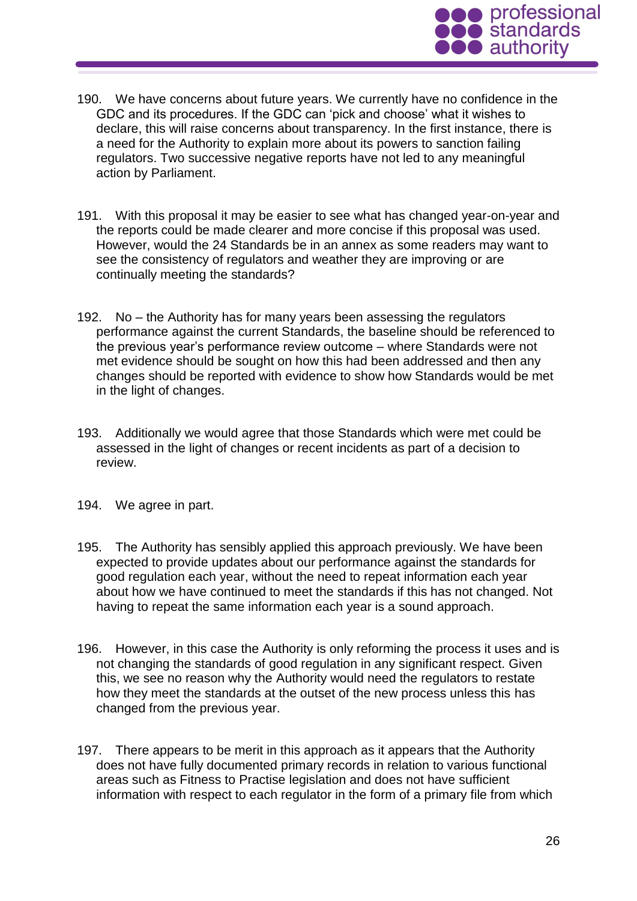190. We have concerns about future years. We currently have no confidence in the GDC and its procedures. If the GDC can 'pick and choose' what it wishes to declare, this will raise concerns about transparency. In the first instance, there is a need for the Authority to explain more about its powers to sanction failing regulators. Two successive negative reports have not led to any meaningful action by Parliament.

191. With this proposal it may be easier to see what has changed year-on-year and the reports could be made clearer and more concise if this proposal was used. However, would the 24 Standards be in an annex as some readers may want to see the consistency of regulators and weather they are improving or are continually meeting the standards?

192. No – the Authority has for many years been assessing the regulators performance against the current Standards, the baseline should be referenced to the previous year's performance review outcome – where Standards were not met evidence should be sought on how this had been addressed and then any changes should be reported with evidence to show how Standards would be met in the light of changes.

193. Additionally we would agree that those Standards which were met could be assessed in the light of changes or recent incidents as part of a decision to review.

194. We agree in part.

195. The Authority has sensibly applied this approach previously. We have been expected to provide updates about our performance against the standards for good regulation each year, without the need to repeat information each year about how we have continued to meet the standards if this has not changed. Not having to repeat the same information each year is a sound approach.

196. However, in this case the Authority is only reforming the process it uses and is not changing the standards of good regulation in any significant respect. Given this, we see no reason why the Authority would need the regulators to restate how they meet the standards at the outset of the new process unless this has changed from the previous year.

197. There appears to be merit in this approach as it appears that the Authority does not have fully documented primary records in relation to various functional areas such as Fitness to Practise legislation and does not have sufficient information with respect to each regulator in the form of a primary file from which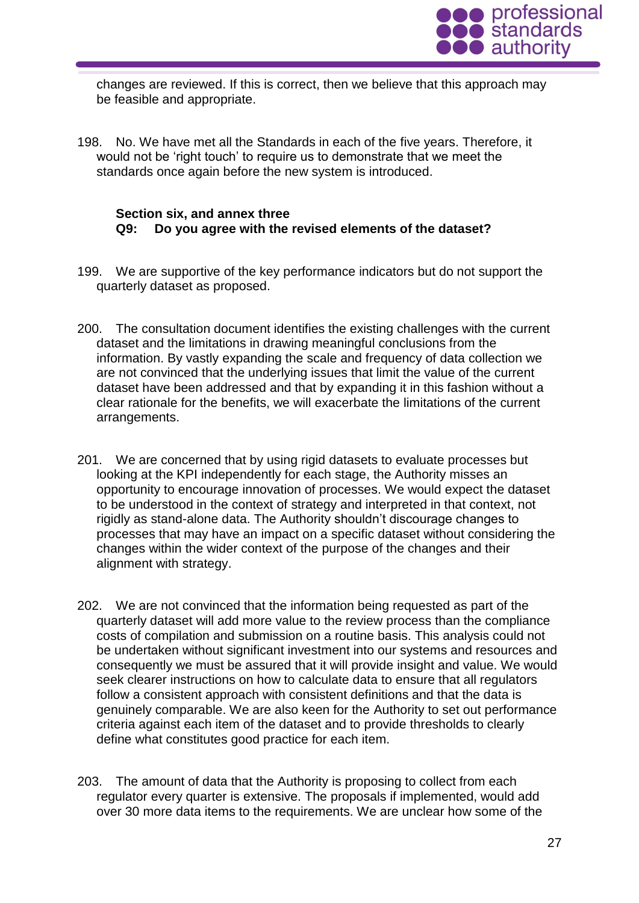changes are reviewed. If this is correct, then we believe that this approach may be feasible and appropriate.

198. No. We have met all the Standards in each of the five years. Therefore, it would not be 'right touch' to require us to demonstrate that we meet the standards once again before the new system is introduced.

**Section six, and annex three**
**Q9: Do you agree with the revised elements of the dataset?**

199. We are supportive of the key performance indicators but do not support the quarterly dataset as proposed.

200. The consultation document identifies the existing challenges with the current dataset and the limitations in drawing meaningful conclusions from the information. By vastly expanding the scale and frequency of data collection we are not convinced that the underlying issues that limit the value of the current dataset have been addressed and that by expanding it in this fashion without a clear rationale for the benefits, we will exacerbate the limitations of the current arrangements.

201. We are concerned that by using rigid datasets to evaluate processes but looking at the KPI independently for each stage, the Authority misses an opportunity to encourage innovation of processes. We would expect the dataset to be understood in the context of strategy and interpreted in that context, not rigidly as stand-alone data. The Authority shouldn't discourage changes to processes that may have an impact on a specific dataset without considering the changes within the wider context of the purpose of the changes and their alignment with strategy.

202. We are not convinced that the information being requested as part of the quarterly dataset will add more value to the review process than the compliance costs of compilation and submission on a routine basis. This analysis could not be undertaken without significant investment into our systems and resources and consequently we must be assured that it will provide insight and value. We would seek clearer instructions on how to calculate data to ensure that all regulators follow a consistent approach with consistent definitions and that the data is genuinely comparable. We are also keen for the Authority to set out performance criteria against each item of the dataset and to provide thresholds to clearly define what constitutes good practice for each item.

203. The amount of data that the Authority is proposing to collect from each regulator every quarter is extensive. The proposals if implemented, would add over 30 more data items to the requirements. We are unclear how some of the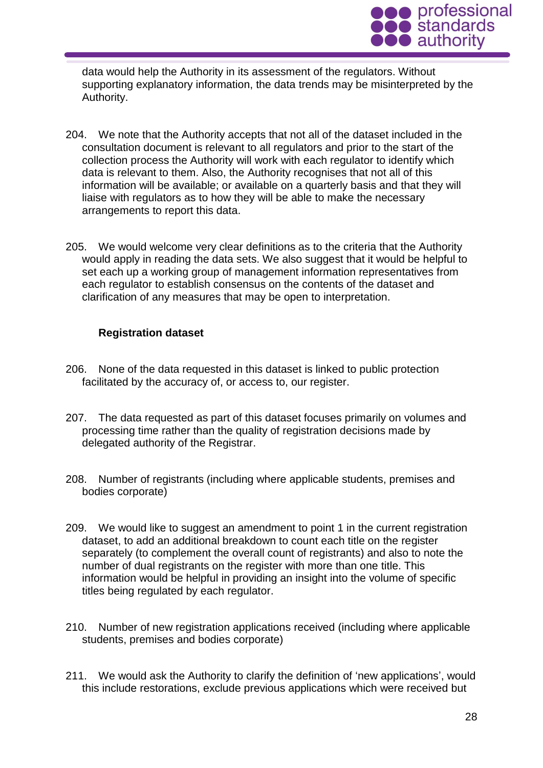data would help the Authority in its assessment of the regulators. Without supporting explanatory information, the data trends may be misinterpreted by the Authority.

204. We note that the Authority accepts that not all of the dataset included in the consultation document is relevant to all regulators and prior to the start of the collection process the Authority will work with each regulator to identify which data is relevant to them. Also, the Authority recognises that not all of this information will be available; or available on a quarterly basis and that they will liaise with regulators as to how they will be able to make the necessary arrangements to report this data.

205. We would welcome very clear definitions as to the criteria that the Authority would apply in reading the data sets. We also suggest that it would be helpful to set each up a working group of management information representatives from each regulator to establish consensus on the contents of the dataset and clarification of any measures that may be open to interpretation.

**Registration dataset**

206. None of the data requested in this dataset is linked to public protection facilitated by the accuracy of, or access to, our register.

207. The data requested as part of this dataset focuses primarily on volumes and processing time rather than the quality of registration decisions made by delegated authority of the Registrar.

208. Number of registrants (including where applicable students, premises and bodies corporate)

209. We would like to suggest an amendment to point 1 in the current registration dataset, to add an additional breakdown to count each title on the register separately (to complement the overall count of registrants) and also to note the number of dual registrants on the register with more than one title. This information would be helpful in providing an insight into the volume of specific titles being regulated by each regulator.

210. Number of new registration applications received (including where applicable students, premises and bodies corporate)

211. We would ask the Authority to clarify the definition of 'new applications', would this include restorations, exclude previous applications which were received but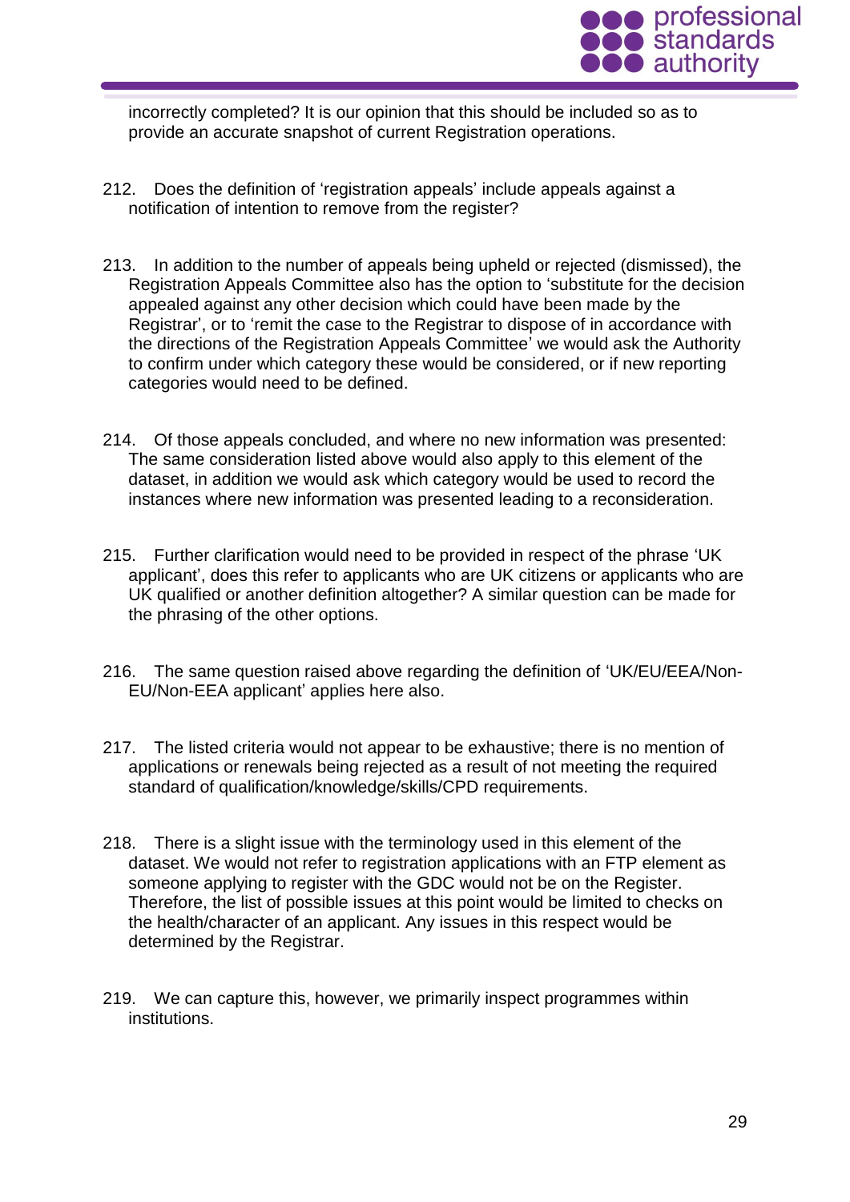incorrectly completed? It is our opinion that this should be included so as to provide an accurate snapshot of current Registration operations.

212. Does the definition of 'registration appeals' include appeals against a notification of intention to remove from the register?

213. In addition to the number of appeals being upheld or rejected (dismissed), the Registration Appeals Committee also has the option to 'substitute for the decision appealed against any other decision which could have been made by the Registrar', or to 'remit the case to the Registrar to dispose of in accordance with the directions of the Registration Appeals Committee' we would ask the Authority to confirm under which category these would be considered, or if new reporting categories would need to be defined.

214. Of those appeals concluded, and where no new information was presented: The same consideration listed above would also apply to this element of the dataset, in addition we would ask which category would be used to record the instances where new information was presented leading to a reconsideration.

215. Further clarification would need to be provided in respect of the phrase 'UK applicant', does this refer to applicants who are UK citizens or applicants who are UK qualified or another definition altogether? A similar question can be made for the phrasing of the other options.

216. The same question raised above regarding the definition of 'UK/EU/EEA/Non-EU/Non-EEA applicant' applies here also.

217. The listed criteria would not appear to be exhaustive; there is no mention of applications or renewals being rejected as a result of not meeting the required standard of qualification/knowledge/skills/CPD requirements.

218. There is a slight issue with the terminology used in this element of the dataset. We would not refer to registration applications with an FTP element as someone applying to register with the GDC would not be on the Register. Therefore, the list of possible issues at this point would be limited to checks on the health/character of an applicant. Any issues in this respect would be determined by the Registrar.

219. We can capture this, however, we primarily inspect programmes within institutions.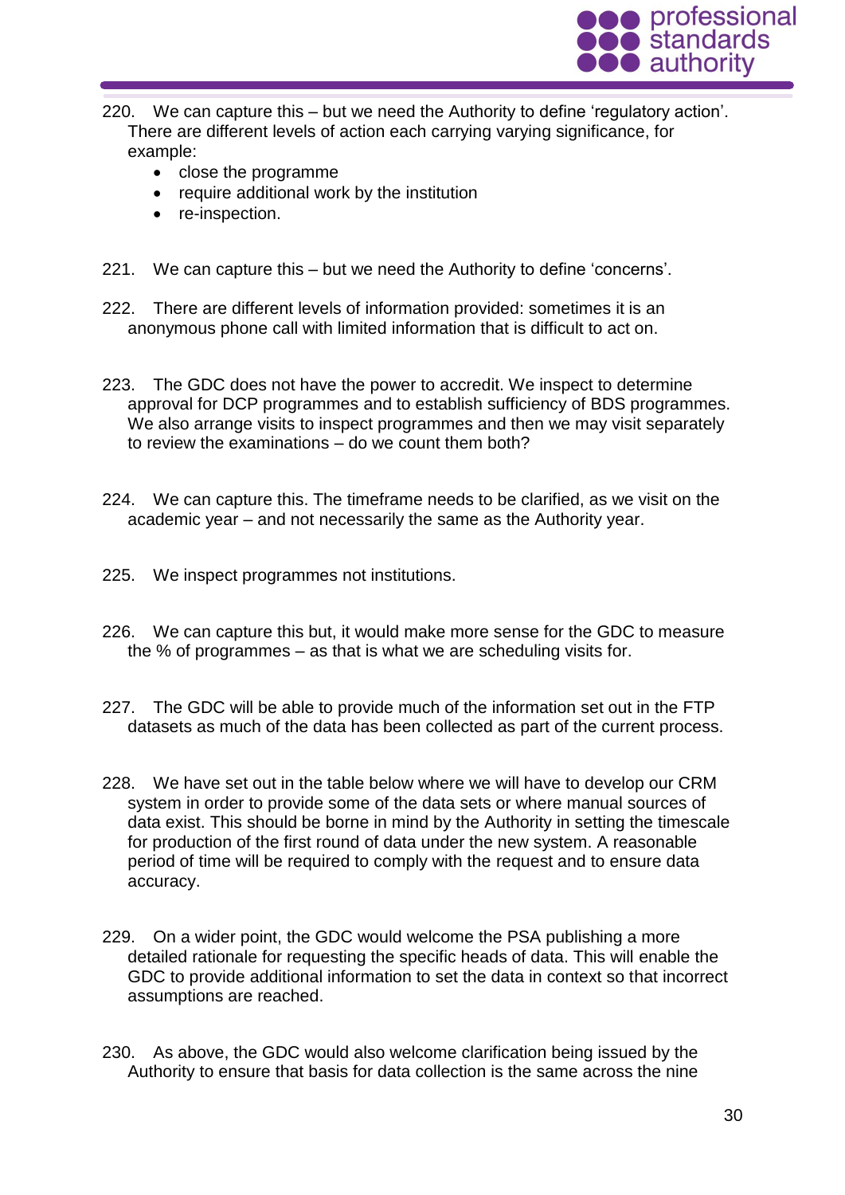220. We can capture this – but we need the Authority to define 'regulatory action'. There are different levels of action each carrying varying significance, for example:

- close the programme
- require additional work by the institution
- re-inspection.

221. We can capture this – but we need the Authority to define 'concerns'.

222. There are different levels of information provided: sometimes it is an anonymous phone call with limited information that is difficult to act on.

223. The GDC does not have the power to accredit. We inspect to determine approval for DCP programmes and to establish sufficiency of BDS programmes. We also arrange visits to inspect programmes and then we may visit separately to review the examinations – do we count them both?

224. We can capture this. The timeframe needs to be clarified, as we visit on the academic year – and not necessarily the same as the Authority year.

225. We inspect programmes not institutions.

226. We can capture this but, it would make more sense for the GDC to measure the % of programmes – as that is what we are scheduling visits for.

227. The GDC will be able to provide much of the information set out in the FTP datasets as much of the data has been collected as part of the current process.

228. We have set out in the table below where we will have to develop our CRM system in order to provide some of the data sets or where manual sources of data exist. This should be borne in mind by the Authority in setting the timescale for production of the first round of data under the new system. A reasonable period of time will be required to comply with the request and to ensure data accuracy.

229. On a wider point, the GDC would welcome the PSA publishing a more detailed rationale for requesting the specific heads of data. This will enable the GDC to provide additional information to set the data in context so that incorrect assumptions are reached.

230. As above, the GDC would also welcome clarification being issued by the Authority to ensure that basis for data collection is the same across the nine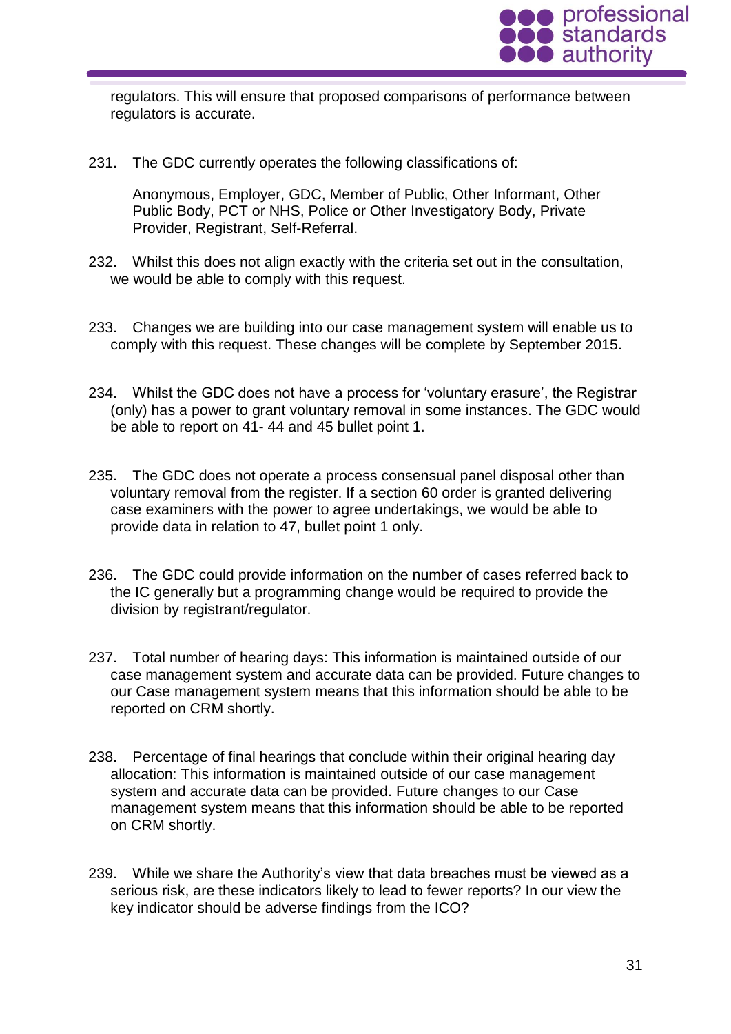regulators. This will ensure that proposed comparisons of performance between regulators is accurate.

231. The GDC currently operates the following classifications of:

Anonymous, Employer, GDC, Member of Public, Other Informant, Other Public Body, PCT or NHS, Police or Other Investigatory Body, Private Provider, Registrant, Self-Referral.

232. Whilst this does not align exactly with the criteria set out in the consultation, we would be able to comply with this request.

233. Changes we are building into our case management system will enable us to comply with this request. These changes will be complete by September 2015.

234. Whilst the GDC does not have a process for 'voluntary erasure', the Registrar (only) has a power to grant voluntary removal in some instances. The GDC would be able to report on 41- 44 and 45 bullet point 1.

235. The GDC does not operate a process consensual panel disposal other than voluntary removal from the register. If a section 60 order is granted delivering case examiners with the power to agree undertakings, we would be able to provide data in relation to 47, bullet point 1 only.

236. The GDC could provide information on the number of cases referred back to the IC generally but a programming change would be required to provide the division by registrant/regulator.

237. Total number of hearing days: This information is maintained outside of our case management system and accurate data can be provided. Future changes to our Case management system means that this information should be able to be reported on CRM shortly.

238. Percentage of final hearings that conclude within their original hearing day allocation: This information is maintained outside of our case management system and accurate data can be provided. Future changes to our Case management system means that this information should be able to be reported on CRM shortly.

239. While we share the Authority's view that data breaches must be viewed as a serious risk, are these indicators likely to lead to fewer reports? In our view the key indicator should be adverse findings from the ICO?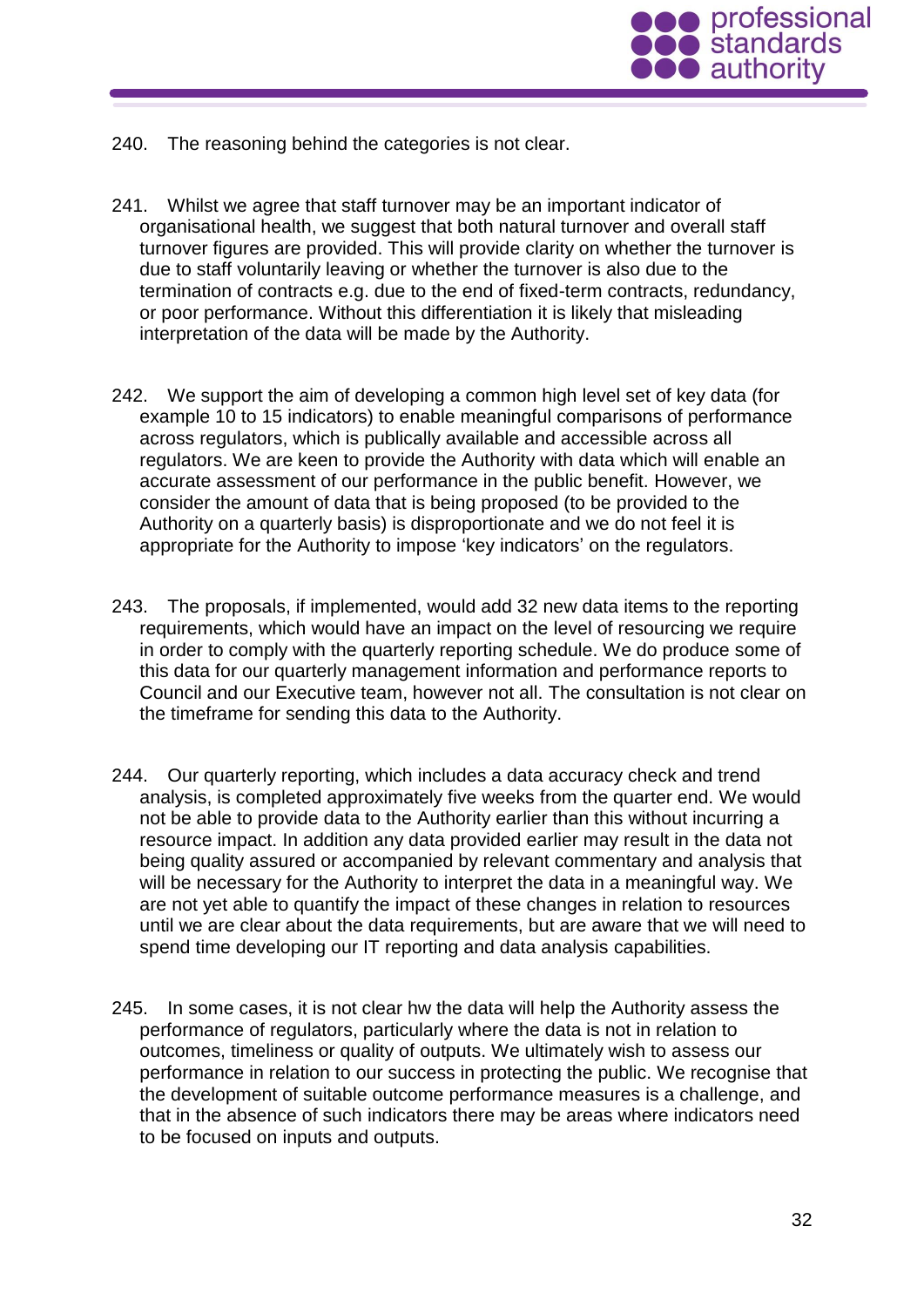240. The reasoning behind the categories is not clear.

241. Whilst we agree that staff turnover may be an important indicator of organisational health, we suggest that both natural turnover and overall staff turnover figures are provided. This will provide clarity on whether the turnover is due to staff voluntarily leaving or whether the turnover is also due to the termination of contracts e.g. due to the end of fixed-term contracts, redundancy, or poor performance. Without this differentiation it is likely that misleading interpretation of the data will be made by the Authority.

242. We support the aim of developing a common high level set of key data (for example 10 to 15 indicators) to enable meaningful comparisons of performance across regulators, which is publically available and accessible across all regulators. We are keen to provide the Authority with data which will enable an accurate assessment of our performance in the public benefit. However, we consider the amount of data that is being proposed (to be provided to the Authority on a quarterly basis) is disproportionate and we do not feel it is appropriate for the Authority to impose 'key indicators' on the regulators.

243. The proposals, if implemented, would add 32 new data items to the reporting requirements, which would have an impact on the level of resourcing we require in order to comply with the quarterly reporting schedule. We do produce some of this data for our quarterly management information and performance reports to Council and our Executive team, however not all. The consultation is not clear on the timeframe for sending this data to the Authority.

244. Our quarterly reporting, which includes a data accuracy check and trend analysis, is completed approximately five weeks from the quarter end. We would not be able to provide data to the Authority earlier than this without incurring a resource impact. In addition any data provided earlier may result in the data not being quality assured or accompanied by relevant commentary and analysis that will be necessary for the Authority to interpret the data in a meaningful way. We are not yet able to quantify the impact of these changes in relation to resources until we are clear about the data requirements, but are aware that we will need to spend time developing our IT reporting and data analysis capabilities.

245. In some cases, it is not clear hw the data will help the Authority assess the performance of regulators, particularly where the data is not in relation to outcomes, timeliness or quality of outputs. We ultimately wish to assess our performance in relation to our success in protecting the public. We recognise that the development of suitable outcome performance measures is a challenge, and that in the absence of such indicators there may be areas where indicators need to be focused on inputs and outputs.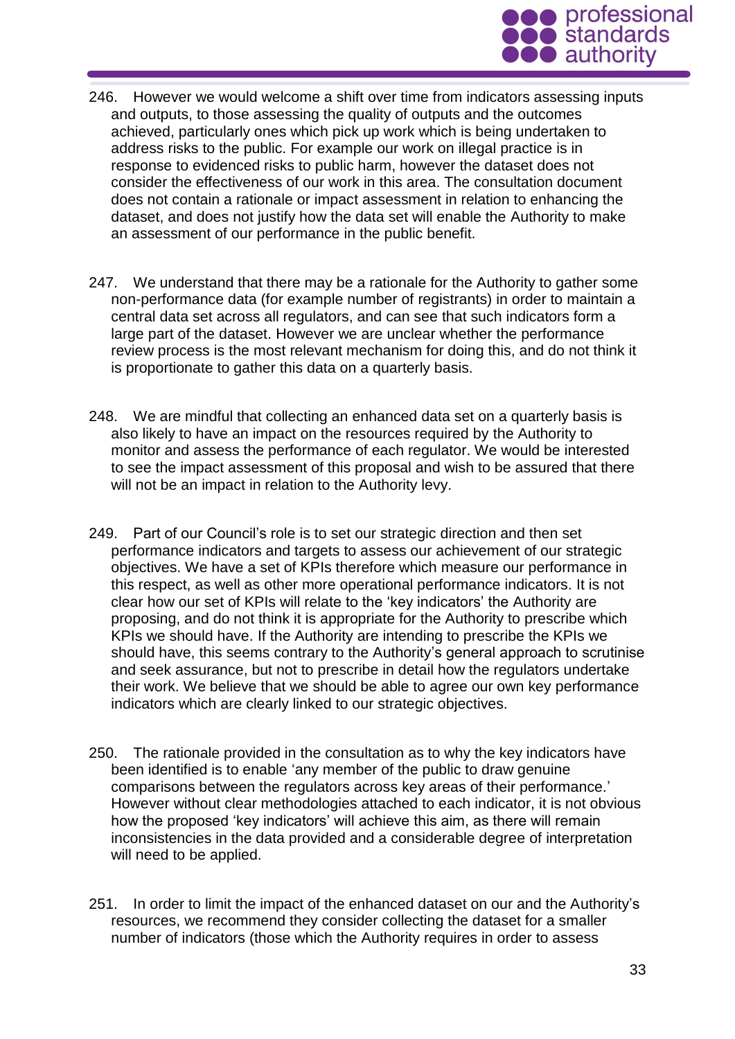246. However we would welcome a shift over time from indicators assessing inputs and outputs, to those assessing the quality of outputs and the outcomes achieved, particularly ones which pick up work which is being undertaken to address risks to the public. For example our work on illegal practice is in response to evidenced risks to public harm, however the dataset does not consider the effectiveness of our work in this area. The consultation document does not contain a rationale or impact assessment in relation to enhancing the dataset, and does not justify how the data set will enable the Authority to make an assessment of our performance in the public benefit.

247. We understand that there may be a rationale for the Authority to gather some non-performance data (for example number of registrants) in order to maintain a central data set across all regulators, and can see that such indicators form a large part of the dataset. However we are unclear whether the performance review process is the most relevant mechanism for doing this, and do not think it is proportionate to gather this data on a quarterly basis.

248. We are mindful that collecting an enhanced data set on a quarterly basis is also likely to have an impact on the resources required by the Authority to monitor and assess the performance of each regulator. We would be interested to see the impact assessment of this proposal and wish to be assured that there will not be an impact in relation to the Authority levy.

249. Part of our Council's role is to set our strategic direction and then set performance indicators and targets to assess our achievement of our strategic objectives. We have a set of KPIs therefore which measure our performance in this respect, as well as other more operational performance indicators. It is not clear how our set of KPIs will relate to the 'key indicators' the Authority are proposing, and do not think it is appropriate for the Authority to prescribe which KPIs we should have. If the Authority are intending to prescribe the KPIs we should have, this seems contrary to the Authority's general approach to scrutinise and seek assurance, but not to prescribe in detail how the regulators undertake their work. We believe that we should be able to agree our own key performance indicators which are clearly linked to our strategic objectives.

250. The rationale provided in the consultation as to why the key indicators have been identified is to enable 'any member of the public to draw genuine comparisons between the regulators across key areas of their performance.' However without clear methodologies attached to each indicator, it is not obvious how the proposed 'key indicators' will achieve this aim, as there will remain inconsistencies in the data provided and a considerable degree of interpretation will need to be applied.

251. In order to limit the impact of the enhanced dataset on our and the Authority's resources, we recommend they consider collecting the dataset for a smaller number of indicators (those which the Authority requires in order to assess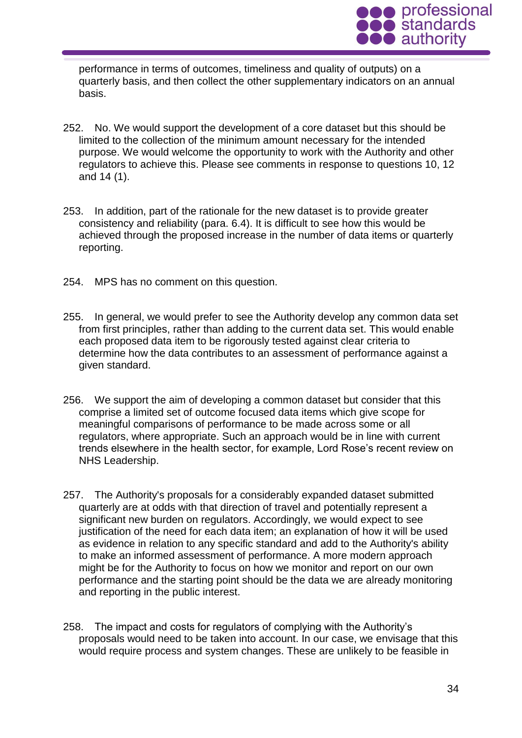performance in terms of outcomes, timeliness and quality of outputs) on a quarterly basis, and then collect the other supplementary indicators on an annual basis.

252. No. We would support the development of a core dataset but this should be limited to the collection of the minimum amount necessary for the intended purpose. We would welcome the opportunity to work with the Authority and other regulators to achieve this. Please see comments in response to questions 10, 12 and 14 (1).

253. In addition, part of the rationale for the new dataset is to provide greater consistency and reliability (para. 6.4). It is difficult to see how this would be achieved through the proposed increase in the number of data items or quarterly reporting.

254. MPS has no comment on this question.

255. In general, we would prefer to see the Authority develop any common data set from first principles, rather than adding to the current data set. This would enable each proposed data item to be rigorously tested against clear criteria to determine how the data contributes to an assessment of performance against a given standard.

256. We support the aim of developing a common dataset but consider that this comprise a limited set of outcome focused data items which give scope for meaningful comparisons of performance to be made across some or all regulators, where appropriate. Such an approach would be in line with current trends elsewhere in the health sector, for example, Lord Rose's recent review on NHS Leadership.

257. The Authority's proposals for a considerably expanded dataset submitted quarterly are at odds with that direction of travel and potentially represent a significant new burden on regulators. Accordingly, we would expect to see justification of the need for each data item; an explanation of how it will be used as evidence in relation to any specific standard and add to the Authority's ability to make an informed assessment of performance. A more modern approach might be for the Authority to focus on how we monitor and report on our own performance and the starting point should be the data we are already monitoring and reporting in the public interest.

258. The impact and costs for regulators of complying with the Authority's proposals would need to be taken into account. In our case, we envisage that this would require process and system changes. These are unlikely to be feasible in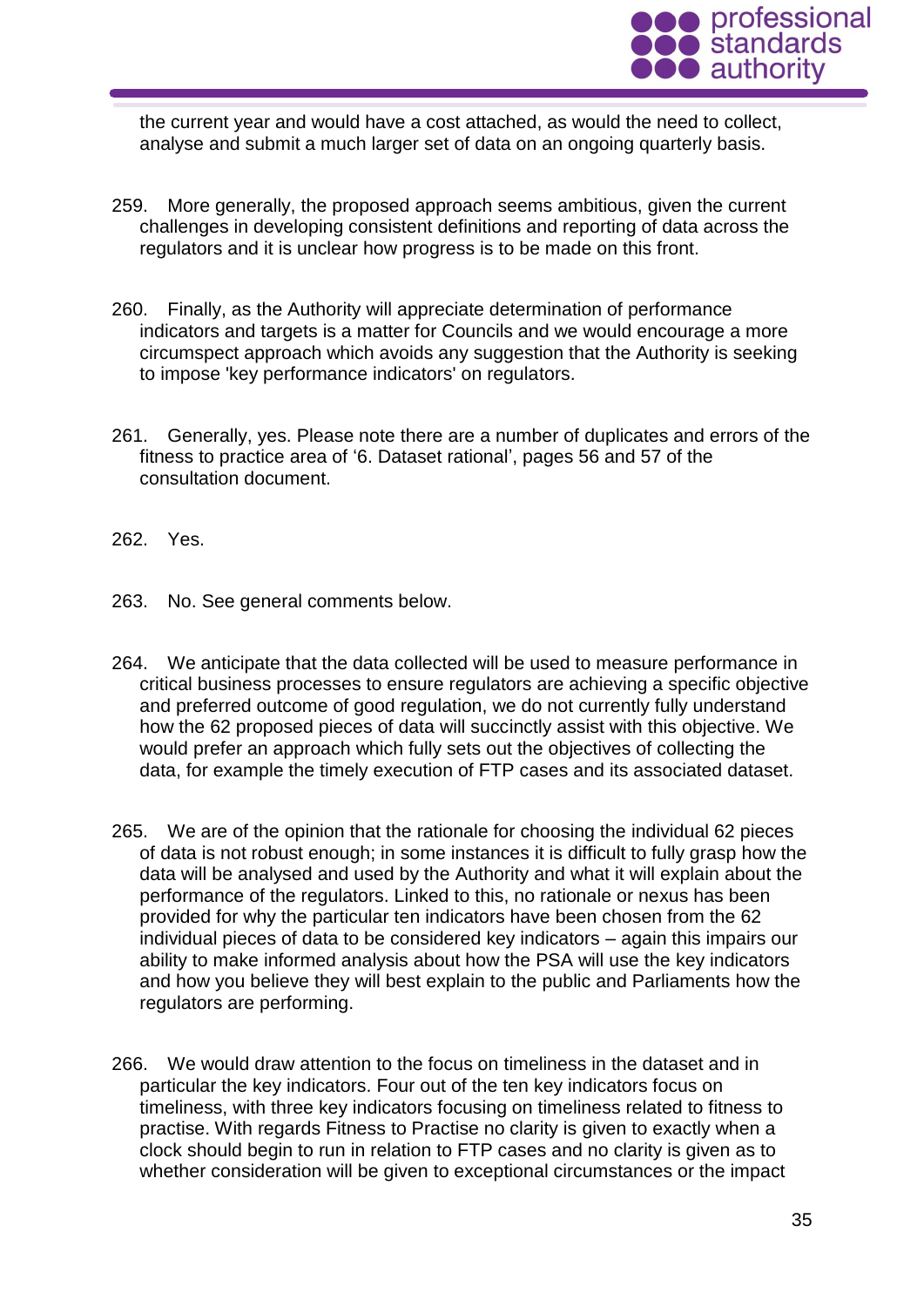the current year and would have a cost attached, as would the need to collect, analyse and submit a much larger set of data on an ongoing quarterly basis.

259. More generally, the proposed approach seems ambitious, given the current challenges in developing consistent definitions and reporting of data across the regulators and it is unclear how progress is to be made on this front.

260. Finally, as the Authority will appreciate determination of performance indicators and targets is a matter for Councils and we would encourage a more circumspect approach which avoids any suggestion that the Authority is seeking to impose 'key performance indicators' on regulators.

261. Generally, yes. Please note there are a number of duplicates and errors of the fitness to practice area of '6. Dataset rational', pages 56 and 57 of the consultation document.

262. Yes.

263. No. See general comments below.

264. We anticipate that the data collected will be used to measure performance in critical business processes to ensure regulators are achieving a specific objective and preferred outcome of good regulation, we do not currently fully understand how the 62 proposed pieces of data will succinctly assist with this objective. We would prefer an approach which fully sets out the objectives of collecting the data, for example the timely execution of FTP cases and its associated dataset.

265. We are of the opinion that the rationale for choosing the individual 62 pieces of data is not robust enough; in some instances it is difficult to fully grasp how the data will be analysed and used by the Authority and what it will explain about the performance of the regulators. Linked to this, no rationale or nexus has been provided for why the particular ten indicators have been chosen from the 62 individual pieces of data to be considered key indicators – again this impairs our ability to make informed analysis about how the PSA will use the key indicators and how you believe they will best explain to the public and Parliaments how the regulators are performing.

266. We would draw attention to the focus on timeliness in the dataset and in particular the key indicators. Four out of the ten key indicators focus on timeliness, with three key indicators focusing on timeliness related to fitness to practise. With regards Fitness to Practise no clarity is given to exactly when a clock should begin to run in relation to FTP cases and no clarity is given as to whether consideration will be given to exceptional circumstances or the impact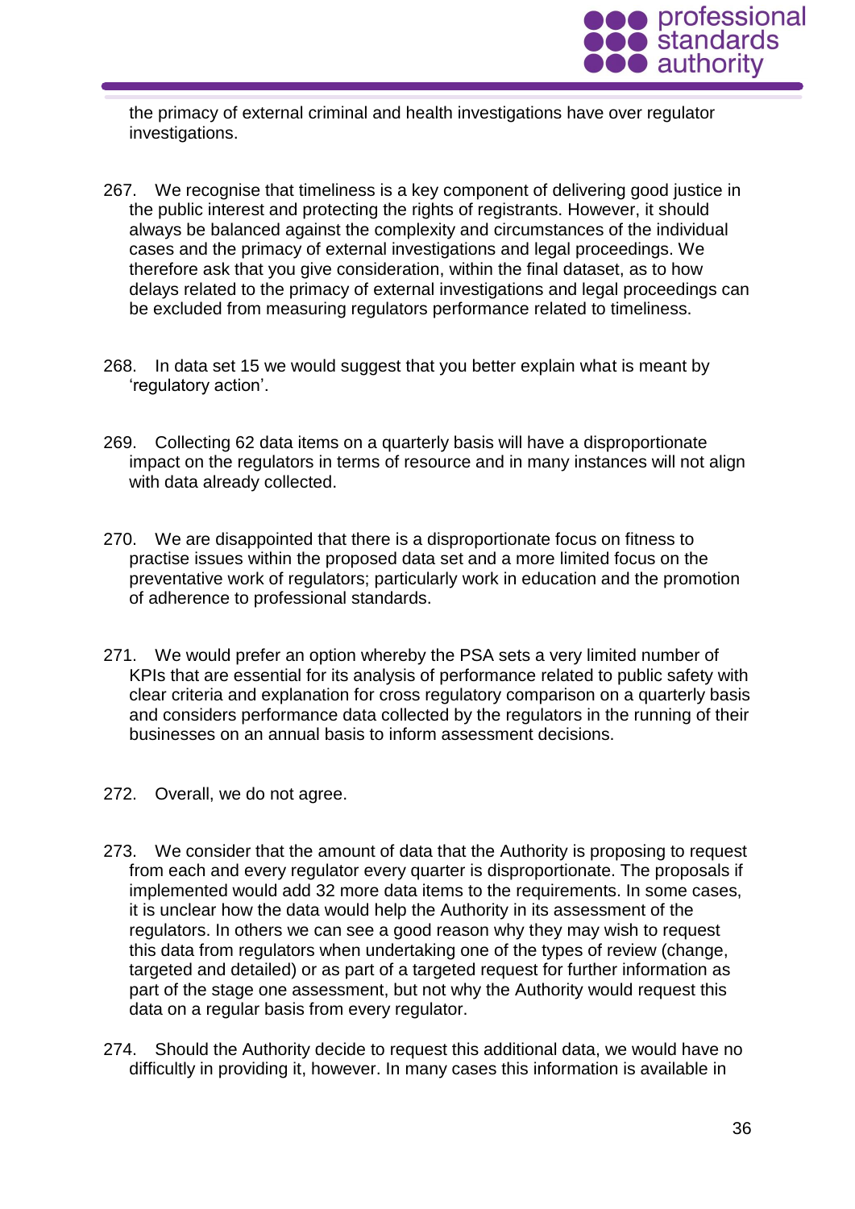the primacy of external criminal and health investigations have over regulator investigations.

267. We recognise that timeliness is a key component of delivering good justice in the public interest and protecting the rights of registrants. However, it should always be balanced against the complexity and circumstances of the individual cases and the primacy of external investigations and legal proceedings. We therefore ask that you give consideration, within the final dataset, as to how delays related to the primacy of external investigations and legal proceedings can be excluded from measuring regulators performance related to timeliness.

268. In data set 15 we would suggest that you better explain what is meant by 'regulatory action'.

269. Collecting 62 data items on a quarterly basis will have a disproportionate impact on the regulators in terms of resource and in many instances will not align with data already collected.

270. We are disappointed that there is a disproportionate focus on fitness to practise issues within the proposed data set and a more limited focus on the preventative work of regulators; particularly work in education and the promotion of adherence to professional standards.

271. We would prefer an option whereby the PSA sets a very limited number of KPIs that are essential for its analysis of performance related to public safety with clear criteria and explanation for cross regulatory comparison on a quarterly basis and considers performance data collected by the regulators in the running of their businesses on an annual basis to inform assessment decisions.

272. Overall, we do not agree.

273. We consider that the amount of data that the Authority is proposing to request from each and every regulator every quarter is disproportionate. The proposals if implemented would add 32 more data items to the requirements. In some cases, it is unclear how the data would help the Authority in its assessment of the regulators. In others we can see a good reason why they may wish to request this data from regulators when undertaking one of the types of review (change, targeted and detailed) or as part of a targeted request for further information as part of the stage one assessment, but not why the Authority would request this data on a regular basis from every regulator.

274. Should the Authority decide to request this additional data, we would have no difficulty in providing it, however. In many cases this information is available in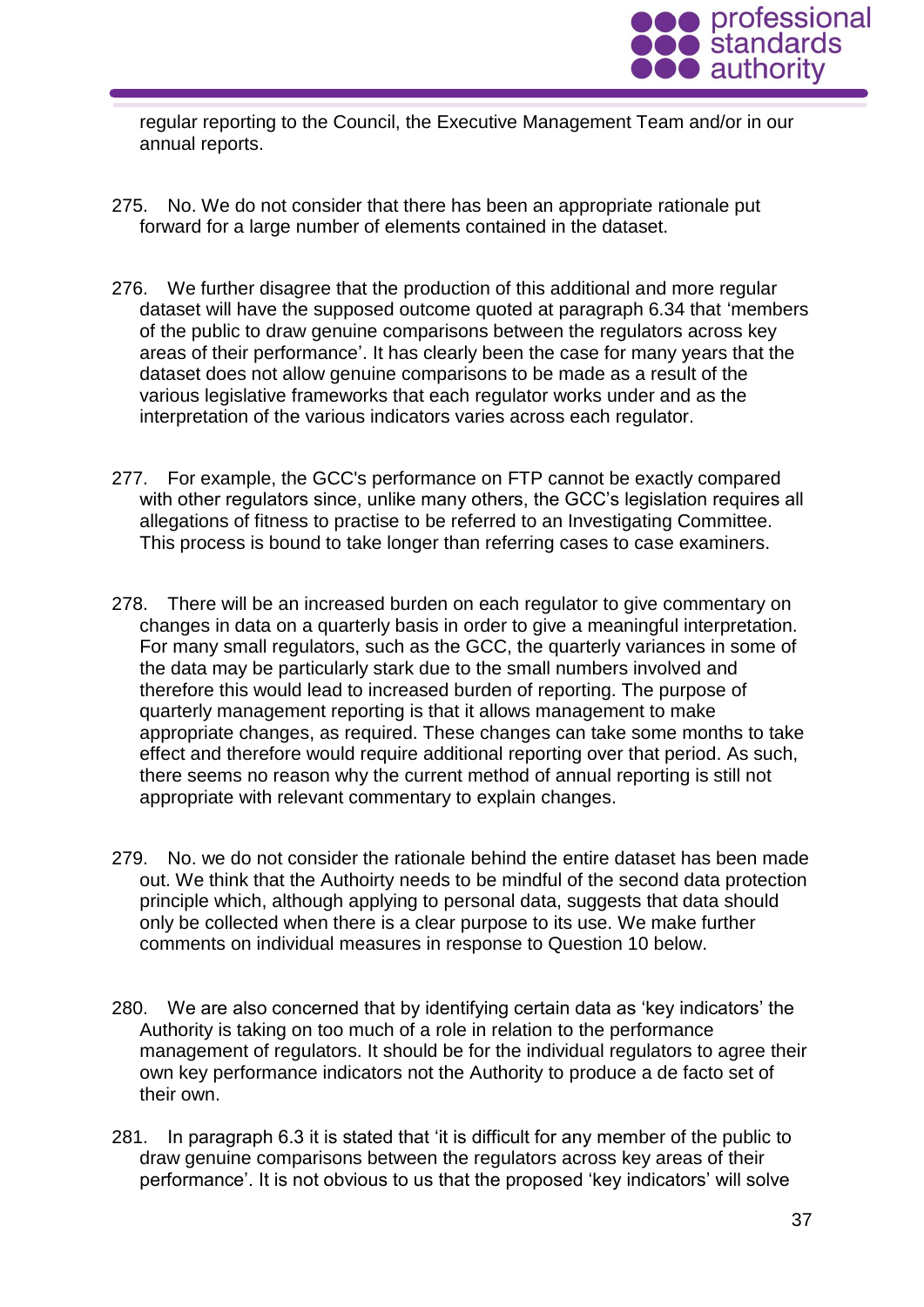regular reporting to the Council, the Executive Management Team and/or in our annual reports.

275. No. We do not consider that there has been an appropriate rationale put forward for a large number of elements contained in the dataset.

276. We further disagree that the production of this additional and more regular dataset will have the supposed outcome quoted at paragraph 6.34 that 'members of the public to draw genuine comparisons between the regulators across key areas of their performance'. It has clearly been the case for many years that the dataset does not allow genuine comparisons to be made as a result of the various legislative frameworks that each regulator works under and as the interpretation of the various indicators varies across each regulator.

277. For example, the GCC's performance on FTP cannot be exactly compared with other regulators since, unlike many others, the GCC's legislation requires all allegations of fitness to practise to be referred to an Investigating Committee. This process is bound to take longer than referring cases to case examiners.

278. There will be an increased burden on each regulator to give commentary on changes in data on a quarterly basis in order to give a meaningful interpretation. For many small regulators, such as the GCC, the quarterly variances in some of the data may be particularly stark due to the small numbers involved and therefore this would lead to increased burden of reporting. The purpose of quarterly management reporting is that it allows management to make appropriate changes, as required. These changes can take some months to take effect and therefore would require additional reporting over that period. As such, there seems no reason why the current method of annual reporting is still not appropriate with relevant commentary to explain changes.

279. No. we do not consider the rationale behind the entire dataset has been made out. We think that the Authoirty needs to be mindful of the second data protection principle which, although applying to personal data, suggests that data should only be collected when there is a clear purpose to its use. We make further comments on individual measures in response to Question 10 below.

280. We are also concerned that by identifying certain data as 'key indicators' the Authority is taking on too much of a role in relation to the performance management of regulators. It should be for the individual regulators to agree their own key performance indicators not the Authority to produce a de facto set of their own.

281. In paragraph 6.3 it is stated that 'it is difficult for any member of the public to draw genuine comparisons between the regulators across key areas of their performance'. It is not obvious to us that the proposed 'key indicators' will solve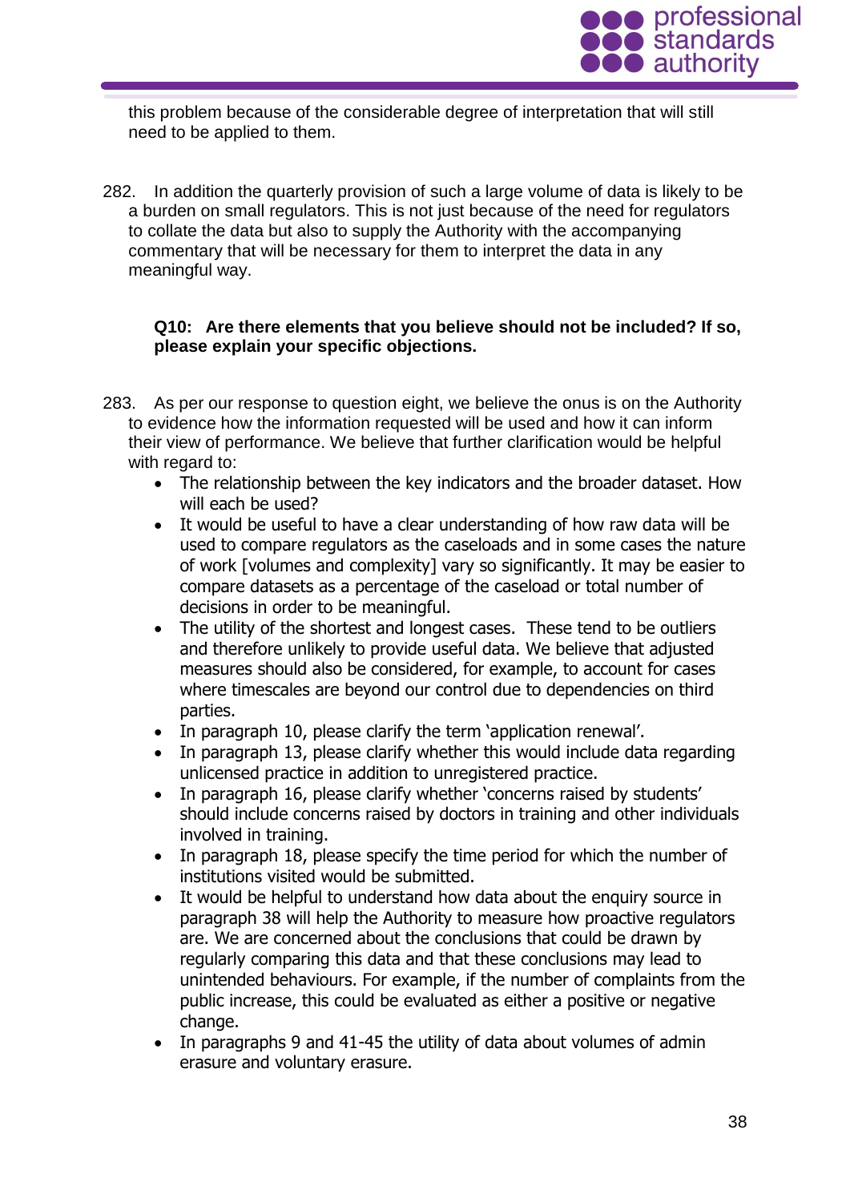this problem because of the considerable degree of interpretation that will still need to be applied to them.

282. In addition the quarterly provision of such a large volume of data is likely to be a burden on small regulators. This is not just because of the need for regulators to collate the data but also to supply the Authority with the accompanying commentary that will be necessary for them to interpret the data in any meaningful way.

**Q10: Are there elements that you believe should not be included? If so, please explain your specific objections.**

283. As per our response to question eight, we believe the onus is on the Authority to evidence how the information requested will be used and how it can inform their view of performance. We believe that further clarification would be helpful with regard to:

- The relationship between the key indicators and the broader dataset. How will each be used?
- It would be useful to have a clear understanding of how raw data will be used to compare regulators as the caseloads and in some cases the nature of work [volumes and complexity] vary so significantly. It may be easier to compare datasets as a percentage of the caseload or total number of decisions in order to be meaningful.
- The utility of the shortest and longest cases. These tend to be outliers and therefore unlikely to provide useful data. We believe that adjusted measures should also be considered, for example, to account for cases where timescales are beyond our control due to dependencies on third parties.
- In paragraph 10, please clarify the term 'application renewal'.
- In paragraph 13, please clarify whether this would include data regarding unlicensed practice in addition to unregistered practice.
- In paragraph 16, please clarify whether 'concerns raised by students' should include concerns raised by doctors in training and other individuals involved in training.
- In paragraph 18, please specify the time period for which the number of institutions visited would be submitted.
- It would be helpful to understand how data about the enquiry source in paragraph 38 will help the Authority to measure how proactive regulators are. We are concerned about the conclusions that could be drawn by regularly comparing this data and that these conclusions may lead to unintended behaviours. For example, if the number of complaints from the public increase, this could be evaluated as either a positive or negative change.
- In paragraphs 9 and 41-45 the utility of data about volumes of admin erasure and voluntary erasure.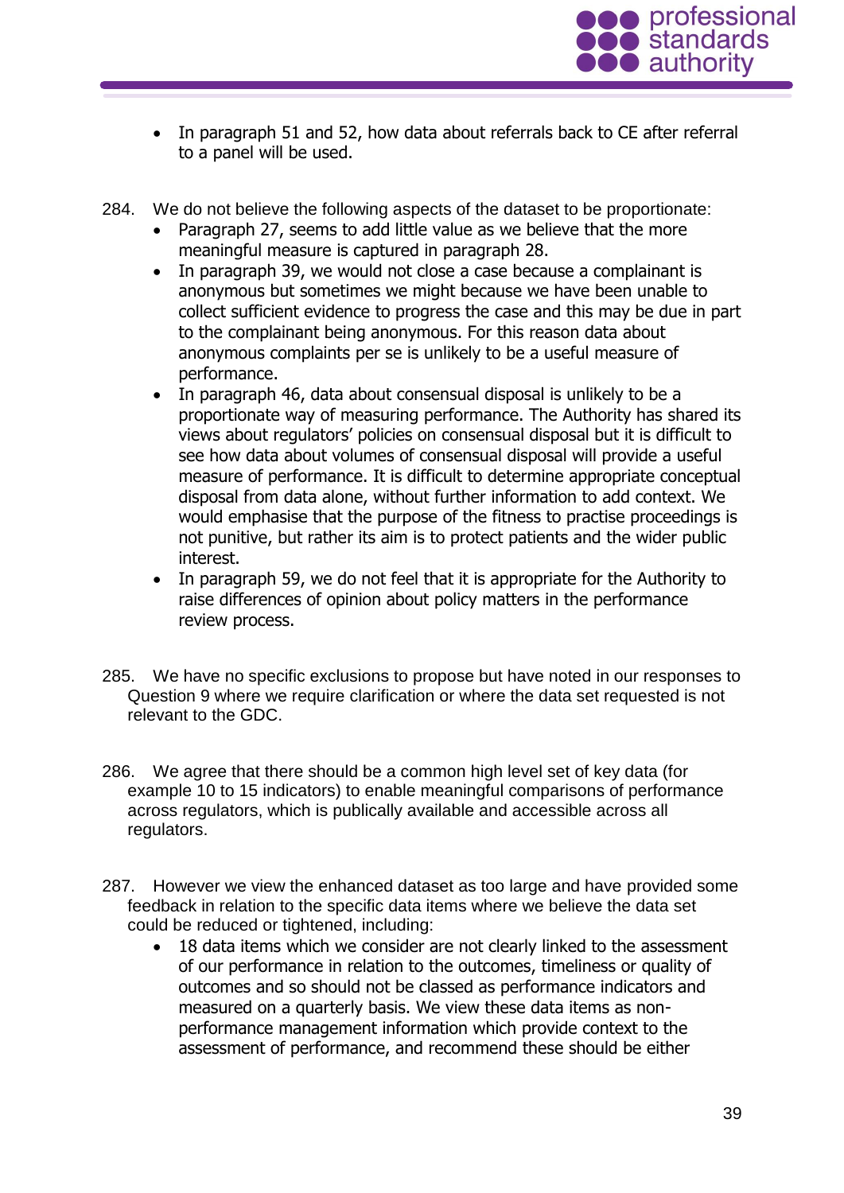- In paragraph 51 and 52, how data about referrals back to CE after referral to a panel will be used.

284. We do not believe the following aspects of the dataset to be proportionate:
   - Paragraph 27, seems to add little value as we believe that the more meaningful measure is captured in paragraph 28.
   - In paragraph 39, we would not close a case because a complainant is anonymous but sometimes we might because we have been unable to collect sufficient evidence to progress the case and this may be due in part to the complainant being anonymous. For this reason data about anonymous complaints per se is unlikely to be a useful measure of performance.
   - In paragraph 46, data about consensual disposal is unlikely to be a proportionate way of measuring performance. The Authority has shared its views about regulators' policies on consensual disposal but it is difficult to see how data about volumes of consensual disposal will provide a useful measure of performance. It is difficult to determine appropriate conceptual disposal from data alone, without further information to add context. We would emphasise that the purpose of the fitness to practise proceedings is not punitive, but rather its aim is to protect patients and the wider public interest.
   - In paragraph 59, we do not feel that it is appropriate for the Authority to raise differences of opinion about policy matters in the performance review process.

285. We have no specific exclusions to propose but have noted in our responses to Question 9 where we require clarification or where the data set requested is not relevant to the GDC.

286. We agree that there should be a common high level set of key data (for example 10 to 15 indicators) to enable meaningful comparisons of performance across regulators, which is publically available and accessible across all regulators.

287. However we view the enhanced dataset as too large and have provided some feedback in relation to the specific data items where we believe the data set could be reduced or tightened, including:
   - 18 data items which we consider are not clearly linked to the assessment of our performance in relation to the outcomes, timeliness or quality of outcomes and so should not be classed as performance indicators and measured on a quarterly basis. We view these data items as non-performance management information which provide context to the assessment of performance, and recommend these should be either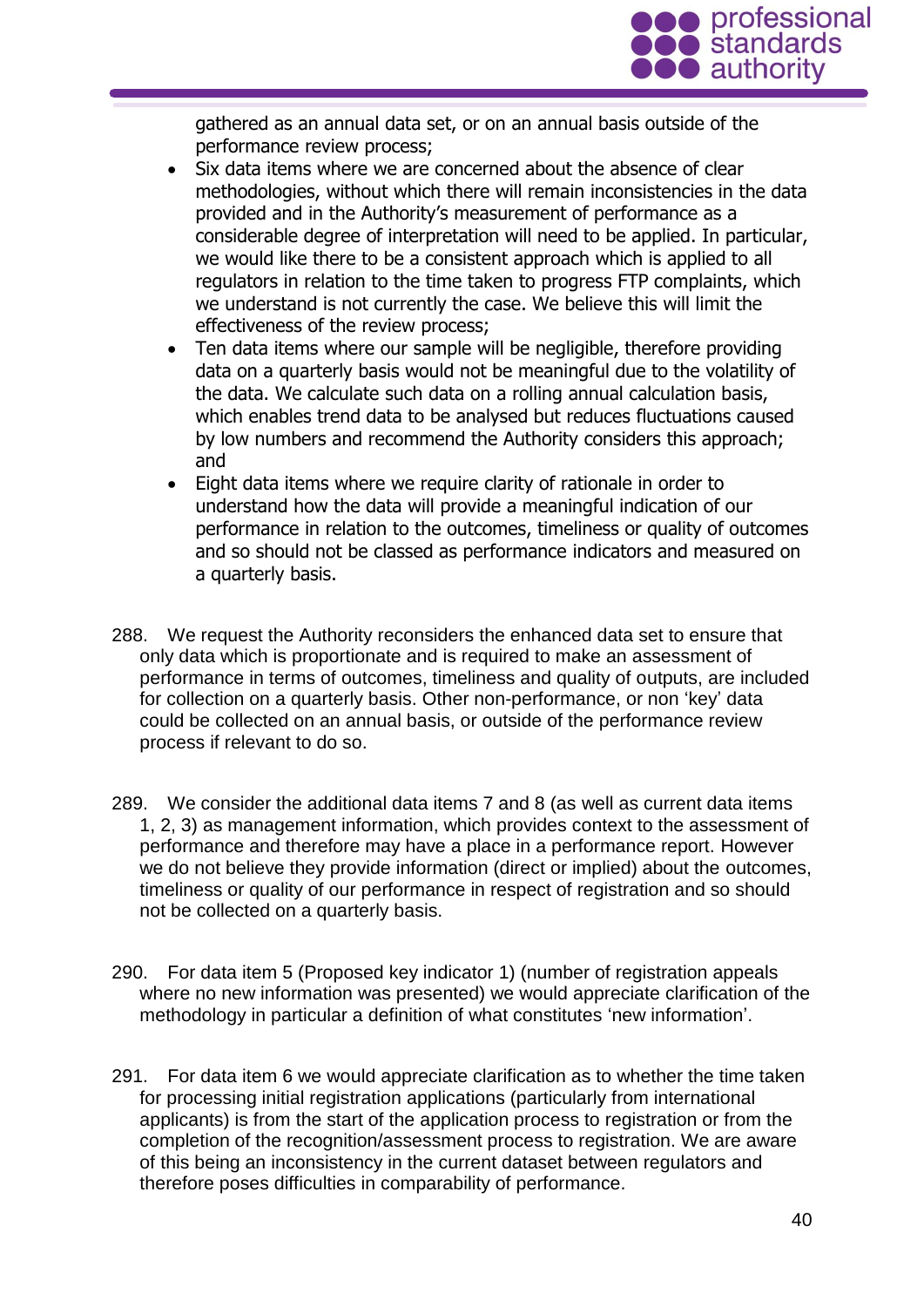gathered as an annual data set, or on an annual basis outside of the performance review process;

- Six data items where we are concerned about the absence of clear methodologies, without which there will remain inconsistencies in the data provided and in the Authority's measurement of performance as a considerable degree of interpretation will need to be applied. In particular, we would like there to be a consistent approach which is applied to all regulators in relation to the time taken to progress FTP complaints, which we understand is not currently the case. We believe this will limit the effectiveness of the review process;
- Ten data items where our sample will be negligible, therefore providing data on a quarterly basis would not be meaningful due to the volatility of the data. We calculate such data on a rolling annual calculation basis, which enables trend data to be analysed but reduces fluctuations caused by low numbers and recommend the Authority considers this approach; and
- Eight data items where we require clarity of rationale in order to understand how the data will provide a meaningful indication of our performance in relation to the outcomes, timeliness or quality of outcomes and so should not be classed as performance indicators and measured on a quarterly basis.

288. We request the Authority reconsiders the enhanced data set to ensure that only data which is proportionate and is required to make an assessment of performance in terms of outcomes, timeliness and quality of outputs, are included for collection on a quarterly basis. Other non-performance, or non 'key' data could be collected on an annual basis, or outside of the performance review process if relevant to do so.

289. We consider the additional data items 7 and 8 (as well as current data items 1, 2, 3) as management information, which provides context to the assessment of performance and therefore may have a place in a performance report. However we do not believe they provide information (direct or implied) about the outcomes, timeliness or quality of our performance in respect of registration and so should not be collected on a quarterly basis.

290. For data item 5 (Proposed key indicator 1) (number of registration appeals where no new information was presented) we would appreciate clarification of the methodology in particular a definition of what constitutes 'new information'.

291. For data item 6 we would appreciate clarification as to whether the time taken for processing initial registration applications (particularly from international applicants) is from the start of the application process to registration or from the completion of the recognition/assessment process to registration. We are aware of this being an inconsistency in the current dataset between regulators and therefore poses difficulties in comparability of performance.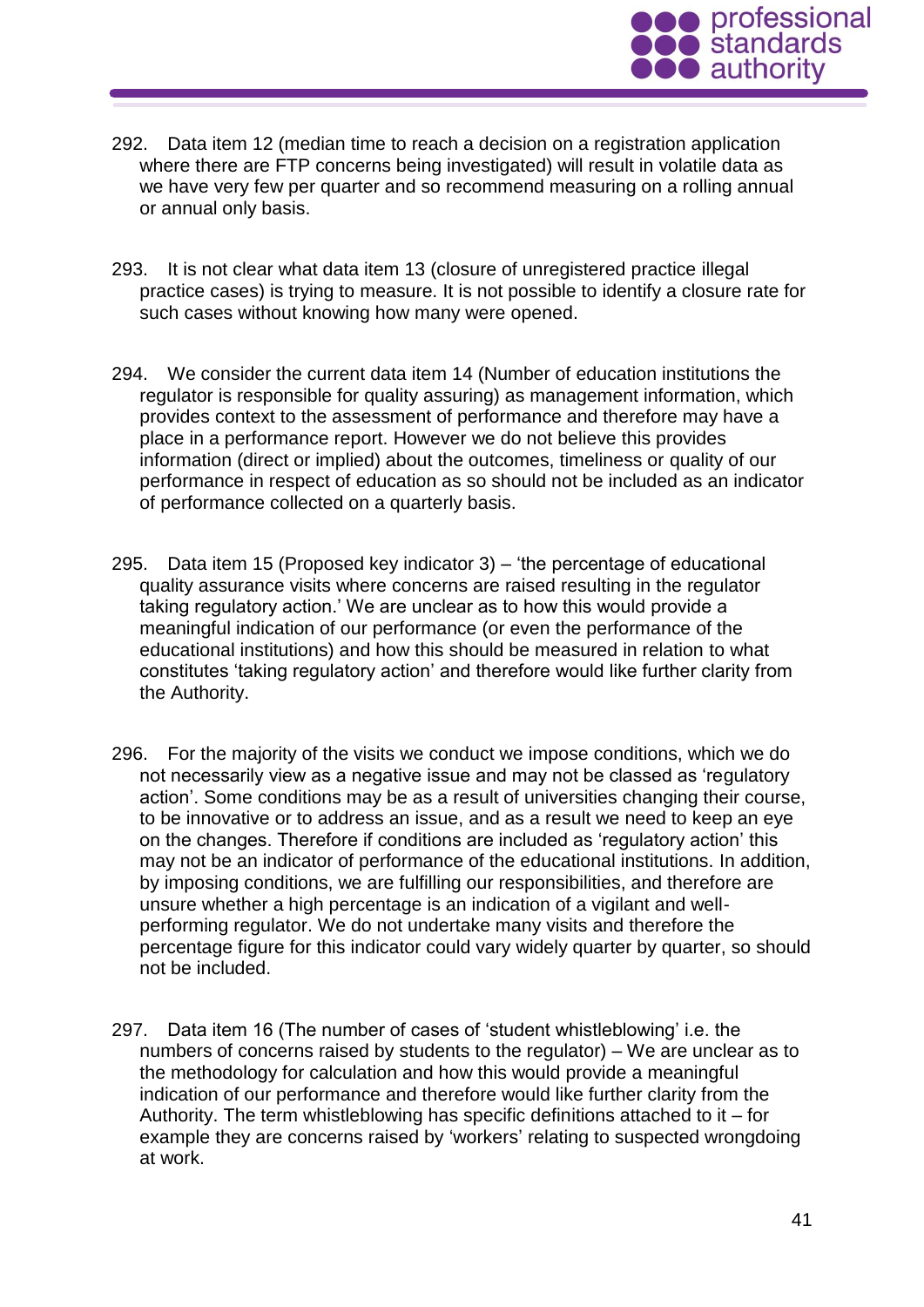292. Data item 12 (median time to reach a decision on a registration application where there are FTP concerns being investigated) will result in volatile data as we have very few per quarter and so recommend measuring on a rolling annual or annual only basis.

293. It is not clear what data item 13 (closure of unregistered practice illegal practice cases) is trying to measure. It is not possible to identify a closure rate for such cases without knowing how many were opened.

294. We consider the current data item 14 (Number of education institutions the regulator is responsible for quality assuring) as management information, which provides context to the assessment of performance and therefore may have a place in a performance report. However we do not believe this provides information (direct or implied) about the outcomes, timeliness or quality of our performance in respect of education as so should not be included as an indicator of performance collected on a quarterly basis.

295. Data item 15 (Proposed key indicator 3) – 'the percentage of educational quality assurance visits where concerns are raised resulting in the regulator taking regulatory action.' We are unclear as to how this would provide a meaningful indication of our performance (or even the performance of the educational institutions) and how this should be measured in relation to what constitutes 'taking regulatory action' and therefore would like further clarity from the Authority.

296. For the majority of the visits we conduct we impose conditions, which we do not necessarily view as a negative issue and may not be classed as 'regulatory action'. Some conditions may be as a result of universities changing their course, to be innovative or to address an issue, and as a result we need to keep an eye on the changes. Therefore if conditions are included as 'regulatory action' this may not be an indicator of performance of the educational institutions. In addition, by imposing conditions, we are fulfilling our responsibilities, and therefore are unsure whether a high percentage is an indication of a vigilant and well-performing regulator. We do not undertake many visits and therefore the percentage figure for this indicator could vary widely quarter by quarter, so should not be included.

297. Data item 16 (The number of cases of 'student whistleblowing' i.e. the numbers of concerns raised by students to the regulator) – We are unclear as to the methodology for calculation and how this would provide a meaningful indication of our performance and therefore would like further clarity from the Authority. The term whistleblowing has specific definitions attached to it – for example they are concerns raised by 'workers' relating to suspected wrongdoing at work.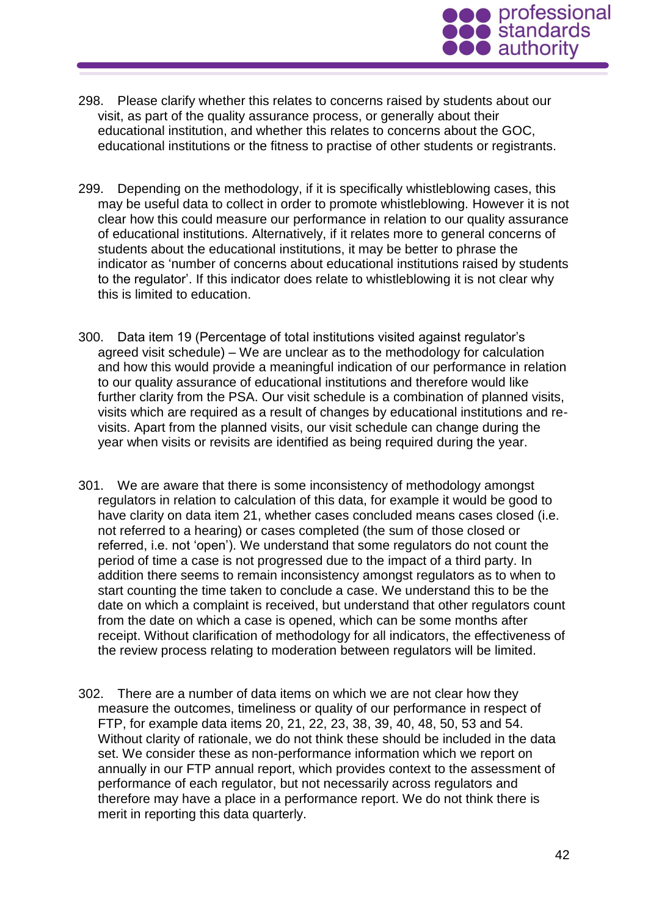298. Please clarify whether this relates to concerns raised by students about our visit, as part of the quality assurance process, or generally about their educational institution, and whether this relates to concerns about the GOC, educational institutions or the fitness to practise of other students or registrants.

299. Depending on the methodology, if it is specifically whistleblowing cases, this may be useful data to collect in order to promote whistleblowing. However it is not clear how this could measure our performance in relation to our quality assurance of educational institutions. Alternatively, if it relates more to general concerns of students about the educational institutions, it may be better to phrase the indicator as 'number of concerns about educational institutions raised by students to the regulator'. If this indicator does relate to whistleblowing it is not clear why this is limited to education.

300. Data item 19 (Percentage of total institutions visited against regulator's agreed visit schedule) – We are unclear as to the methodology for calculation and how this would provide a meaningful indication of our performance in relation to our quality assurance of educational institutions and therefore would like further clarity from the PSA. Our visit schedule is a combination of planned visits, visits which are required as a result of changes by educational institutions and re-visits. Apart from the planned visits, our visit schedule can change during the year when visits or revisits are identified as being required during the year.

301. We are aware that there is some inconsistency of methodology amongst regulators in relation to calculation of this data, for example it would be good to have clarity on data item 21, whether cases concluded means cases closed (i.e. not referred to a hearing) or cases completed (the sum of those closed or referred, i.e. not 'open'). We understand that some regulators do not count the period of time a case is not progressed due to the impact of a third party. In addition there seems to remain inconsistency amongst regulators as to when to start counting the time taken to conclude a case. We understand this to be the date on which a complaint is received, but understand that other regulators count from the date on which a case is opened, which can be some months after receipt. Without clarification of methodology for all indicators, the effectiveness of the review process relating to moderation between regulators will be limited.

302. There are a number of data items on which we are not clear how they measure the outcomes, timeliness or quality of our performance in respect of FTP, for example data items 20, 21, 22, 23, 38, 39, 40, 48, 50, 53 and 54. Without clarity of rationale, we do not think these should be included in the data set. We consider these as non-performance information which we report on annually in our FTP annual report, which provides context to the assessment of performance of each regulator, but not necessarily across regulators and therefore may have a place in a performance report. We do not think there is merit in reporting this data quarterly.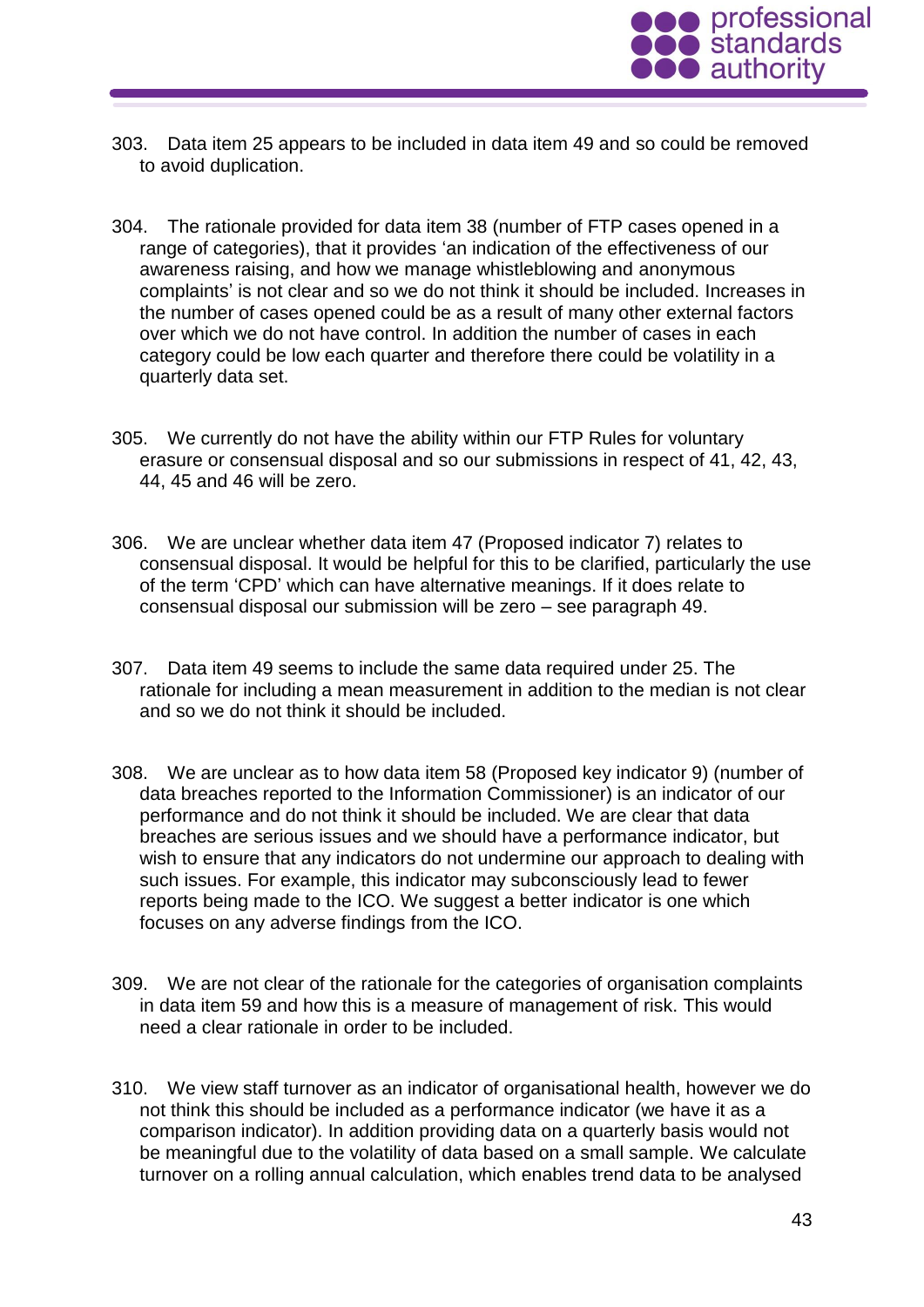303. Data item 25 appears to be included in data item 49 and so could be removed to avoid duplication.

304. The rationale provided for data item 38 (number of FTP cases opened in a range of categories), that it provides 'an indication of the effectiveness of our awareness raising, and how we manage whistleblowing and anonymous complaints' is not clear and so we do not think it should be included. Increases in the number of cases opened could be as a result of many other external factors over which we do not have control. In addition the number of cases in each category could be low each quarter and therefore there could be volatility in a quarterly data set.

305. We currently do not have the ability within our FTP Rules for voluntary erasure or consensual disposal and so our submissions in respect of 41, 42, 43, 44, 45 and 46 will be zero.

306. We are unclear whether data item 47 (Proposed indicator 7) relates to consensual disposal. It would be helpful for this to be clarified, particularly the use of the term 'CPD' which can have alternative meanings. If it does relate to consensual disposal our submission will be zero – see paragraph 49.

307. Data item 49 seems to include the same data required under 25. The rationale for including a mean measurement in addition to the median is not clear and so we do not think it should be included.

308. We are unclear as to how data item 58 (Proposed key indicator 9) (number of data breaches reported to the Information Commissioner) is an indicator of our performance and do not think it should be included. We are clear that data breaches are serious issues and we should have a performance indicator, but wish to ensure that any indicators do not undermine our approach to dealing with such issues. For example, this indicator may subconsciously lead to fewer reports being made to the ICO. We suggest a better indicator is one which focuses on any adverse findings from the ICO.

309. We are not clear of the rationale for the categories of organisation complaints in data item 59 and how this is a measure of management of risk. This would need a clear rationale in order to be included.

310. We view staff turnover as an indicator of organisational health, however we do not think this should be included as a performance indicator (we have it as a comparison indicator). In addition providing data on a quarterly basis would not be meaningful due to the volatility of data based on a small sample. We calculate turnover on a rolling annual calculation, which enables trend data to be analysed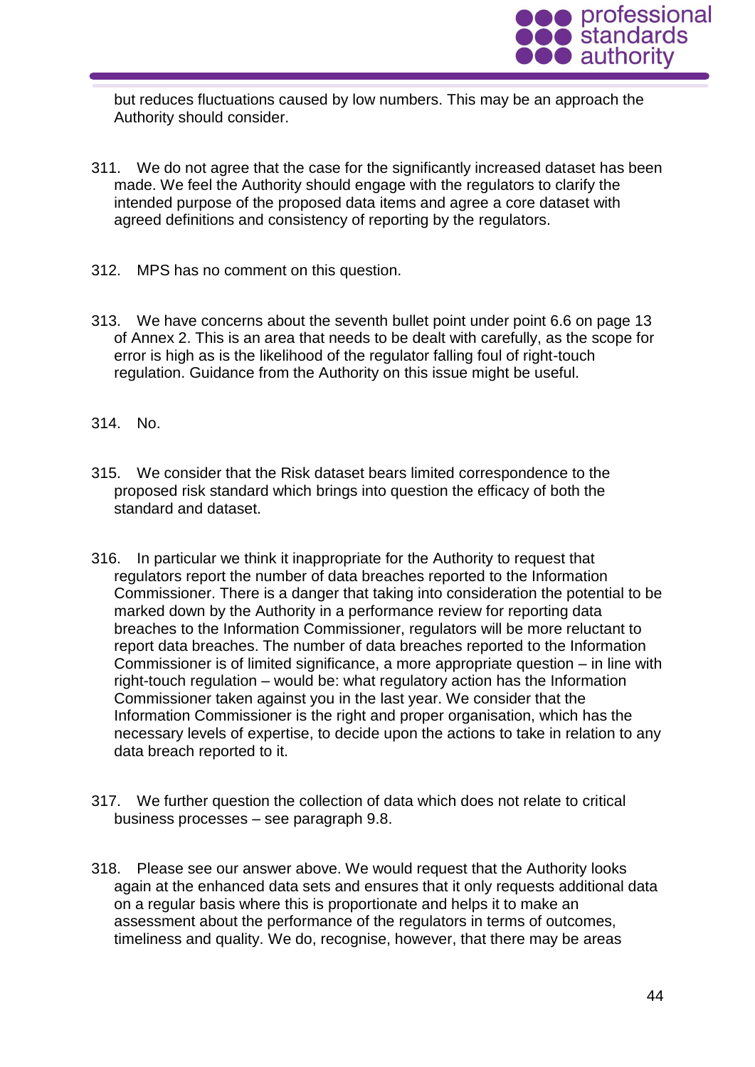but reduces fluctuations caused by low numbers. This may be an approach the Authority should consider.

311. We do not agree that the case for the significantly increased dataset has been made. We feel the Authority should engage with the regulators to clarify the intended purpose of the proposed data items and agree a core dataset with agreed definitions and consistency of reporting by the regulators.

312. MPS has no comment on this question.

313. We have concerns about the seventh bullet point under point 6.6 on page 13 of Annex 2. This is an area that needs to be dealt with carefully, as the scope for error is high as is the likelihood of the regulator falling foul of right-touch regulation. Guidance from the Authority on this issue might be useful.

314. No.

315. We consider that the Risk dataset bears limited correspondence to the proposed risk standard which brings into question the efficacy of both the standard and dataset.

316. In particular we think it inappropriate for the Authority to request that regulators report the number of data breaches reported to the Information Commissioner. There is a danger that taking into consideration the potential to be marked down by the Authority in a performance review for reporting data breaches to the Information Commissioner, regulators will be more reluctant to report data breaches. The number of data breaches reported to the Information Commissioner is of limited significance, a more appropriate question – in line with right-touch regulation – would be: what regulatory action has the Information Commissioner taken against you in the last year. We consider that the Information Commissioner is the right and proper organisation, which has the necessary levels of expertise, to decide upon the actions to take in relation to any data breach reported to it.

317. We further question the collection of data which does not relate to critical business processes – see paragraph 9.8.

318. Please see our answer above. We would request that the Authority looks again at the enhanced data sets and ensures that it only requests additional data on a regular basis where this is proportionate and helps it to make an assessment about the performance of the regulators in terms of outcomes, timeliness and quality. We do, recognise, however, that there may be areas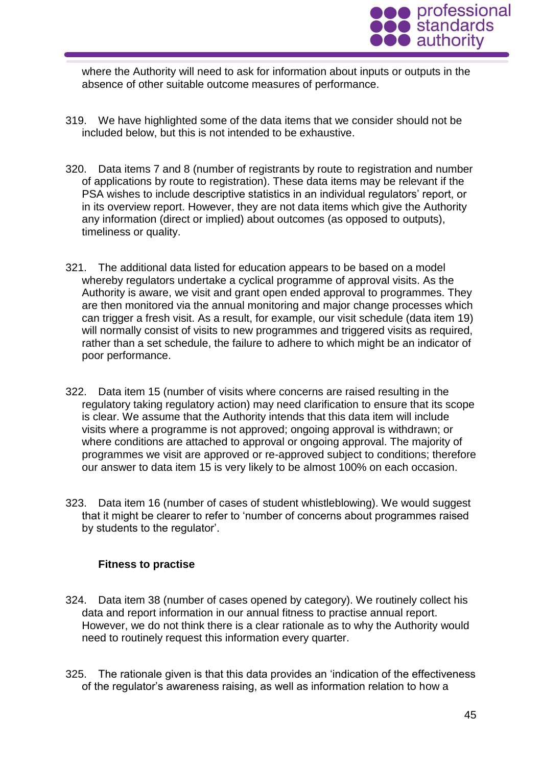where the Authority will need to ask for information about inputs or outputs in the absence of other suitable outcome measures of performance.

319. We have highlighted some of the data items that we consider should not be included below, but this is not intended to be exhaustive.

320. Data items 7 and 8 (number of registrants by route to registration and number of applications by route to registration). These data items may be relevant if the PSA wishes to include descriptive statistics in an individual regulators' report, or in its overview report. However, they are not data items which give the Authority any information (direct or implied) about outcomes (as opposed to outputs), timeliness or quality.

321. The additional data listed for education appears to be based on a model whereby regulators undertake a cyclical programme of approval visits. As the Authority is aware, we visit and grant open ended approval to programmes. They are then monitored via the annual monitoring and major change processes which can trigger a fresh visit. As a result, for example, our visit schedule (data item 19) will normally consist of visits to new programmes and triggered visits as required, rather than a set schedule, the failure to adhere to which might be an indicator of poor performance.

322. Data item 15 (number of visits where concerns are raised resulting in the regulatory taking regulatory action) may need clarification to ensure that its scope is clear. We assume that the Authority intends that this data item will include visits where a programme is not approved; ongoing approval is withdrawn; or where conditions are attached to approval or ongoing approval. The majority of programmes we visit are approved or re-approved subject to conditions; therefore our answer to data item 15 is very likely to be almost 100% on each occasion.

323. Data item 16 (number of cases of student whistleblowing). We would suggest that it might be clearer to refer to 'number of concerns about programmes raised by students to the regulator'.

### Fitness to practise

324. Data item 38 (number of cases opened by category). We routinely collect his data and report information in our annual fitness to practise annual report. However, we do not think there is a clear rationale as to why the Authority would need to routinely request this information every quarter.

325. The rationale given is that this data provides an 'indication of the effectiveness of the regulator's awareness raising, as well as information relation to how a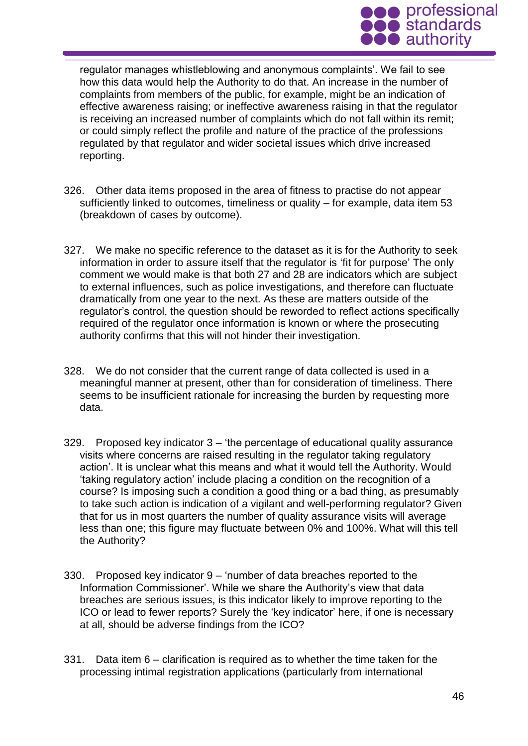regulator manages whistleblowing and anonymous complaints'. We fail to see how this data would help the Authority to do that. An increase in the number of complaints from members of the public, for example, might be an indication of effective awareness raising; or ineffective awareness raising in that the regulator is receiving an increased number of complaints which do not fall within its remit; or could simply reflect the profile and nature of the practice of the professions regulated by that regulator and wider societal issues which drive increased reporting.

326. Other data items proposed in the area of fitness to practise do not appear sufficiently linked to outcomes, timeliness or quality – for example, data item 53 (breakdown of cases by outcome).

327. We make no specific reference to the dataset as it is for the Authority to seek information in order to assure itself that the regulator is 'fit for purpose' The only comment we would make is that both 27 and 28 are indicators which are subject to external influences, such as police investigations, and therefore can fluctuate dramatically from one year to the next. As these are matters outside of the regulator's control, the question should be reworded to reflect actions specifically required of the regulator once information is known or where the prosecuting authority confirms that this will not hinder their investigation.

328. We do not consider that the current range of data collected is used in a meaningful manner at present, other than for consideration of timeliness. There seems to be insufficient rationale for increasing the burden by requesting more data.

329. Proposed key indicator 3 – 'the percentage of educational quality assurance visits where concerns are raised resulting in the regulator taking regulatory action'. It is unclear what this means and what it would tell the Authority. Would 'taking regulatory action' include placing a condition on the recognition of a course? Is imposing such a condition a good thing or a bad thing, as presumably to take such action is indication of a vigilant and well-performing regulator? Given that for us in most quarters the number of quality assurance visits will average less than one; this figure may fluctuate between 0% and 100%. What will this tell the Authority?

330. Proposed key indicator 9 – 'number of data breaches reported to the Information Commissioner'. While we share the Authority's view that data breaches are serious issues, is this indicator likely to improve reporting to the ICO or lead to fewer reports? Surely the 'key indicator' here, if one is necessary at all, should be adverse findings from the ICO?

331. Data item 6 – clarification is required as to whether the time taken for the processing intimal registration applications (particularly from international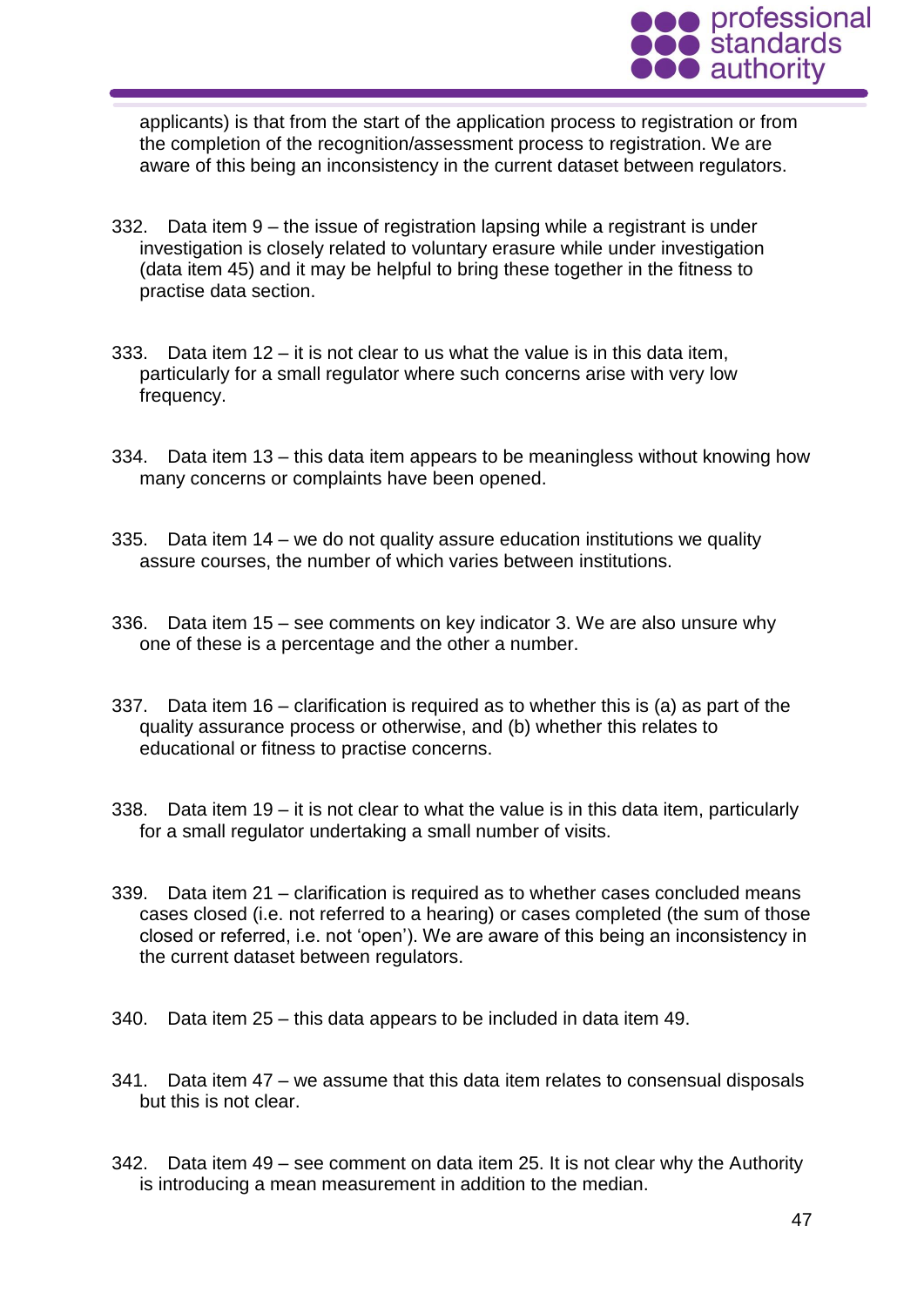applicants) is that from the start of the application process to registration or from the completion of the recognition/assessment process to registration. We are aware of this being an inconsistency in the current dataset between regulators.

332. Data item 9 – the issue of registration lapsing while a registrant is under investigation is closely related to voluntary erasure while under investigation (data item 45) and it may be helpful to bring these together in the fitness to practise data section.

333. Data item 12 – it is not clear to us what the value is in this data item, particularly for a small regulator where such concerns arise with very low frequency.

334. Data item 13 – this data item appears to be meaningless without knowing how many concerns or complaints have been opened.

335. Data item 14 – we do not quality assure education institutions we quality assure courses, the number of which varies between institutions.

336. Data item 15 – see comments on key indicator 3. We are also unsure why one of these is a percentage and the other a number.

337. Data item 16 – clarification is required as to whether this is (a) as part of the quality assurance process or otherwise, and (b) whether this relates to educational or fitness to practise concerns.

338. Data item 19 – it is not clear to what the value is in this data item, particularly for a small regulator undertaking a small number of visits.

339. Data item 21 – clarification is required as to whether cases concluded means cases closed (i.e. not referred to a hearing) or cases completed (the sum of those closed or referred, i.e. not 'open'). We are aware of this being an inconsistency in the current dataset between regulators.

340. Data item 25 – this data appears to be included in data item 49.

341. Data item 47 – we assume that this data item relates to consensual disposals but this is not clear.

342. Data item 49 – see comment on data item 25. It is not clear why the Authority is introducing a mean measurement in addition to the median.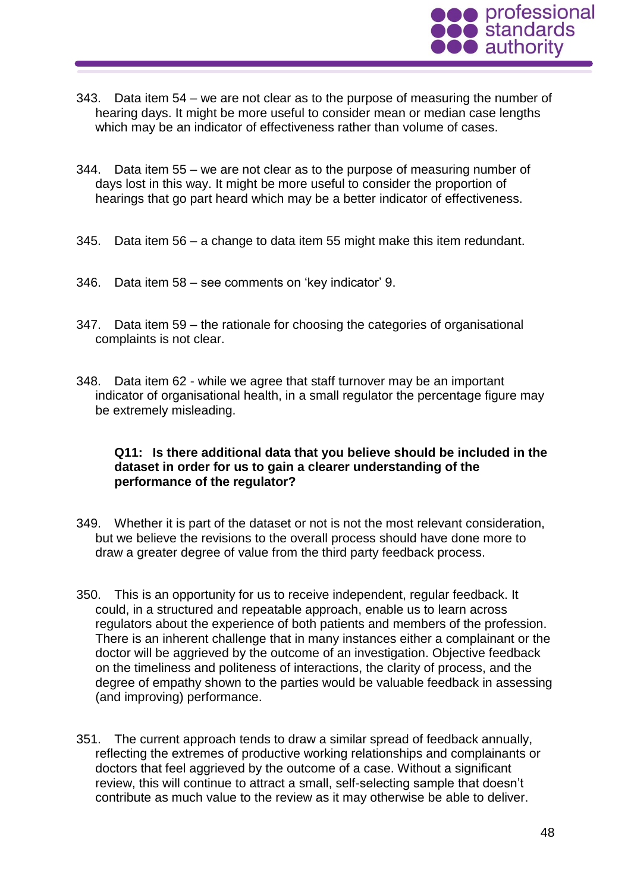343. Data item 54 – we are not clear as to the purpose of measuring the number of hearing days. It might be more useful to consider mean or median case lengths which may be an indicator of effectiveness rather than volume of cases.

344. Data item 55 – we are not clear as to the purpose of measuring number of days lost in this way. It might be more useful to consider the proportion of hearings that go part heard which may be a better indicator of effectiveness.

345. Data item 56 – a change to data item 55 might make this item redundant.

346. Data item 58 – see comments on 'key indicator' 9.

347. Data item 59 – the rationale for choosing the categories of organisational complaints is not clear.

348. Data item 62 - while we agree that staff turnover may be an important indicator of organisational health, in a small regulator the percentage figure may be extremely misleading.

**Q11: Is there additional data that you believe should be included in the dataset in order for us to gain a clearer understanding of the performance of the regulator?**

349. Whether it is part of the dataset or not is not the most relevant consideration, but we believe the revisions to the overall process should have done more to draw a greater degree of value from the third party feedback process.

350. This is an opportunity for us to receive independent, regular feedback. It could, in a structured and repeatable approach, enable us to learn across regulators about the experience of both patients and members of the profession. There is an inherent challenge that in many instances either a complainant or the doctor will be aggrieved by the outcome of an investigation. Objective feedback on the timeliness and politeness of interactions, the clarity of process, and the degree of empathy shown to the parties would be valuable feedback in assessing (and improving) performance.

351. The current approach tends to draw a similar spread of feedback annually, reflecting the extremes of productive working relationships and complainants or doctors that feel aggrieved by the outcome of a case. Without a significant review, this will continue to attract a small, self-selecting sample that doesn't contribute as much value to the review as it may otherwise be able to deliver.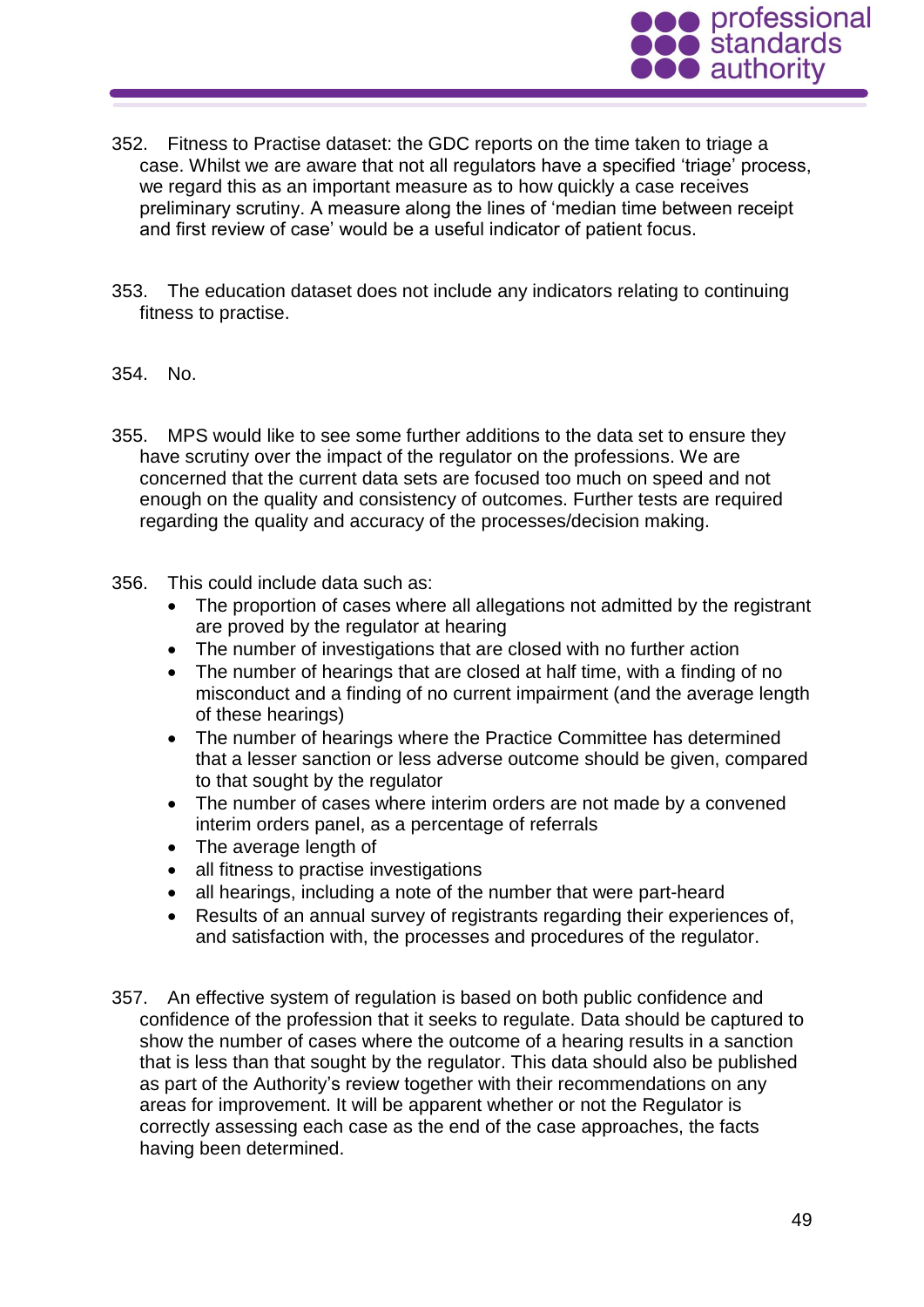352. Fitness to Practise dataset: the GDC reports on the time taken to triage a case. Whilst we are aware that not all regulators have a specified 'triage' process, we regard this as an important measure as to how quickly a case receives preliminary scrutiny. A measure along the lines of 'median time between receipt and first review of case' would be a useful indicator of patient focus.

353. The education dataset does not include any indicators relating to continuing fitness to practise.

354. No.

355. MPS would like to see some further additions to the data set to ensure they have scrutiny over the impact of the regulator on the professions. We are concerned that the current data sets are focused too much on speed and not enough on the quality and consistency of outcomes. Further tests are required regarding the quality and accuracy of the processes/decision making.

356. This could include data such as:
- The proportion of cases where all allegations not admitted by the registrant are proved by the regulator at hearing
- The number of investigations that are closed with no further action
- The number of hearings that are closed at half time, with a finding of no misconduct and a finding of no current impairment (and the average length of these hearings)
- The number of hearings where the Practice Committee has determined that a lesser sanction or less adverse outcome should be given, compared to that sought by the regulator
- The number of cases where interim orders are not made by a convened interim orders panel, as a percentage of referrals
- The average length of
- all fitness to practise investigations
- all hearings, including a note of the number that were part-heard
- Results of an annual survey of registrants regarding their experiences of, and satisfaction with, the processes and procedures of the regulator.

357. An effective system of regulation is based on both public confidence and confidence of the profession that it seeks to regulate. Data should be captured to show the number of cases where the outcome of a hearing results in a sanction that is less than that sought by the regulator. This data should also be published as part of the Authority's review together with their recommendations on any areas for improvement. It will be apparent whether or not the Regulator is correctly assessing each case as the end of the case approaches, the facts having been determined.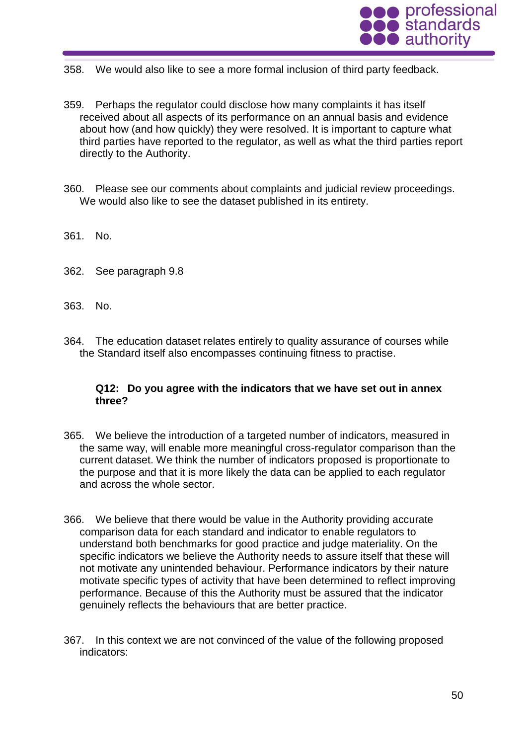358. We would also like to see a more formal inclusion of third party feedback.

359. Perhaps the regulator could disclose how many complaints it has itself received about all aspects of its performance on an annual basis and evidence about how (and how quickly) they were resolved. It is important to capture what third parties have reported to the regulator, as well as what the third parties report directly to the Authority.

360. Please see our comments about complaints and judicial review proceedings. We would also like to see the dataset published in its entirety.

361. No.

362. See paragraph 9.8

363. No.

364. The education dataset relates entirely to quality assurance of courses while the Standard itself also encompasses continuing fitness to practise.

**Q12: Do you agree with the indicators that we have set out in annex three?**

365. We believe the introduction of a targeted number of indicators, measured in the same way, will enable more meaningful cross-regulator comparison than the current dataset. We think the number of indicators proposed is proportionate to the purpose and that it is more likely the data can be applied to each regulator and across the whole sector.

366. We believe that there would be value in the Authority providing accurate comparison data for each standard and indicator to enable regulators to understand both benchmarks for good practice and judge materiality. On the specific indicators we believe the Authority needs to assure itself that these will not motivate any unintended behaviour. Performance indicators by their nature motivate specific types of activity that have been determined to reflect improving performance. Because of this the Authority must be assured that the indicator genuinely reflects the behaviours that are better practice.

367. In this context we are not convinced of the value of the following proposed indicators: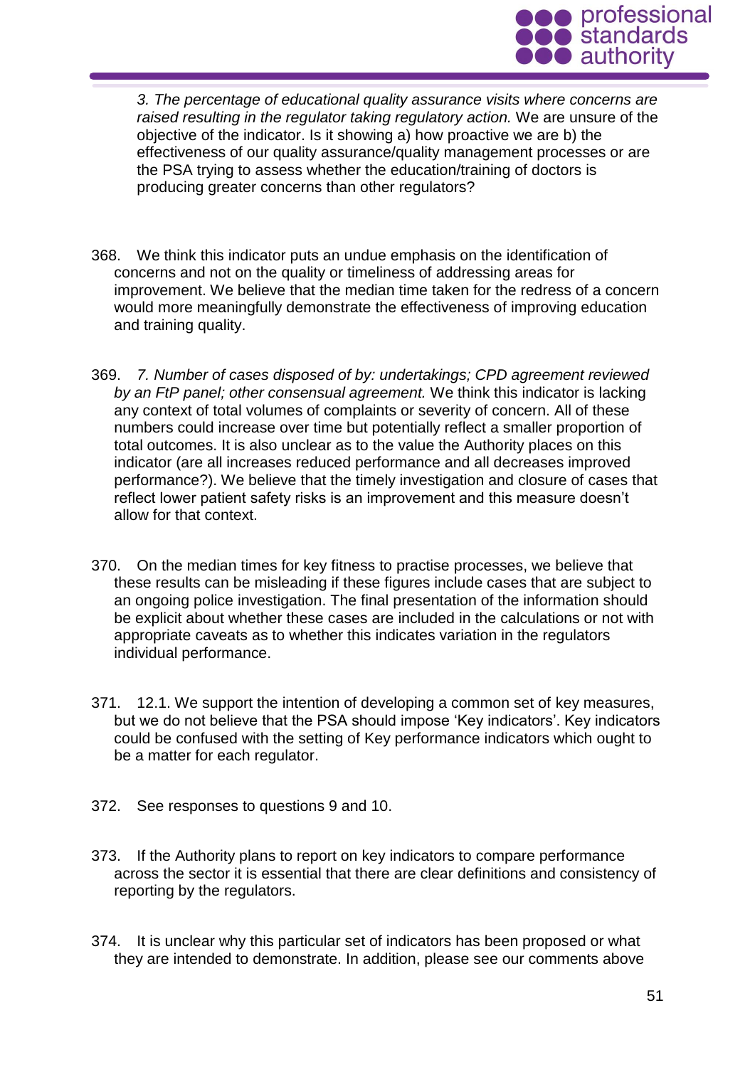*3. The percentage of educational quality assurance visits where concerns are raised resulting in the regulator taking regulatory action.* We are unsure of the objective of the indicator. Is it showing a) how proactive we are b) the effectiveness of our quality assurance/quality management processes or are the PSA trying to assess whether the education/training of doctors is producing greater concerns than other regulators?

368. We think this indicator puts an undue emphasis on the identification of concerns and not on the quality or timeliness of addressing areas for improvement. We believe that the median time taken for the redress of a concern would more meaningfully demonstrate the effectiveness of improving education and training quality.

369. *7. Number of cases disposed of by: undertakings; CPD agreement reviewed by an FtP panel; other consensual agreement.* We think this indicator is lacking any context of total volumes of complaints or severity of concern. All of these numbers could increase over time but potentially reflect a smaller proportion of total outcomes. It is also unclear as to the value the Authority places on this indicator (are all increases reduced performance and all decreases improved performance?). We believe that the timely investigation and closure of cases that reflect lower patient safety risks is an improvement and this measure doesn't allow for that context.

370. On the median times for key fitness to practise processes, we believe that these results can be misleading if these figures include cases that are subject to an ongoing police investigation. The final presentation of the information should be explicit about whether these cases are included in the calculations or not with appropriate caveats as to whether this indicates variation in the regulators individual performance.

371. 12.1. We support the intention of developing a common set of key measures, but we do not believe that the PSA should impose 'Key indicators'. Key indicators could be confused with the setting of Key performance indicators which ought to be a matter for each regulator.

372. See responses to questions 9 and 10.

373. If the Authority plans to report on key indicators to compare performance across the sector it is essential that there are clear definitions and consistency of reporting by the regulators.

374. It is unclear why this particular set of indicators has been proposed or what they are intended to demonstrate. In addition, please see our comments above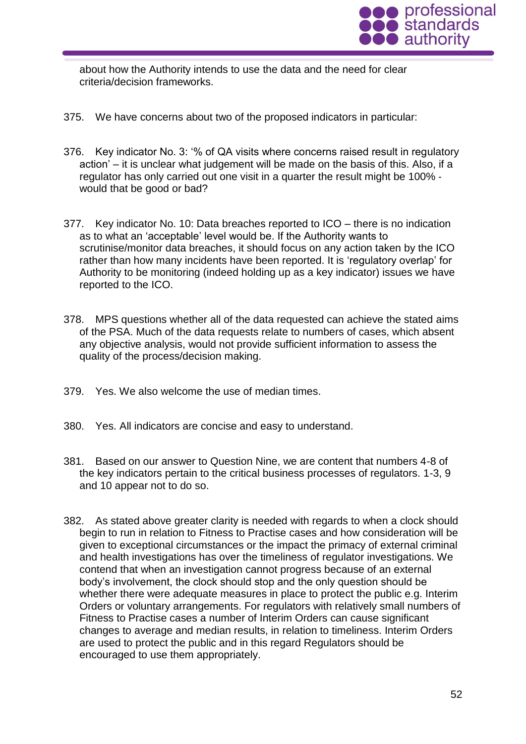about how the Authority intends to use the data and the need for clear criteria/decision frameworks.

375. We have concerns about two of the proposed indicators in particular:

376. Key indicator No. 3: '% of QA visits where concerns raised result in regulatory action' – it is unclear what judgement will be made on the basis of this. Also, if a regulator has only carried out one visit in a quarter the result might be 100% - would that be good or bad?

377. Key indicator No. 10: Data breaches reported to ICO – there is no indication as to what an 'acceptable' level would be. If the Authority wants to scrutinise/monitor data breaches, it should focus on any action taken by the ICO rather than how many incidents have been reported. It is 'regulatory overlap' for Authority to be monitoring (indeed holding up as a key indicator) issues we have reported to the ICO.

378. MPS questions whether all of the data requested can achieve the stated aims of the PSA. Much of the data requests relate to numbers of cases, which absent any objective analysis, would not provide sufficient information to assess the quality of the process/decision making.

379. Yes. We also welcome the use of median times.

380. Yes. All indicators are concise and easy to understand.

381. Based on our answer to Question Nine, we are content that numbers 4-8 of the key indicators pertain to the critical business processes of regulators. 1-3, 9 and 10 appear not to do so.

382. As stated above greater clarity is needed with regards to when a clock should begin to run in relation to Fitness to Practise cases and how consideration will be given to exceptional circumstances or the impact the primacy of external criminal and health investigations has over the timeliness of regulator investigations. We contend that when an investigation cannot progress because of an external body's involvement, the clock should stop and the only question should be whether there were adequate measures in place to protect the public e.g. Interim Orders or voluntary arrangements. For regulators with relatively small numbers of Fitness to Practise cases a number of Interim Orders can cause significant changes to average and median results, in relation to timeliness. Interim Orders are used to protect the public and in this regard Regulators should be encouraged to use them appropriately.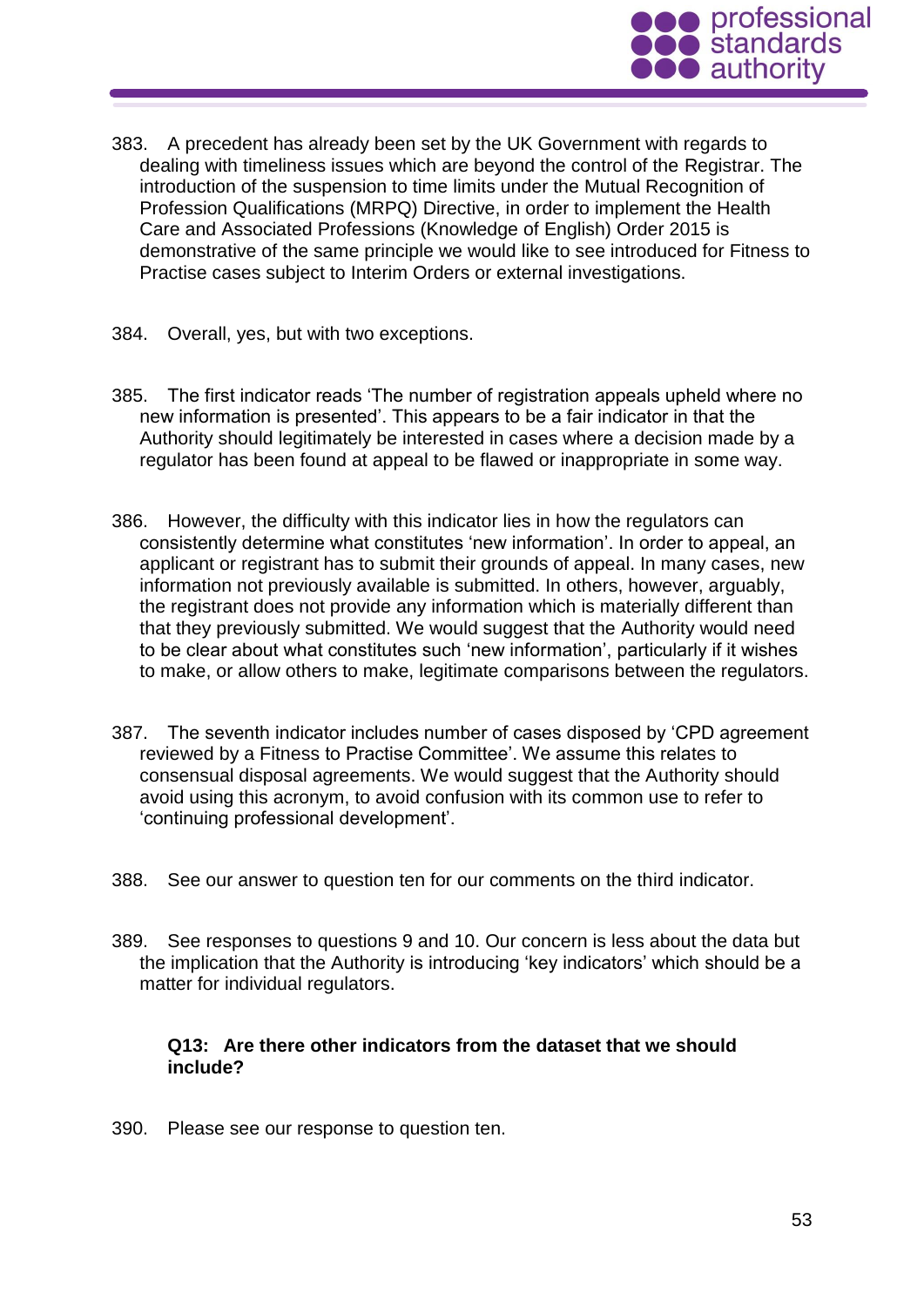383. A precedent has already been set by the UK Government with regards to dealing with timeliness issues which are beyond the control of the Registrar. The introduction of the suspension to time limits under the Mutual Recognition of Profession Qualifications (MRPQ) Directive, in order to implement the Health Care and Associated Professions (Knowledge of English) Order 2015 is demonstrative of the same principle we would like to see introduced for Fitness to Practise cases subject to Interim Orders or external investigations.

384. Overall, yes, but with two exceptions.

385. The first indicator reads 'The number of registration appeals upheld where no new information is presented'. This appears to be a fair indicator in that the Authority should legitimately be interested in cases where a decision made by a regulator has been found at appeal to be flawed or inappropriate in some way.

386. However, the difficulty with this indicator lies in how the regulators can consistently determine what constitutes 'new information'. In order to appeal, an applicant or registrant has to submit their grounds of appeal. In many cases, new information not previously available is submitted. In others, however, arguably, the registrant does not provide any information which is materially different than that they previously submitted. We would suggest that the Authority would need to be clear about what constitutes such 'new information', particularly if it wishes to make, or allow others to make, legitimate comparisons between the regulators.

387. The seventh indicator includes number of cases disposed by 'CPD agreement reviewed by a Fitness to Practise Committee'. We assume this relates to consensual disposal agreements. We would suggest that the Authority should avoid using this acronym, to avoid confusion with its common use to refer to 'continuing professional development'.

388. See our answer to question ten for our comments on the third indicator.

389. See responses to questions 9 and 10. Our concern is less about the data but the implication that the Authority is introducing 'key indicators' which should be a matter for individual regulators.

**Q13: Are there other indicators from the dataset that we should include?**

390. Please see our response to question ten.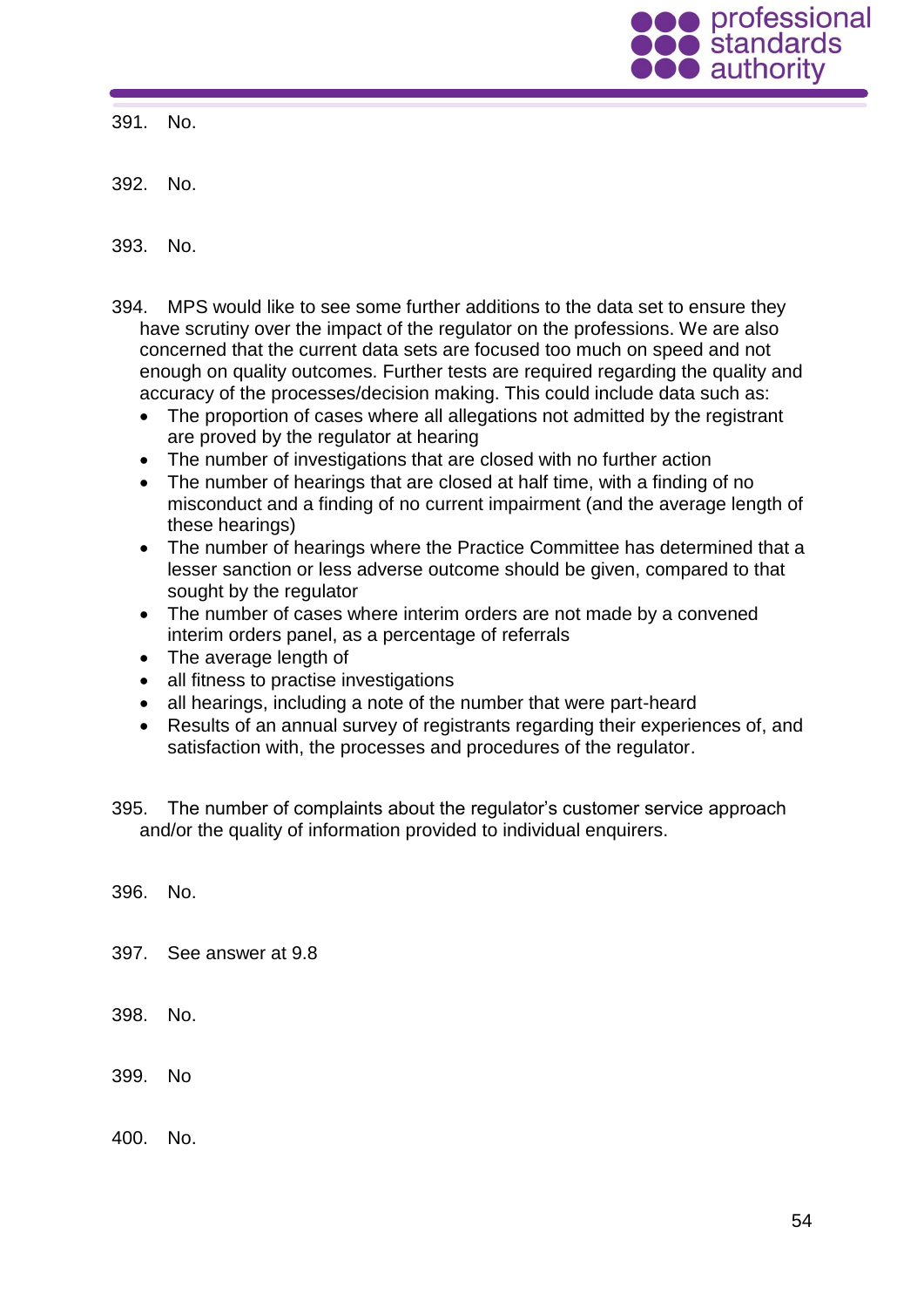391. No.

392. No.

393. No.

394. MPS would like to see some further additions to the data set to ensure they have scrutiny over the impact of the regulator on the professions. We are also concerned that the current data sets are focused too much on speed and not enough on quality outcomes. Further tests are required regarding the quality and accuracy of the processes/decision making. This could include data such as:
    - The proportion of cases where all allegations not admitted by the registrant are proved by the regulator at hearing
    - The number of investigations that are closed with no further action
    - The number of hearings that are closed at half time, with a finding of no misconduct and a finding of no current impairment (and the average length of these hearings)
    - The number of hearings where the Practice Committee has determined that a lesser sanction or less adverse outcome should be given, compared to that sought by the regulator
    - The number of cases where interim orders are not made by a convened interim orders panel, as a percentage of referrals
    - The average length of
    - all fitness to practise investigations
    - all hearings, including a note of the number that were part-heard
    - Results of an annual survey of registrants regarding their experiences of, and satisfaction with, the processes and procedures of the regulator.

395. The number of complaints about the regulator's customer service approach and/or the quality of information provided to individual enquirers.

396. No.

397. See answer at 9.8

398. No.

399. No

400. No.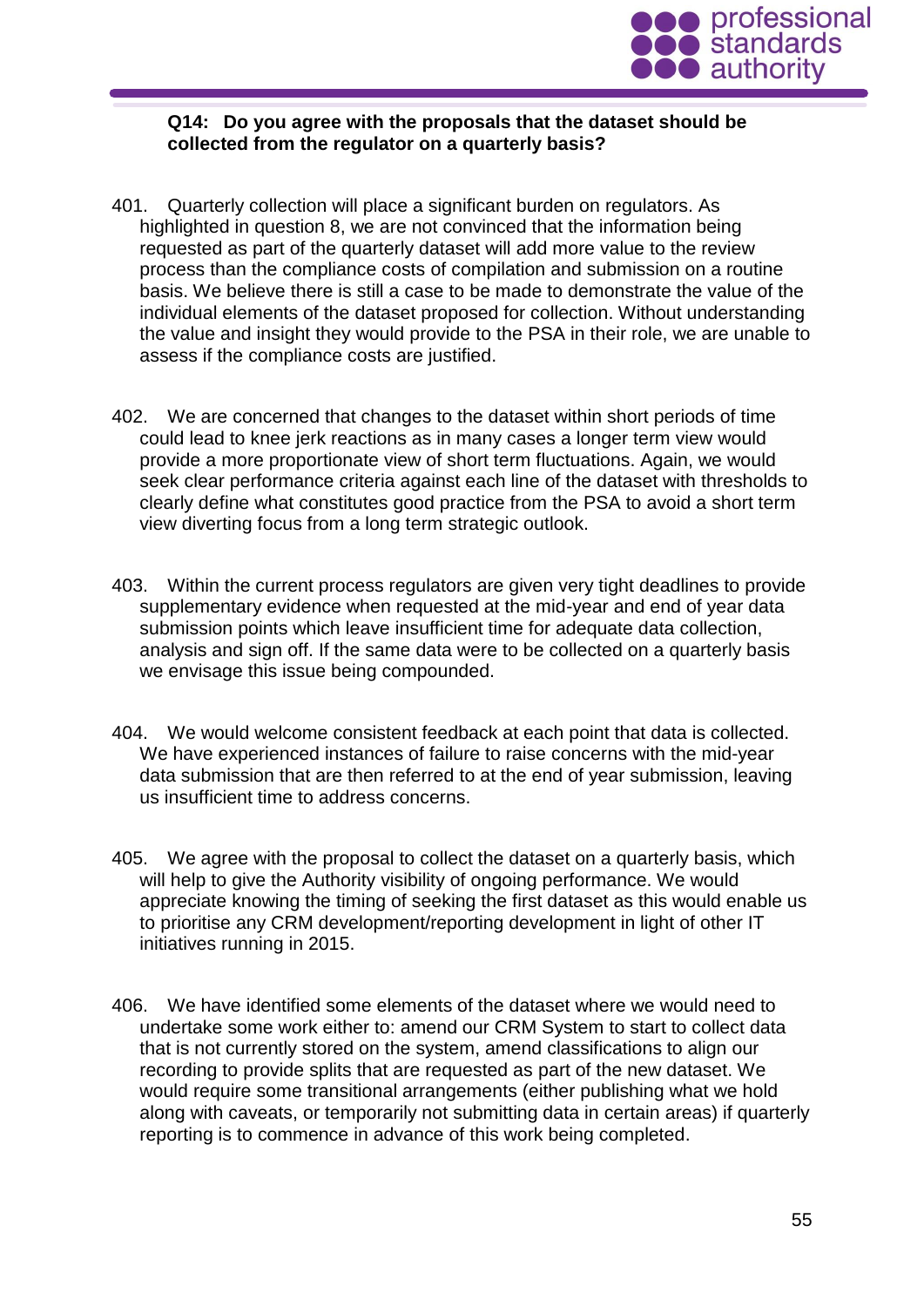**Q14: Do you agree with the proposals that the dataset should be collected from the regulator on a quarterly basis?**

401. Quarterly collection will place a significant burden on regulators. As highlighted in question 8, we are not convinced that the information being requested as part of the quarterly dataset will add more value to the review process than the compliance costs of compilation and submission on a routine basis. We believe there is still a case to be made to demonstrate the value of the individual elements of the dataset proposed for collection. Without understanding the value and insight they would provide to the PSA in their role, we are unable to assess if the compliance costs are justified.

402. We are concerned that changes to the dataset within short periods of time could lead to knee jerk reactions as in many cases a longer term view would provide a more proportionate view of short term fluctuations. Again, we would seek clear performance criteria against each line of the dataset with thresholds to clearly define what constitutes good practice from the PSA to avoid a short term view diverting focus from a long term strategic outlook.

403. Within the current process regulators are given very tight deadlines to provide supplementary evidence when requested at the mid-year and end of year data submission points which leave insufficient time for adequate data collection, analysis and sign off. If the same data were to be collected on a quarterly basis we envisage this issue being compounded.

404. We would welcome consistent feedback at each point that data is collected. We have experienced instances of failure to raise concerns with the mid-year data submission that are then referred to at the end of year submission, leaving us insufficient time to address concerns.

405. We agree with the proposal to collect the dataset on a quarterly basis, which will help to give the Authority visibility of ongoing performance. We would appreciate knowing the timing of seeking the first dataset as this would enable us to prioritise any CRM development/reporting development in light of other IT initiatives running in 2015.

406. We have identified some elements of the dataset where we would need to undertake some work either to: amend our CRM System to start to collect data that is not currently stored on the system, amend classifications to align our recording to provide splits that are requested as part of the new dataset. We would require some transitional arrangements (either publishing what we hold along with caveats, or temporarily not submitting data in certain areas) if quarterly reporting is to commence in advance of this work being completed.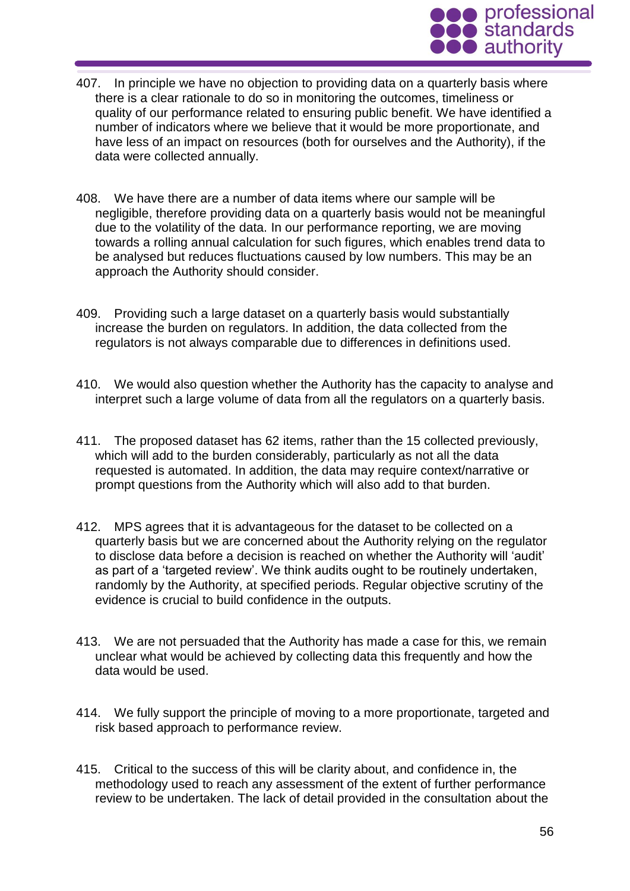407. In principle we have no objection to providing data on a quarterly basis where there is a clear rationale to do so in monitoring the outcomes, timeliness or quality of our performance related to ensuring public benefit. We have identified a number of indicators where we believe that it would be more proportionate, and have less of an impact on resources (both for ourselves and the Authority), if the data were collected annually.

408. We have there are a number of data items where our sample will be negligible, therefore providing data on a quarterly basis would not be meaningful due to the volatility of the data. In our performance reporting, we are moving towards a rolling annual calculation for such figures, which enables trend data to be analysed but reduces fluctuations caused by low numbers. This may be an approach the Authority should consider.

409. Providing such a large dataset on a quarterly basis would substantially increase the burden on regulators. In addition, the data collected from the regulators is not always comparable due to differences in definitions used.

410. We would also question whether the Authority has the capacity to analyse and interpret such a large volume of data from all the regulators on a quarterly basis.

411. The proposed dataset has 62 items, rather than the 15 collected previously, which will add to the burden considerably, particularly as not all the data requested is automated. In addition, the data may require context/narrative or prompt questions from the Authority which will also add to that burden.

412. MPS agrees that it is advantageous for the dataset to be collected on a quarterly basis but we are concerned about the Authority relying on the regulator to disclose data before a decision is reached on whether the Authority will 'audit' as part of a 'targeted review'. We think audits ought to be routinely undertaken, randomly by the Authority, at specified periods. Regular objective scrutiny of the evidence is crucial to build confidence in the outputs.

413. We are not persuaded that the Authority has made a case for this, we remain unclear what would be achieved by collecting data this frequently and how the data would be used.

414. We fully support the principle of moving to a more proportionate, targeted and risk based approach to performance review.

415. Critical to the success of this will be clarity about, and confidence in, the methodology used to reach any assessment of the extent of further performance review to be undertaken. The lack of detail provided in the consultation about the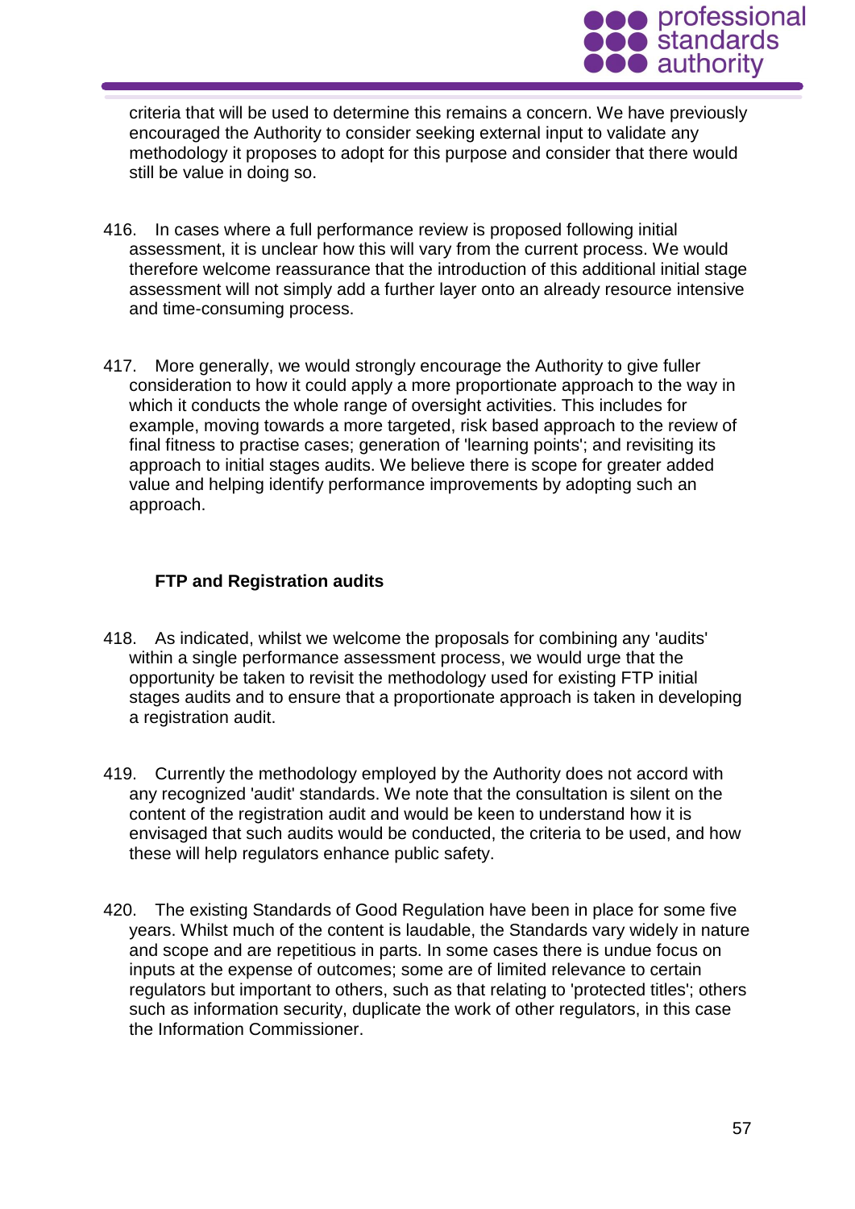criteria that will be used to determine this remains a concern. We have previously encouraged the Authority to consider seeking external input to validate any methodology it proposes to adopt for this purpose and consider that there would still be value in doing so.

416. In cases where a full performance review is proposed following initial assessment, it is unclear how this will vary from the current process. We would therefore welcome reassurance that the introduction of this additional initial stage assessment will not simply add a further layer onto an already resource intensive and time-consuming process.

417. More generally, we would strongly encourage the Authority to give fuller consideration to how it could apply a more proportionate approach to the way in which it conducts the whole range of oversight activities. This includes for example, moving towards a more targeted, risk based approach to the review of final fitness to practise cases; generation of 'learning points'; and revisiting its approach to initial stages audits. We believe there is scope for greater added value and helping identify performance improvements by adopting such an approach.

**FTP and Registration audits**

418. As indicated, whilst we welcome the proposals for combining any 'audits' within a single performance assessment process, we would urge that the opportunity be taken to revisit the methodology used for existing FTP initial stages audits and to ensure that a proportionate approach is taken in developing a registration audit.

419. Currently the methodology employed by the Authority does not accord with any recognized 'audit' standards. We note that the consultation is silent on the content of the registration audit and would be keen to understand how it is envisaged that such audits would be conducted, the criteria to be used, and how these will help regulators enhance public safety.

420. The existing Standards of Good Regulation have been in place for some five years. Whilst much of the content is laudable, the Standards vary widely in nature and scope and are repetitious in parts. In some cases there is undue focus on inputs at the expense of outcomes; some are of limited relevance to certain regulators but important to others, such as that relating to 'protected titles'; others such as information security, duplicate the work of other regulators, in this case the Information Commissioner.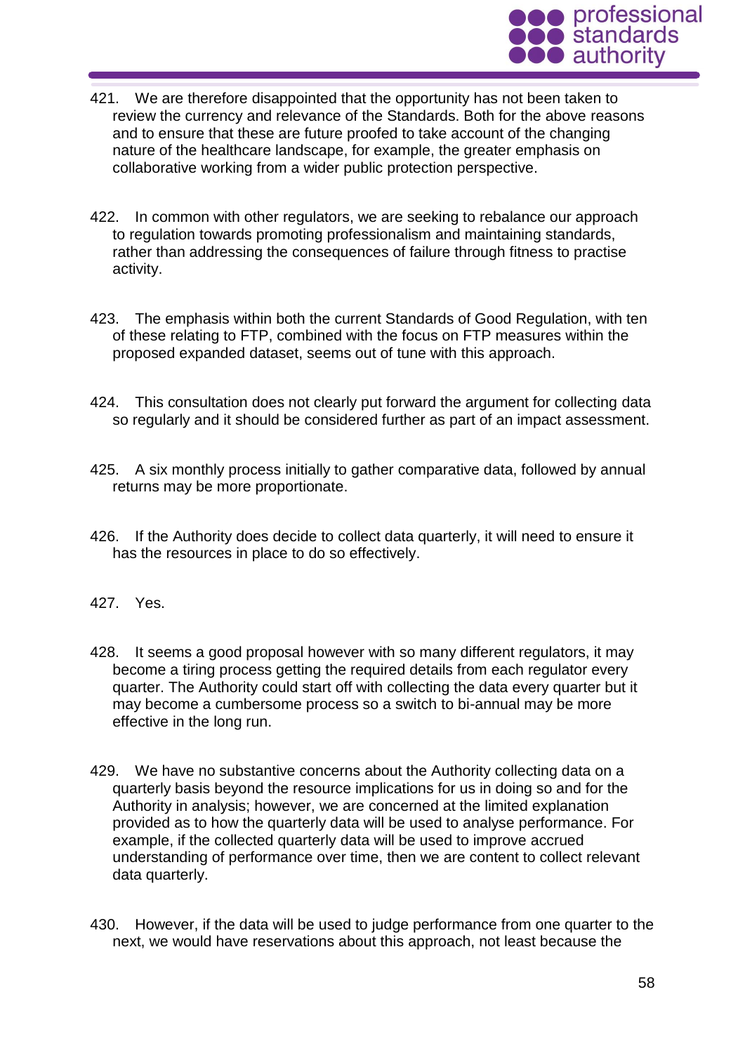421. We are therefore disappointed that the opportunity has not been taken to review the currency and relevance of the Standards. Both for the above reasons and to ensure that these are future proofed to take account of the changing nature of the healthcare landscape, for example, the greater emphasis on collaborative working from a wider public protection perspective.

422. In common with other regulators, we are seeking to rebalance our approach to regulation towards promoting professionalism and maintaining standards, rather than addressing the consequences of failure through fitness to practise activity.

423. The emphasis within both the current Standards of Good Regulation, with ten of these relating to FTP, combined with the focus on FTP measures within the proposed expanded dataset, seems out of tune with this approach.

424. This consultation does not clearly put forward the argument for collecting data so regularly and it should be considered further as part of an impact assessment.

425. A six monthly process initially to gather comparative data, followed by annual returns may be more proportionate.

426. If the Authority does decide to collect data quarterly, it will need to ensure it has the resources in place to do so effectively.

427. Yes.

428. It seems a good proposal however with so many different regulators, it may become a tiring process getting the required details from each regulator every quarter. The Authority could start off with collecting the data every quarter but it may become a cumbersome process so a switch to bi-annual may be more effective in the long run.

429. We have no substantive concerns about the Authority collecting data on a quarterly basis beyond the resource implications for us in doing so and for the Authority in analysis; however, we are concerned at the limited explanation provided as to how the quarterly data will be used to analyse performance. For example, if the collected quarterly data will be used to improve accrued understanding of performance over time, then we are content to collect relevant data quarterly.

430. However, if the data will be used to judge performance from one quarter to the next, we would have reservations about this approach, not least because the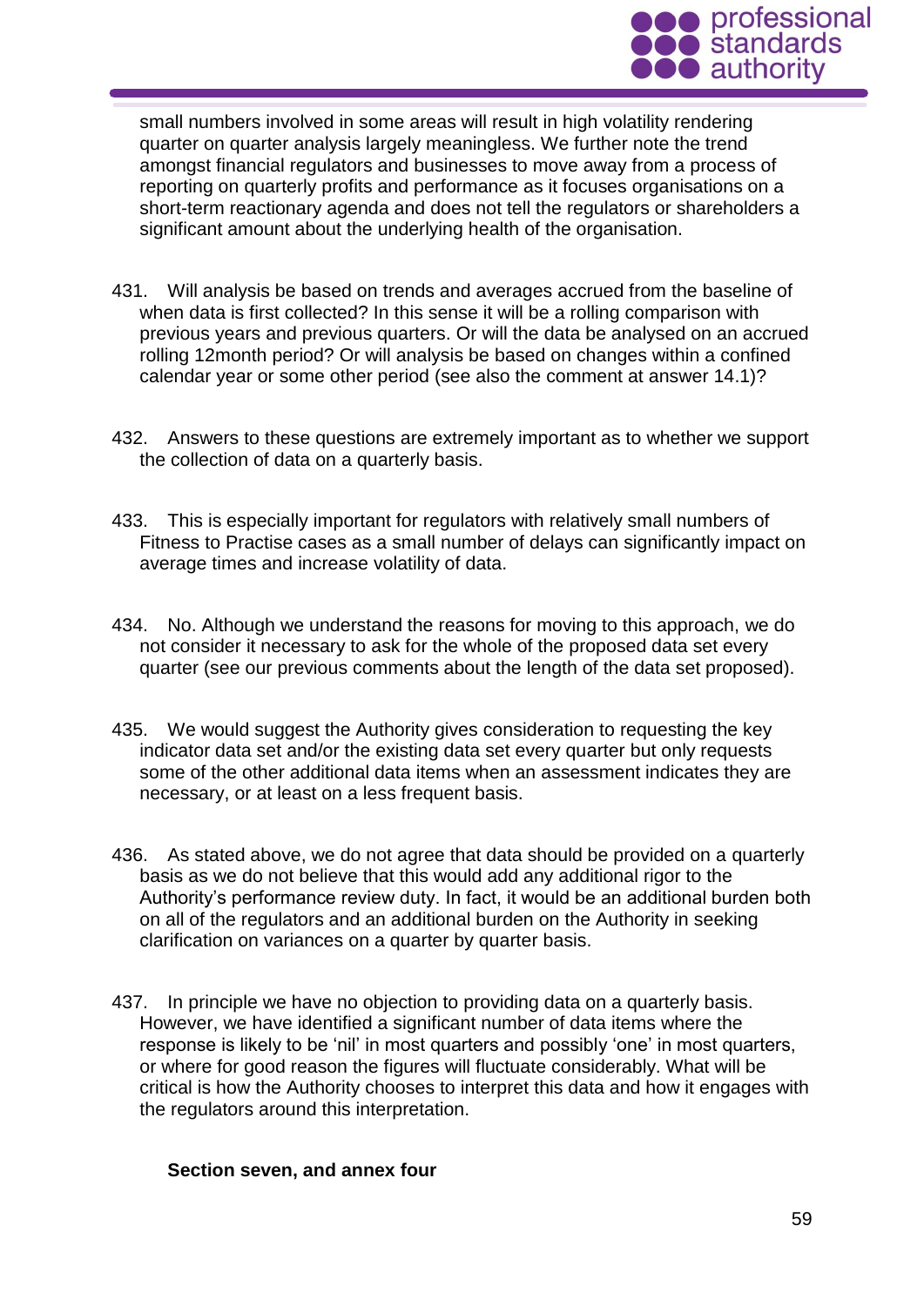small numbers involved in some areas will result in high volatility rendering quarter on quarter analysis largely meaningless. We further note the trend amongst financial regulators and businesses to move away from a process of reporting on quarterly profits and performance as it focuses organisations on a short-term reactionary agenda and does not tell the regulators or shareholders a significant amount about the underlying health of the organisation.

431. Will analysis be based on trends and averages accrued from the baseline of when data is first collected? In this sense it will be a rolling comparison with previous years and previous quarters. Or will the data be analysed on an accrued rolling 12month period? Or will analysis be based on changes within a confined calendar year or some other period (see also the comment at answer 14.1)?

432. Answers to these questions are extremely important as to whether we support the collection of data on a quarterly basis.

433. This is especially important for regulators with relatively small numbers of Fitness to Practise cases as a small number of delays can significantly impact on average times and increase volatility of data.

434. No. Although we understand the reasons for moving to this approach, we do not consider it necessary to ask for the whole of the proposed data set every quarter (see our previous comments about the length of the data set proposed).

435. We would suggest the Authority gives consideration to requesting the key indicator data set and/or the existing data set every quarter but only requests some of the other additional data items when an assessment indicates they are necessary, or at least on a less frequent basis.

436. As stated above, we do not agree that data should be provided on a quarterly basis as we do not believe that this would add any additional rigor to the Authority's performance review duty. In fact, it would be an additional burden both on all of the regulators and an additional burden on the Authority in seeking clarification on variances on a quarter by quarter basis.

437. In principle we have no objection to providing data on a quarterly basis. However, we have identified a significant number of data items where the response is likely to be 'nil' in most quarters and possibly 'one' in most quarters, or where for good reason the figures will fluctuate considerably. What will be critical is how the Authority chooses to interpret this data and how it engages with the regulators around this interpretation.

**Section seven, and annex four**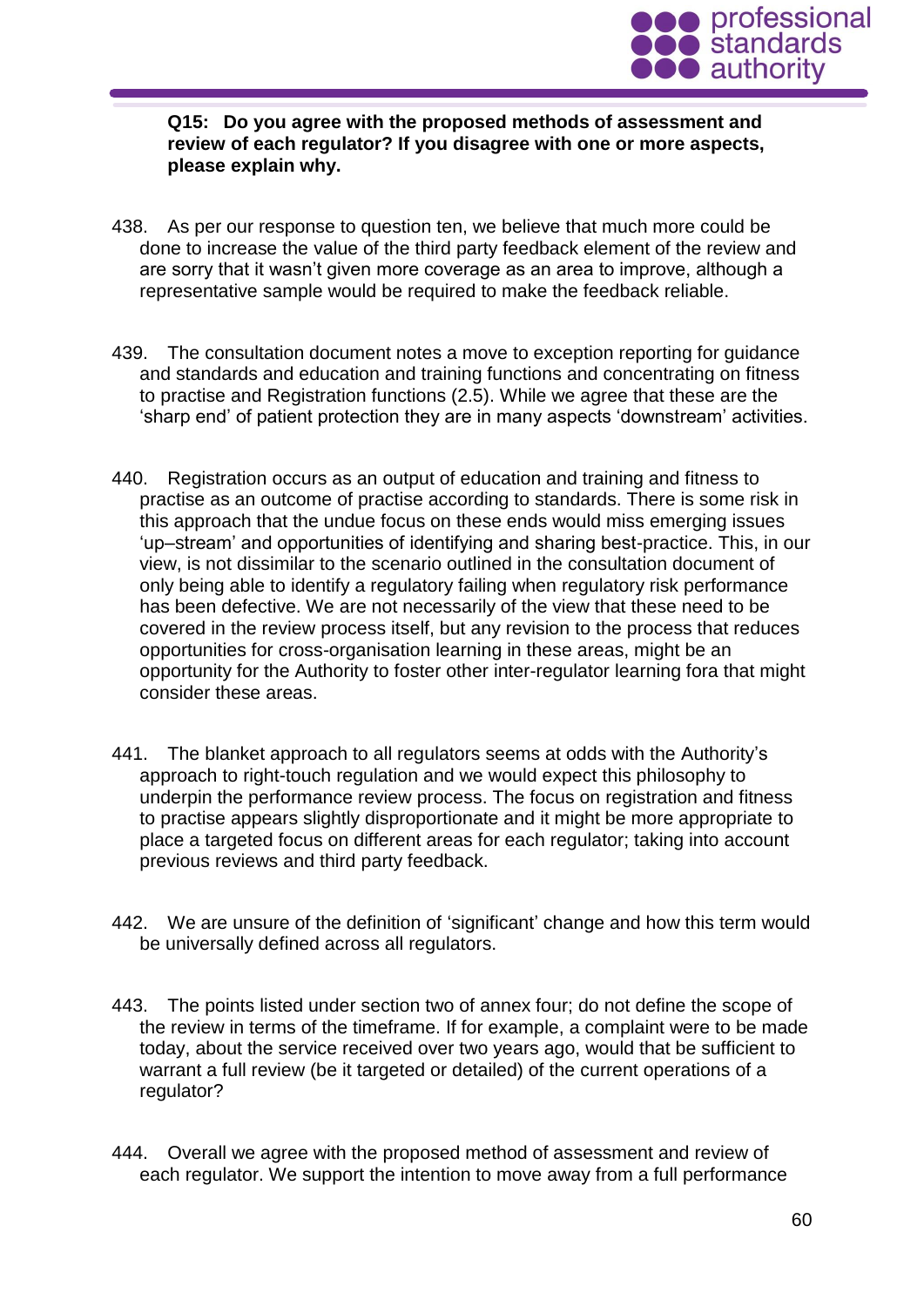**Q15: Do you agree with the proposed methods of assessment and review of each regulator? If you disagree with one or more aspects, please explain why.**

438. As per our response to question ten, we believe that much more could be done to increase the value of the third party feedback element of the review and are sorry that it wasn't given more coverage as an area to improve, although a representative sample would be required to make the feedback reliable.

439. The consultation document notes a move to exception reporting for guidance and standards and education and training functions and concentrating on fitness to practise and Registration functions (2.5). While we agree that these are the 'sharp end' of patient protection they are in many aspects 'downstream' activities.

440. Registration occurs as an output of education and training and fitness to practise as an outcome of practise according to standards. There is some risk in this approach that the undue focus on these ends would miss emerging issues 'up–stream' and opportunities of identifying and sharing best-practice. This, in our view, is not dissimilar to the scenario outlined in the consultation document of only being able to identify a regulatory failing when regulatory risk performance has been defective. We are not necessarily of the view that these need to be covered in the review process itself, but any revision to the process that reduces opportunities for cross-organisation learning in these areas, might be an opportunity for the Authority to foster other inter-regulator learning fora that might consider these areas.

441. The blanket approach to all regulators seems at odds with the Authority's approach to right-touch regulation and we would expect this philosophy to underpin the performance review process. The focus on registration and fitness to practise appears slightly disproportionate and it might be more appropriate to place a targeted focus on different areas for each regulator; taking into account previous reviews and third party feedback.

442. We are unsure of the definition of 'significant' change and how this term would be universally defined across all regulators.

443. The points listed under section two of annex four; do not define the scope of the review in terms of the timeframe. If for example, a complaint were to be made today, about the service received over two years ago, would that be sufficient to warrant a full review (be it targeted or detailed) of the current operations of a regulator?

444. Overall we agree with the proposed method of assessment and review of each regulator. We support the intention to move away from a full performance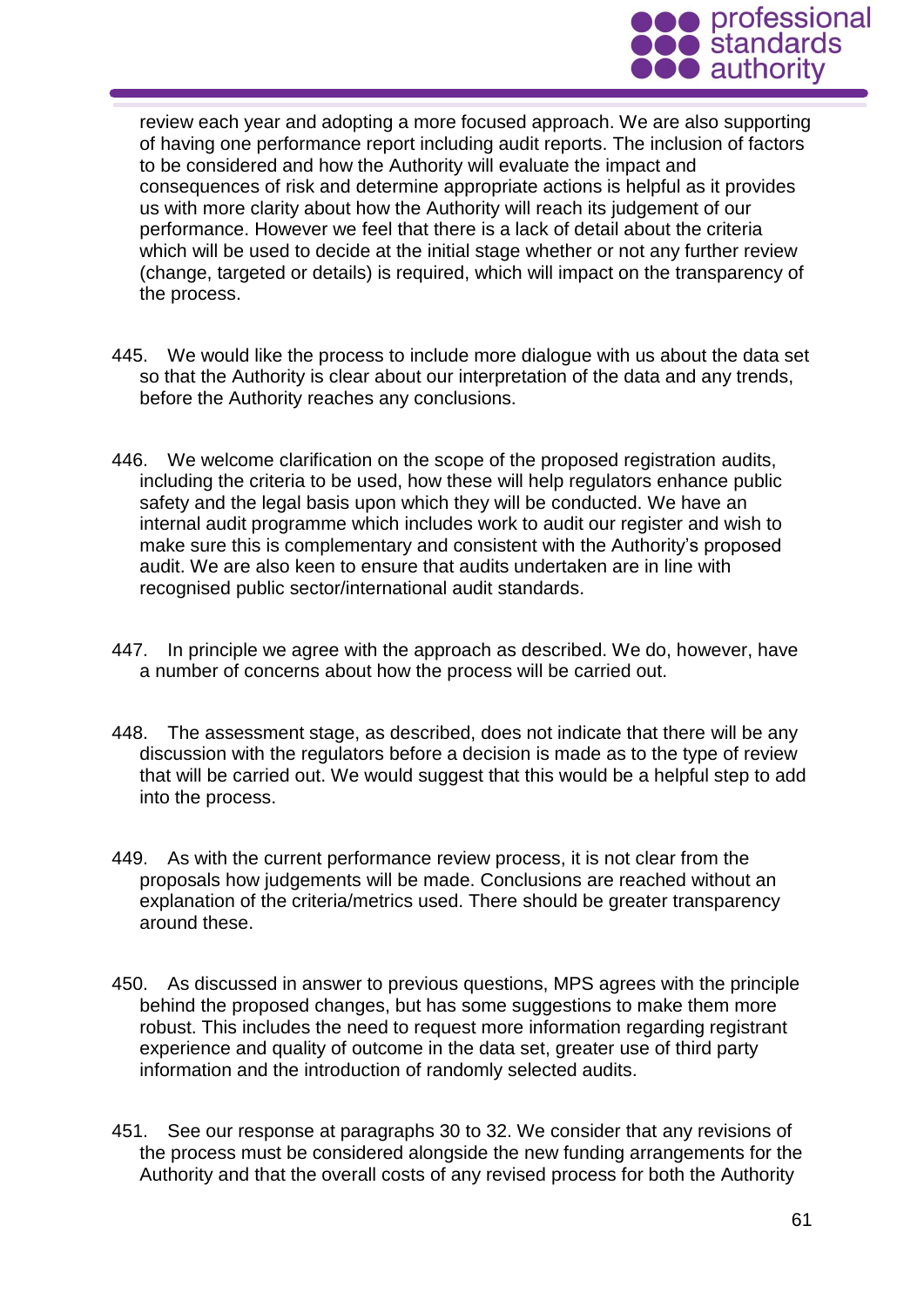review each year and adopting a more focused approach. We are also supporting of having one performance report including audit reports. The inclusion of factors to be considered and how the Authority will evaluate the impact and consequences of risk and determine appropriate actions is helpful as it provides us with more clarity about how the Authority will reach its judgement of our performance. However we feel that there is a lack of detail about the criteria which will be used to decide at the initial stage whether or not any further review (change, targeted or details) is required, which will impact on the transparency of the process.

445. We would like the process to include more dialogue with us about the data set so that the Authority is clear about our interpretation of the data and any trends, before the Authority reaches any conclusions.

446. We welcome clarification on the scope of the proposed registration audits, including the criteria to be used, how these will help regulators enhance public safety and the legal basis upon which they will be conducted. We have an internal audit programme which includes work to audit our register and wish to make sure this is complementary and consistent with the Authority's proposed audit. We are also keen to ensure that audits undertaken are in line with recognised public sector/international audit standards.

447. In principle we agree with the approach as described. We do, however, have a number of concerns about how the process will be carried out.

448. The assessment stage, as described, does not indicate that there will be any discussion with the regulators before a decision is made as to the type of review that will be carried out. We would suggest that this would be a helpful step to add into the process.

449. As with the current performance review process, it is not clear from the proposals how judgements will be made. Conclusions are reached without an explanation of the criteria/metrics used. There should be greater transparency around these.

450. As discussed in answer to previous questions, MPS agrees with the principle behind the proposed changes, but has some suggestions to make them more robust. This includes the need to request more information regarding registrant experience and quality of outcome in the data set, greater use of third party information and the introduction of randomly selected audits.

451. See our response at paragraphs 30 to 32. We consider that any revisions of the process must be considered alongside the new funding arrangements for the Authority and that the overall costs of any revised process for both the Authority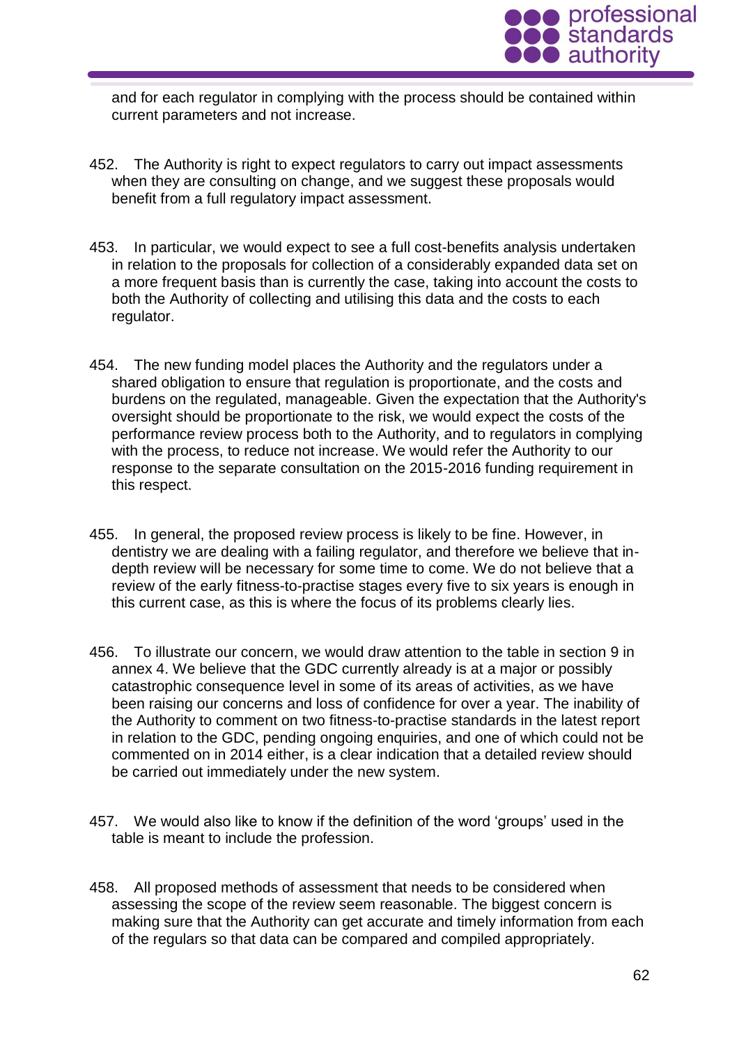and for each regulator in complying with the process should be contained within current parameters and not increase.

452. The Authority is right to expect regulators to carry out impact assessments when they are consulting on change, and we suggest these proposals would benefit from a full regulatory impact assessment.

453. In particular, we would expect to see a full cost-benefits analysis undertaken in relation to the proposals for collection of a considerably expanded data set on a more frequent basis than is currently the case, taking into account the costs to both the Authority of collecting and utilising this data and the costs to each regulator.

454. The new funding model places the Authority and the regulators under a shared obligation to ensure that regulation is proportionate, and the costs and burdens on the regulated, manageable. Given the expectation that the Authority's oversight should be proportionate to the risk, we would expect the costs of the performance review process both to the Authority, and to regulators in complying with the process, to reduce not increase. We would refer the Authority to our response to the separate consultation on the 2015-2016 funding requirement in this respect.

455. In general, the proposed review process is likely to be fine. However, in dentistry we are dealing with a failing regulator, and therefore we believe that in-depth review will be necessary for some time to come. We do not believe that a review of the early fitness-to-practise stages every five to six years is enough in this current case, as this is where the focus of its problems clearly lies.

456. To illustrate our concern, we would draw attention to the table in section 9 in annex 4. We believe that the GDC currently already is at a major or possibly catastrophic consequence level in some of its areas of activities, as we have been raising our concerns and loss of confidence for over a year. The inability of the Authority to comment on two fitness-to-practise standards in the latest report in relation to the GDC, pending ongoing enquiries, and one of which could not be commented on in 2014 either, is a clear indication that a detailed review should be carried out immediately under the new system.

457. We would also like to know if the definition of the word 'groups' used in the table is meant to include the profession.

458. All proposed methods of assessment that needs to be considered when assessing the scope of the review seem reasonable. The biggest concern is making sure that the Authority can get accurate and timely information from each of the regulars so that data can be compared and compiled appropriately.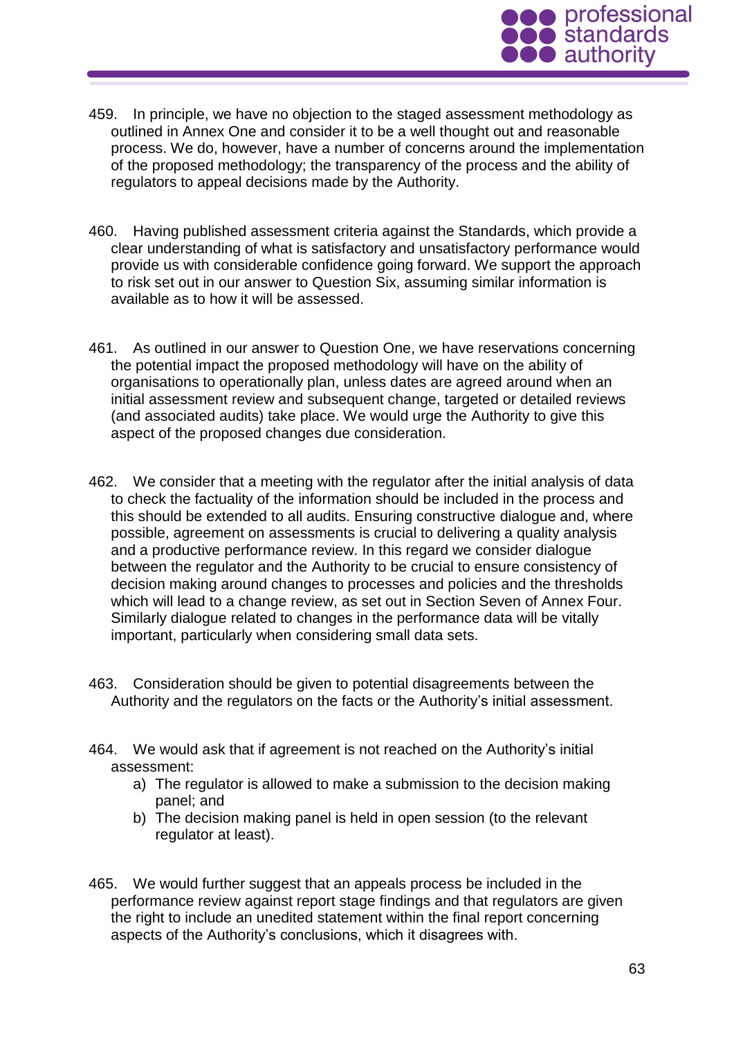459. In principle, we have no objection to the staged assessment methodology as outlined in Annex One and consider it to be a well thought out and reasonable process. We do, however, have a number of concerns around the implementation of the proposed methodology; the transparency of the process and the ability of regulators to appeal decisions made by the Authority.

460. Having published assessment criteria against the Standards, which provide a clear understanding of what is satisfactory and unsatisfactory performance would provide us with considerable confidence going forward. We support the approach to risk set out in our answer to Question Six, assuming similar information is available as to how it will be assessed.

461. As outlined in our answer to Question One, we have reservations concerning the potential impact the proposed methodology will have on the ability of organisations to operationally plan, unless dates are agreed around when an initial assessment review and subsequent change, targeted or detailed reviews (and associated audits) take place. We would urge the Authority to give this aspect of the proposed changes due consideration.

462. We consider that a meeting with the regulator after the initial analysis of data to check the factuality of the information should be included in the process and this should be extended to all audits. Ensuring constructive dialogue and, where possible, agreement on assessments is crucial to delivering a quality analysis and a productive performance review. In this regard we consider dialogue between the regulator and the Authority to be crucial to ensure consistency of decision making around changes to processes and policies and the thresholds which will lead to a change review, as set out in Section Seven of Annex Four. Similarly dialogue related to changes in the performance data will be vitally important, particularly when considering small data sets.

463. Consideration should be given to potential disagreements between the Authority and the regulators on the facts or the Authority's initial assessment.

464. We would ask that if agreement is not reached on the Authority's initial assessment:

a) The regulator is allowed to make a submission to the decision making panel; and
b) The decision making panel is held in open session (to the relevant regulator at least).

465. We would further suggest that an appeals process be included in the performance review against report stage findings and that regulators are given the right to include an unedited statement within the final report concerning aspects of the Authority's conclusions, which it disagrees with.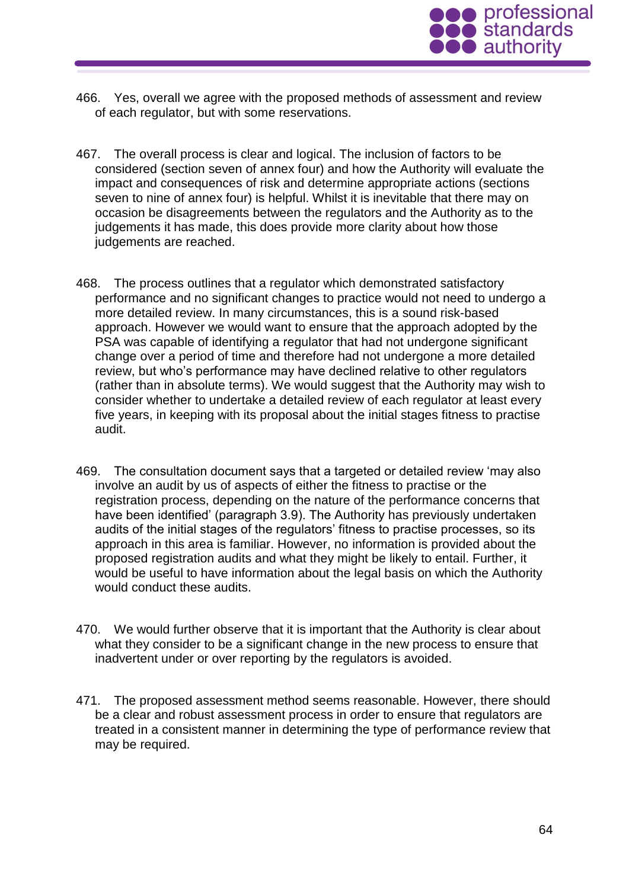466. Yes, overall we agree with the proposed methods of assessment and review of each regulator, but with some reservations.

467. The overall process is clear and logical. The inclusion of factors to be considered (section seven of annex four) and how the Authority will evaluate the impact and consequences of risk and determine appropriate actions (sections seven to nine of annex four) is helpful. Whilst it is inevitable that there may on occasion be disagreements between the regulators and the Authority as to the judgements it has made, this does provide more clarity about how those judgements are reached.

468. The process outlines that a regulator which demonstrated satisfactory performance and no significant changes to practice would not need to undergo a more detailed review. In many circumstances, this is a sound risk-based approach. However we would want to ensure that the approach adopted by the PSA was capable of identifying a regulator that had not undergone significant change over a period of time and therefore had not undergone a more detailed review, but who's performance may have declined relative to other regulators (rather than in absolute terms). We would suggest that the Authority may wish to consider whether to undertake a detailed review of each regulator at least every five years, in keeping with its proposal about the initial stages fitness to practise audit.

469. The consultation document says that a targeted or detailed review 'may also involve an audit by us of aspects of either the fitness to practise or the registration process, depending on the nature of the performance concerns that have been identified' (paragraph 3.9). The Authority has previously undertaken audits of the initial stages of the regulators' fitness to practise processes, so its approach in this area is familiar. However, no information is provided about the proposed registration audits and what they might be likely to entail. Further, it would be useful to have information about the legal basis on which the Authority would conduct these audits.

470. We would further observe that it is important that the Authority is clear about what they consider to be a significant change in the new process to ensure that inadvertent under or over reporting by the regulators is avoided.

471. The proposed assessment method seems reasonable. However, there should be a clear and robust assessment process in order to ensure that regulators are treated in a consistent manner in determining the type of performance review that may be required.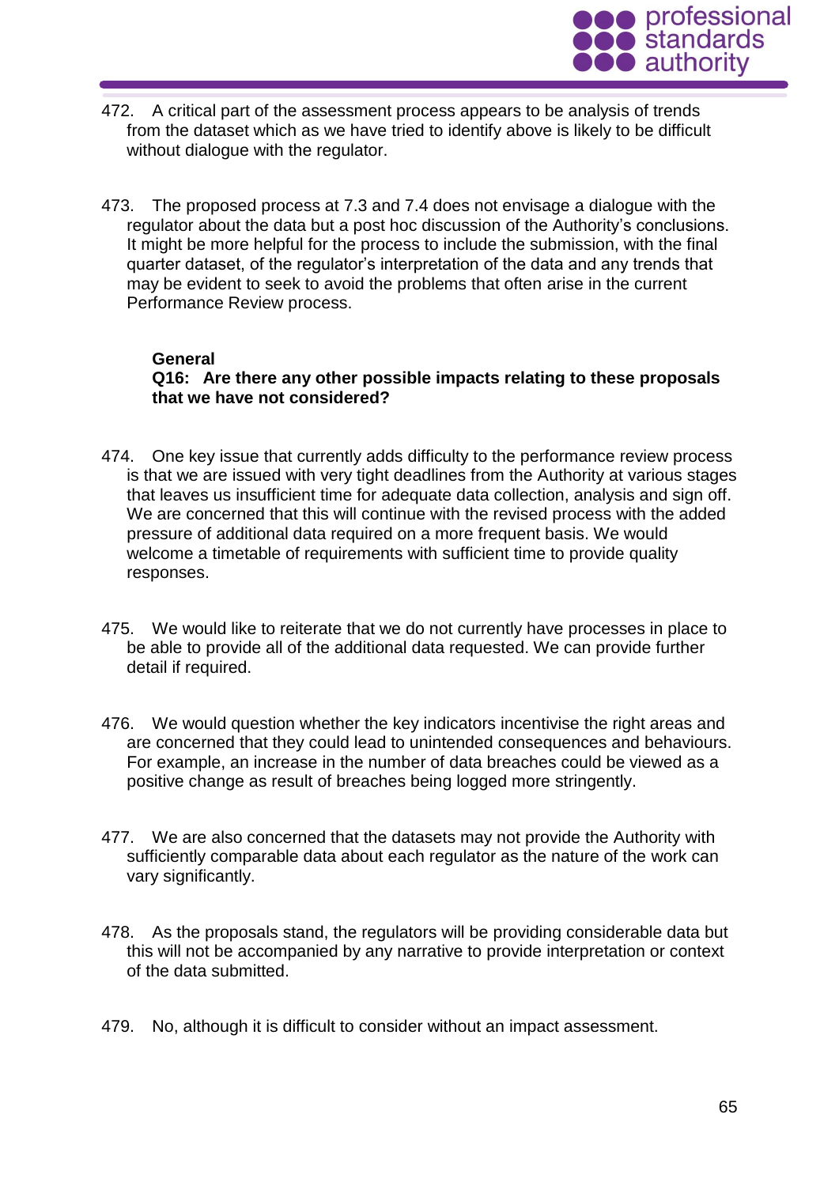472. A critical part of the assessment process appears to be analysis of trends from the dataset which as we have tried to identify above is likely to be difficult without dialogue with the regulator.

473. The proposed process at 7.3 and 7.4 does not envisage a dialogue with the regulator about the data but a post hoc discussion of the Authority's conclusions. It might be more helpful for the process to include the submission, with the final quarter dataset, of the regulator's interpretation of the data and any trends that may be evident to seek to avoid the problems that often arise in the current Performance Review process.

**General**

**Q16: Are there any other possible impacts relating to these proposals that we have not considered?**

474. One key issue that currently adds difficulty to the performance review process is that we are issued with very tight deadlines from the Authority at various stages that leaves us insufficient time for adequate data collection, analysis and sign off. We are concerned that this will continue with the revised process with the added pressure of additional data required on a more frequent basis. We would welcome a timetable of requirements with sufficient time to provide quality responses.

475. We would like to reiterate that we do not currently have processes in place to be able to provide all of the additional data requested. We can provide further detail if required.

476. We would question whether the key indicators incentivise the right areas and are concerned that they could lead to unintended consequences and behaviours. For example, an increase in the number of data breaches could be viewed as a positive change as result of breaches being logged more stringently.

477. We are also concerned that the datasets may not provide the Authority with sufficiently comparable data about each regulator as the nature of the work can vary significantly.

478. As the proposals stand, the regulators will be providing considerable data but this will not be accompanied by any narrative to provide interpretation or context of the data submitted.

479. No, although it is difficult to consider without an impact assessment.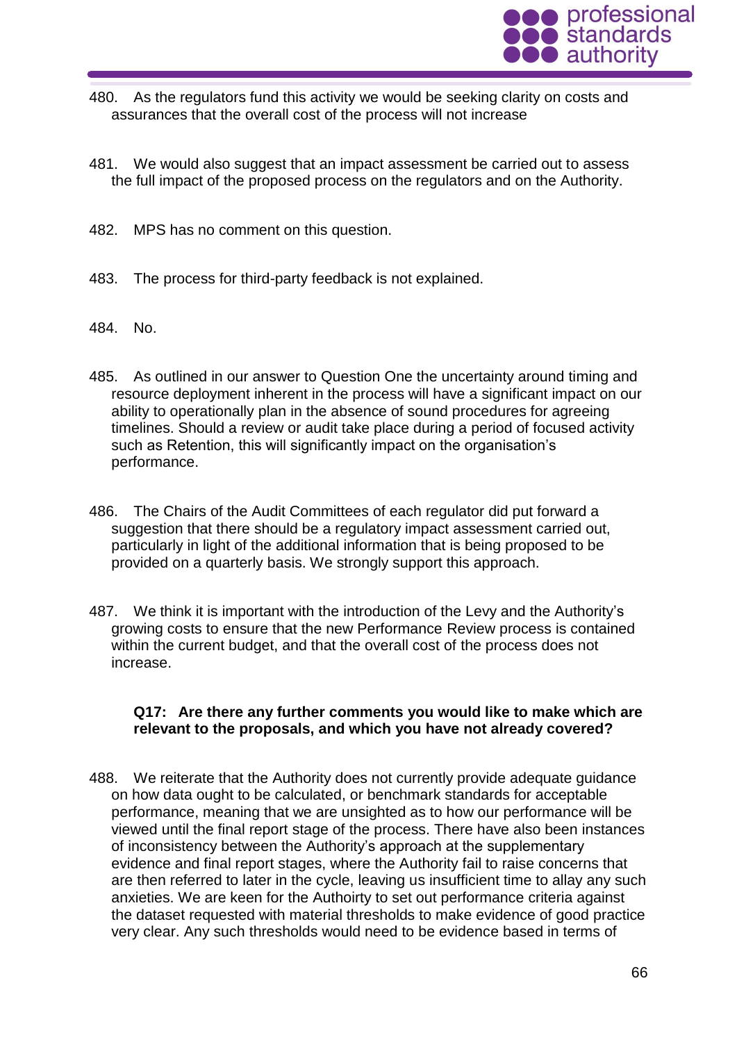480. As the regulators fund this activity we would be seeking clarity on costs and assurances that the overall cost of the process will not increase

481. We would also suggest that an impact assessment be carried out to assess the full impact of the proposed process on the regulators and on the Authority.

482. MPS has no comment on this question.

483. The process for third-party feedback is not explained.

484. No.

485. As outlined in our answer to Question One the uncertainty around timing and resource deployment inherent in the process will have a significant impact on our ability to operationally plan in the absence of sound procedures for agreeing timelines. Should a review or audit take place during a period of focused activity such as Retention, this will significantly impact on the organisation's performance.

486. The Chairs of the Audit Committees of each regulator did put forward a suggestion that there should be a regulatory impact assessment carried out, particularly in light of the additional information that is being proposed to be provided on a quarterly basis. We strongly support this approach.

487. We think it is important with the introduction of the Levy and the Authority's growing costs to ensure that the new Performance Review process is contained within the current budget, and that the overall cost of the process does not increase.

**Q17: Are there any further comments you would like to make which are relevant to the proposals, and which you have not already covered?**

488. We reiterate that the Authority does not currently provide adequate guidance on how data ought to be calculated, or benchmark standards for acceptable performance, meaning that we are unsighted as to how our performance will be viewed until the final report stage of the process. There have also been instances of inconsistency between the Authority's approach at the supplementary evidence and final report stages, where the Authority fail to raise concerns that are then referred to later in the cycle, leaving us insufficient time to allay any such anxieties. We are keen for the Authoirty to set out performance criteria against the dataset requested with material thresholds to make evidence of good practice very clear. Any such thresholds would need to be evidence based in terms of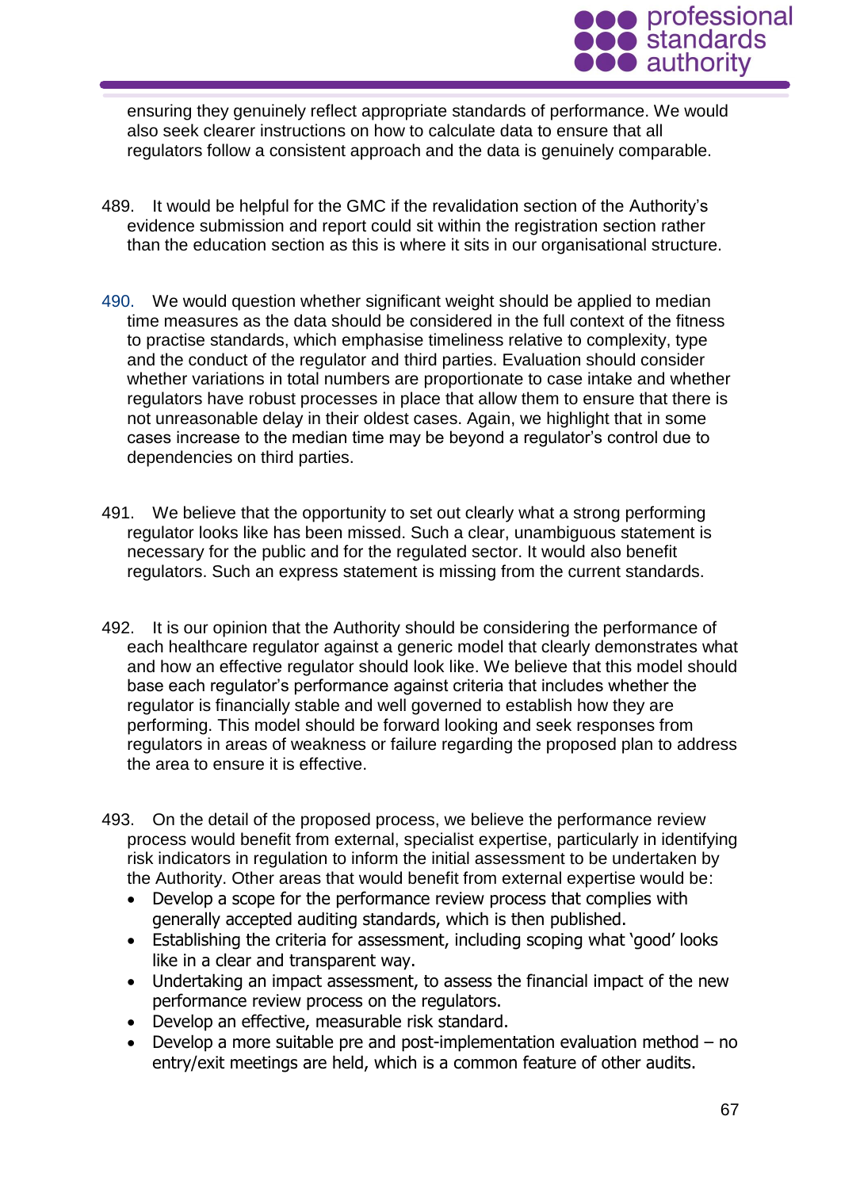ensuring they genuinely reflect appropriate standards of performance. We would also seek clearer instructions on how to calculate data to ensure that all regulators follow a consistent approach and the data is genuinely comparable.

489. It would be helpful for the GMC if the revalidation section of the Authority's evidence submission and report could sit within the registration section rather than the education section as this is where it sits in our organisational structure.

490. We would question whether significant weight should be applied to median time measures as the data should be considered in the full context of the fitness to practise standards, which emphasise timeliness relative to complexity, type and the conduct of the regulator and third parties. Evaluation should consider whether variations in total numbers are proportionate to case intake and whether regulators have robust processes in place that allow them to ensure that there is not unreasonable delay in their oldest cases. Again, we highlight that in some cases increase to the median time may be beyond a regulator's control due to dependencies on third parties.

491. We believe that the opportunity to set out clearly what a strong performing regulator looks like has been missed. Such a clear, unambiguous statement is necessary for the public and for the regulated sector. It would also benefit regulators. Such an express statement is missing from the current standards.

492. It is our opinion that the Authority should be considering the performance of each healthcare regulator against a generic model that clearly demonstrates what and how an effective regulator should look like. We believe that this model should base each regulator's performance against criteria that includes whether the regulator is financially stable and well governed to establish how they are performing. This model should be forward looking and seek responses from regulators in areas of weakness or failure regarding the proposed plan to address the area to ensure it is effective.

493. On the detail of the proposed process, we believe the performance review process would benefit from external, specialist expertise, particularly in identifying risk indicators in regulation to inform the initial assessment to be undertaken by the Authority. Other areas that would benefit from external expertise would be:

- Develop a scope for the performance review process that complies with generally accepted auditing standards, which is then published.
- Establishing the criteria for assessment, including scoping what 'good' looks like in a clear and transparent way.
- Undertaking an impact assessment, to assess the financial impact of the new performance review process on the regulators.
- Develop an effective, measurable risk standard.
- Develop a more suitable pre and post-implementation evaluation method – no entry/exit meetings are held, which is a common feature of other audits.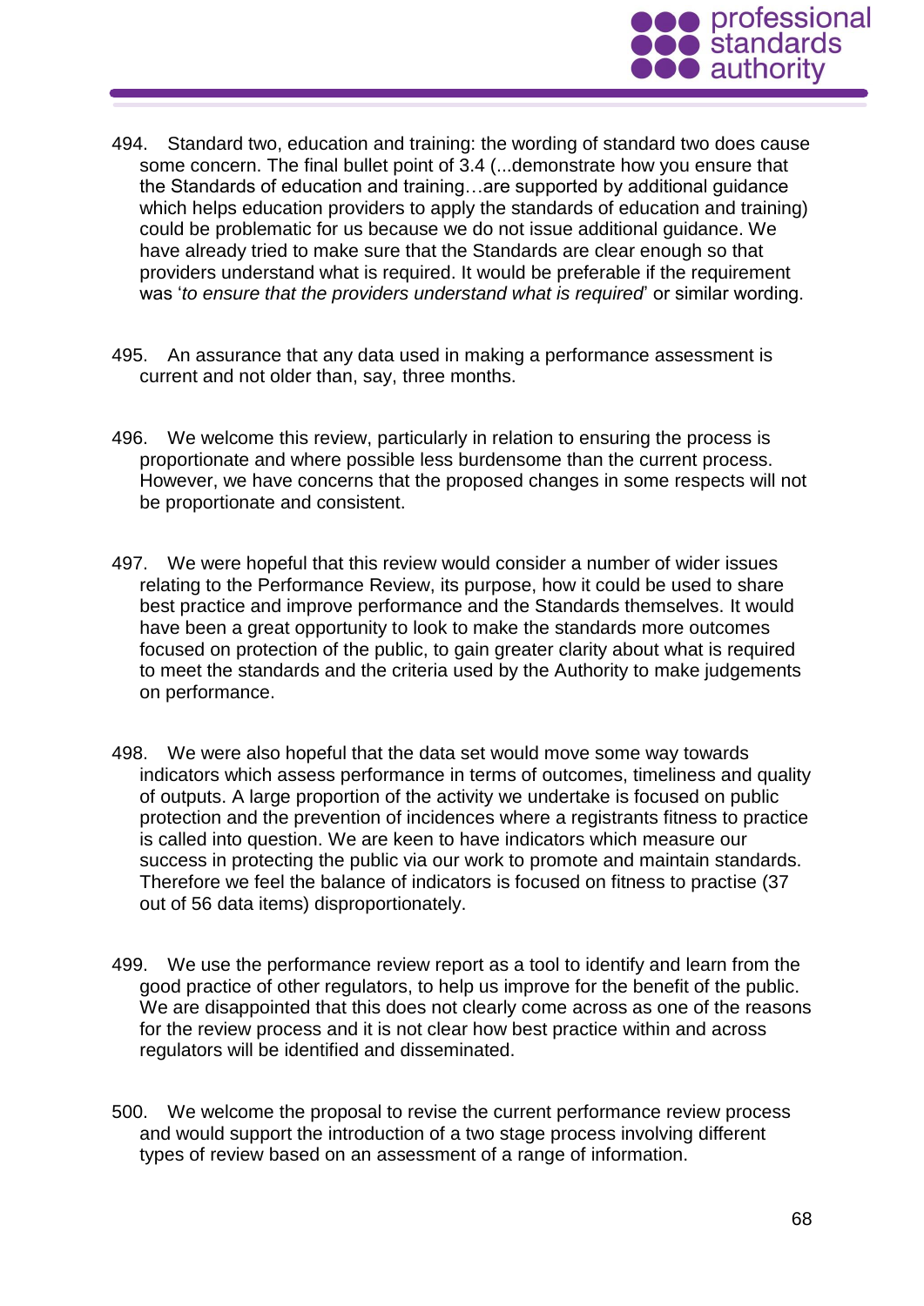494. Standard two, education and training: the wording of standard two does cause some concern. The final bullet point of 3.4 (...demonstrate how you ensure that the Standards of education and training…are supported by additional guidance which helps education providers to apply the standards of education and training) could be problematic for us because we do not issue additional guidance. We have already tried to make sure that the Standards are clear enough so that providers understand what is required. It would be preferable if the requirement was '*to ensure that the providers understand what is required*' or similar wording.

495. An assurance that any data used in making a performance assessment is current and not older than, say, three months.

496. We welcome this review, particularly in relation to ensuring the process is proportionate and where possible less burdensome than the current process. However, we have concerns that the proposed changes in some respects will not be proportionate and consistent.

497. We were hopeful that this review would consider a number of wider issues relating to the Performance Review, its purpose, how it could be used to share best practice and improve performance and the Standards themselves. It would have been a great opportunity to look to make the standards more outcomes focused on protection of the public, to gain greater clarity about what is required to meet the standards and the criteria used by the Authority to make judgements on performance.

498. We were also hopeful that the data set would move some way towards indicators which assess performance in terms of outcomes, timeliness and quality of outputs. A large proportion of the activity we undertake is focused on public protection and the prevention of incidences where a registrants fitness to practice is called into question. We are keen to have indicators which measure our success in protecting the public via our work to promote and maintain standards. Therefore we feel the balance of indicators is focused on fitness to practise (37 out of 56 data items) disproportionately.

499. We use the performance review report as a tool to identify and learn from the good practice of other regulators, to help us improve for the benefit of the public. We are disappointed that this does not clearly come across as one of the reasons for the review process and it is not clear how best practice within and across regulators will be identified and disseminated.

500. We welcome the proposal to revise the current performance review process and would support the introduction of a two stage process involving different types of review based on an assessment of a range of information.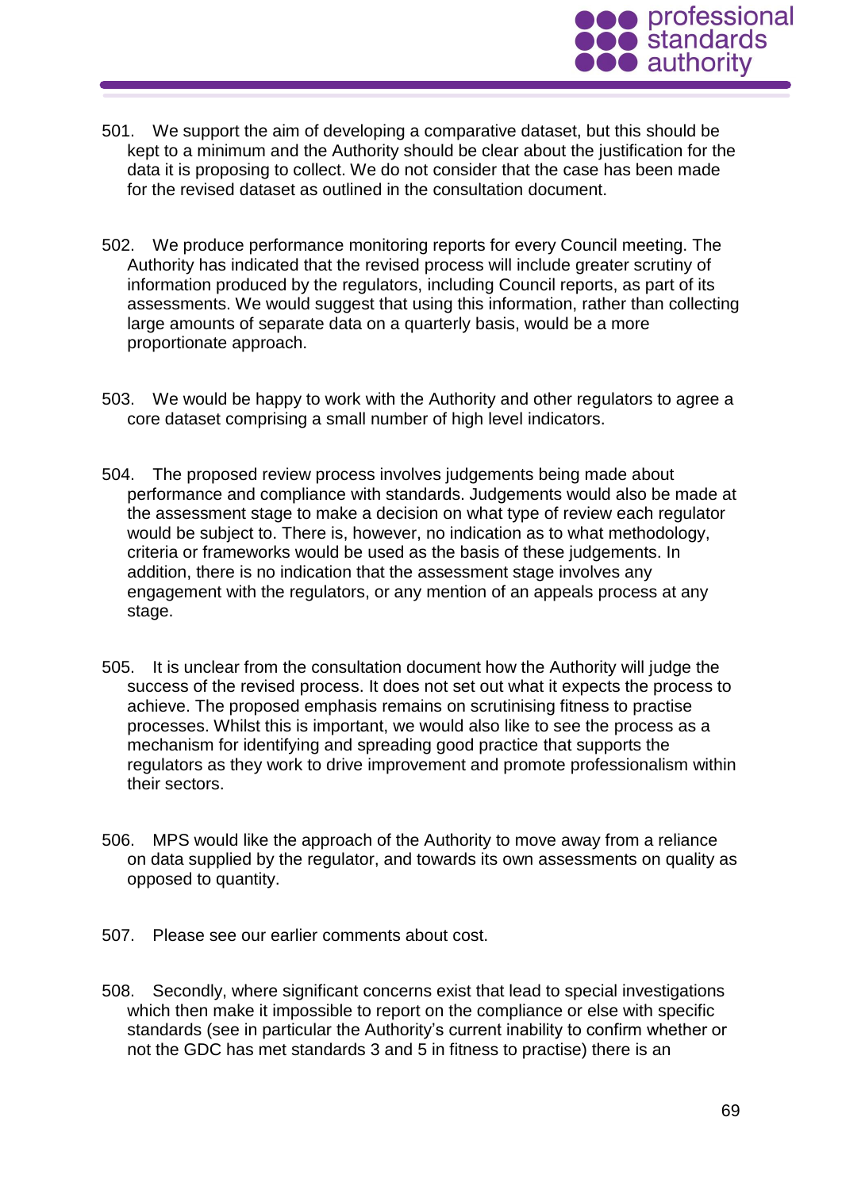501. We support the aim of developing a comparative dataset, but this should be kept to a minimum and the Authority should be clear about the justification for the data it is proposing to collect. We do not consider that the case has been made for the revised dataset as outlined in the consultation document.

502. We produce performance monitoring reports for every Council meeting. The Authority has indicated that the revised process will include greater scrutiny of information produced by the regulators, including Council reports, as part of its assessments. We would suggest that using this information, rather than collecting large amounts of separate data on a quarterly basis, would be a more proportionate approach.

503. We would be happy to work with the Authority and other regulators to agree a core dataset comprising a small number of high level indicators.

504. The proposed review process involves judgements being made about performance and compliance with standards. Judgements would also be made at the assessment stage to make a decision on what type of review each regulator would be subject to. There is, however, no indication as to what methodology, criteria or frameworks would be used as the basis of these judgements. In addition, there is no indication that the assessment stage involves any engagement with the regulators, or any mention of an appeals process at any stage.

505. It is unclear from the consultation document how the Authority will judge the success of the revised process. It does not set out what it expects the process to achieve. The proposed emphasis remains on scrutinising fitness to practise processes. Whilst this is important, we would also like to see the process as a mechanism for identifying and spreading good practice that supports the regulators as they work to drive improvement and promote professionalism within their sectors.

506. MPS would like the approach of the Authority to move away from a reliance on data supplied by the regulator, and towards its own assessments on quality as opposed to quantity.

507. Please see our earlier comments about cost.

508. Secondly, where significant concerns exist that lead to special investigations which then make it impossible to report on the compliance or else with specific standards (see in particular the Authority's current inability to confirm whether or not the GDC has met standards 3 and 5 in fitness to practise) there is an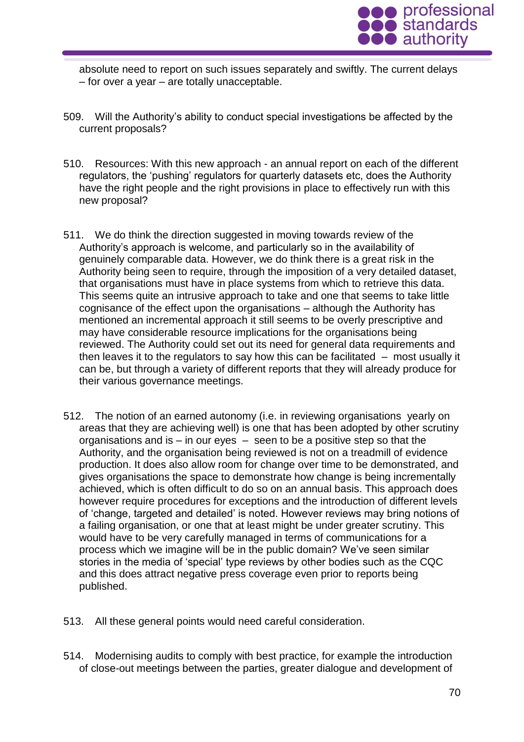absolute need to report on such issues separately and swiftly. The current delays – for over a year – are totally unacceptable.

509. Will the Authority's ability to conduct special investigations be affected by the current proposals?

510. Resources: With this new approach - an annual report on each of the different regulators, the 'pushing' regulators for quarterly datasets etc, does the Authority have the right people and the right provisions in place to effectively run with this new proposal?

511. We do think the direction suggested in moving towards review of the Authority's approach is welcome, and particularly so in the availability of genuinely comparable data. However, we do think there is a great risk in the Authority being seen to require, through the imposition of a very detailed dataset, that organisations must have in place systems from which to retrieve this data. This seems quite an intrusive approach to take and one that seems to take little cognisance of the effect upon the organisations – although the Authority has mentioned an incremental approach it still seems to be overly prescriptive and may have considerable resource implications for the organisations being reviewed. The Authority could set out its need for general data requirements and then leaves it to the regulators to say how this can be facilitated – most usually it can be, but through a variety of different reports that they will already produce for their various governance meetings.

512. The notion of an earned autonomy (i.e. in reviewing organisations yearly on areas that they are achieving well) is one that has been adopted by other scrutiny organisations and is – in our eyes – seen to be a positive step so that the Authority, and the organisation being reviewed is not on a treadmill of evidence production. It does also allow room for change over time to be demonstrated, and gives organisations the space to demonstrate how change is being incrementally achieved, which is often difficult to do so on an annual basis. This approach does however require procedures for exceptions and the introduction of different levels of 'change, targeted and detailed' is noted. However reviews may bring notions of a failing organisation, or one that at least might be under greater scrutiny. This would have to be very carefully managed in terms of communications for a process which we imagine will be in the public domain? We've seen similar stories in the media of 'special' type reviews by other bodies such as the CQC and this does attract negative press coverage even prior to reports being published.

513. All these general points would need careful consideration.

514. Modernising audits to comply with best practice, for example the introduction of close-out meetings between the parties, greater dialogue and development of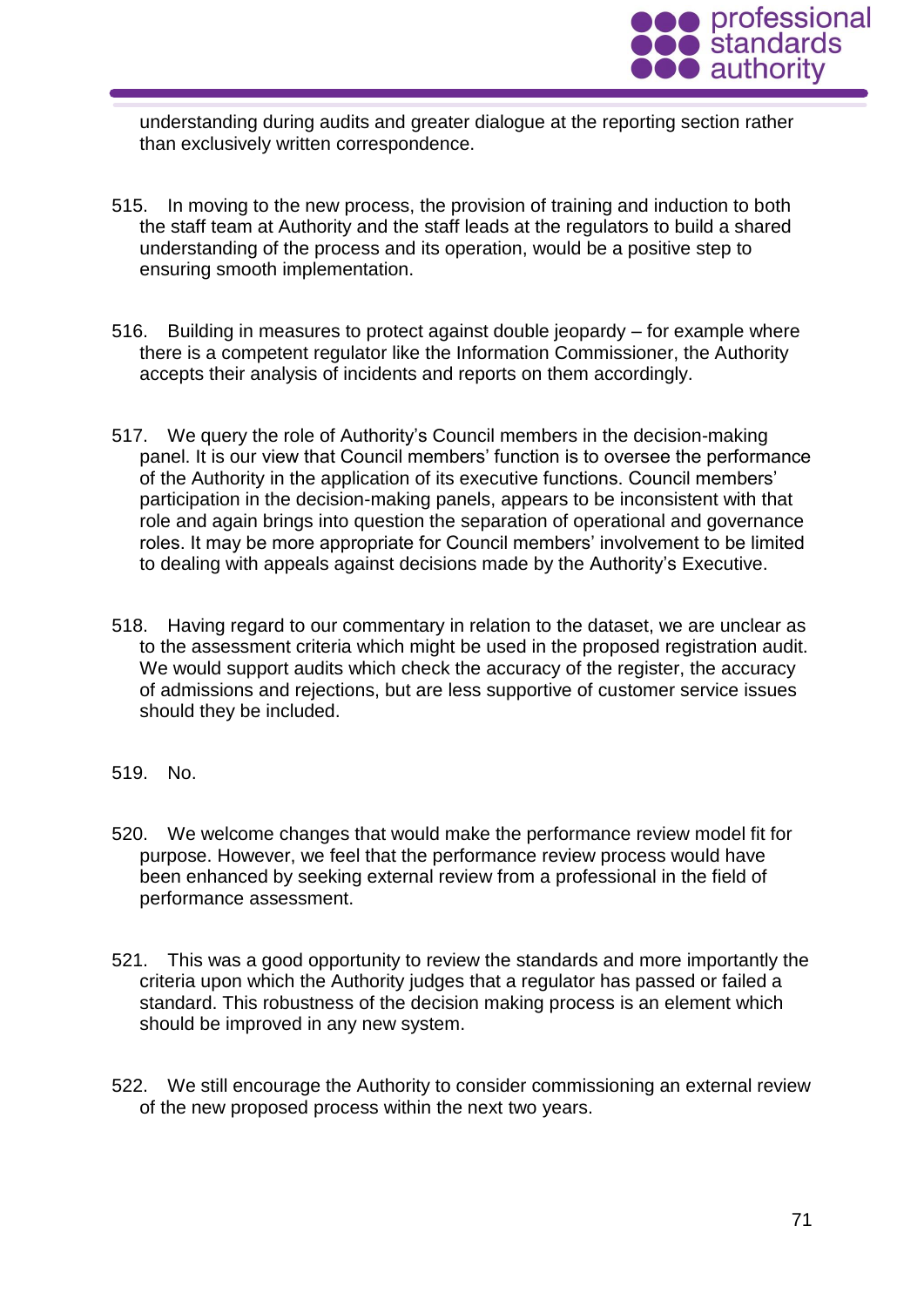understanding during audits and greater dialogue at the reporting section rather than exclusively written correspondence.

515. In moving to the new process, the provision of training and induction to both the staff team at Authority and the staff leads at the regulators to build a shared understanding of the process and its operation, would be a positive step to ensuring smooth implementation.

516. Building in measures to protect against double jeopardy – for example where there is a competent regulator like the Information Commissioner, the Authority accepts their analysis of incidents and reports on them accordingly.

517. We query the role of Authority's Council members in the decision-making panel. It is our view that Council members' function is to oversee the performance of the Authority in the application of its executive functions. Council members' participation in the decision-making panels, appears to be inconsistent with that role and again brings into question the separation of operational and governance roles. It may be more appropriate for Council members' involvement to be limited to dealing with appeals against decisions made by the Authority's Executive.

518. Having regard to our commentary in relation to the dataset, we are unclear as to the assessment criteria which might be used in the proposed registration audit. We would support audits which check the accuracy of the register, the accuracy of admissions and rejections, but are less supportive of customer service issues should they be included.

519. No.

520. We welcome changes that would make the performance review model fit for purpose. However, we feel that the performance review process would have been enhanced by seeking external review from a professional in the field of performance assessment.

521. This was a good opportunity to review the standards and more importantly the criteria upon which the Authority judges that a regulator has passed or failed a standard. This robustness of the decision making process is an element which should be improved in any new system.

522. We still encourage the Authority to consider commissioning an external review of the new proposed process within the next two years.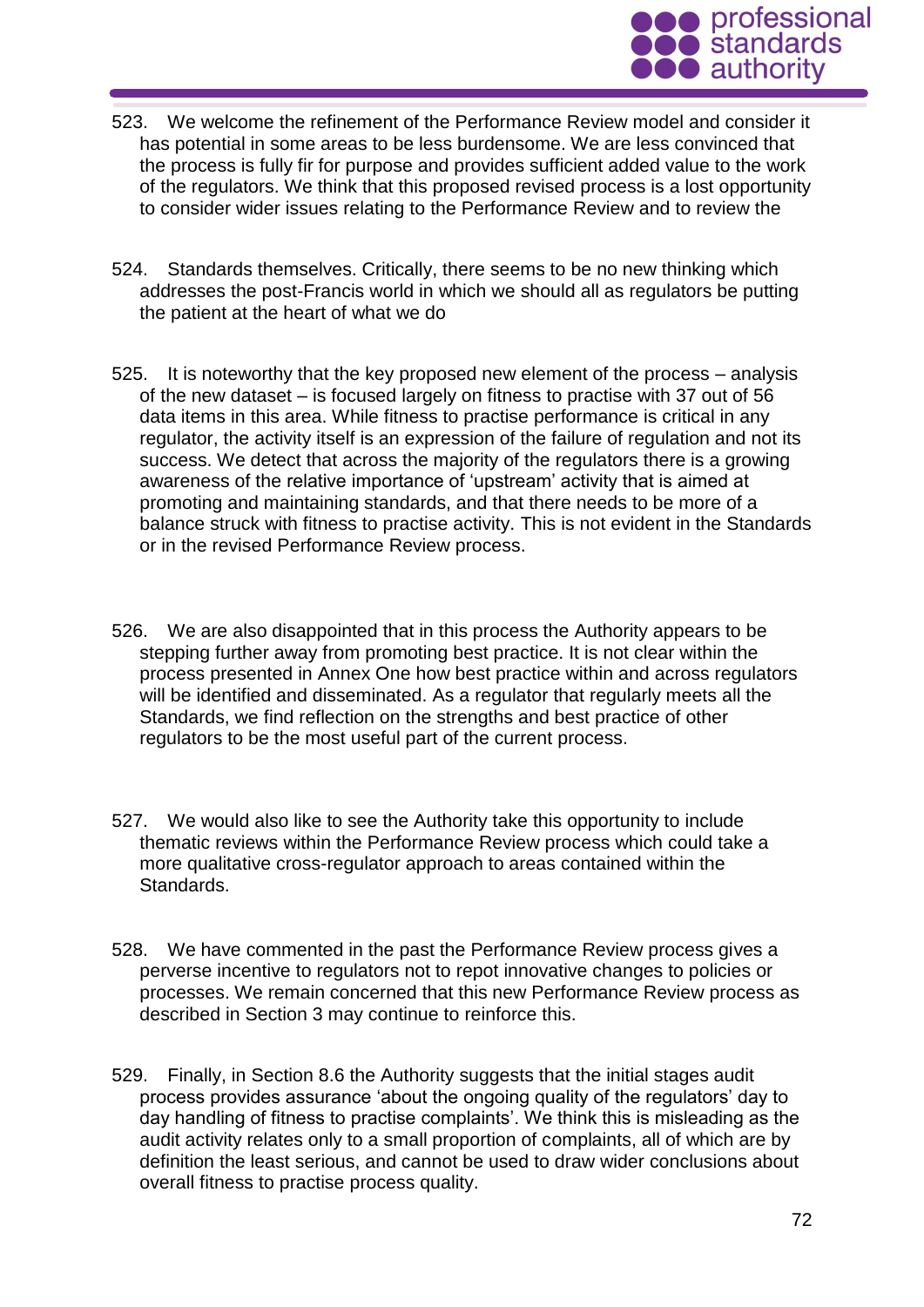523. We welcome the refinement of the Performance Review model and consider it has potential in some areas to be less burdensome. We are less convinced that the process is fully fir for purpose and provides sufficient added value to the work of the regulators. We think that this proposed revised process is a lost opportunity to consider wider issues relating to the Performance Review and to review the

524. Standards themselves. Critically, there seems to be no new thinking which addresses the post-Francis world in which we should all as regulators be putting the patient at the heart of what we do

525. It is noteworthy that the key proposed new element of the process – analysis of the new dataset – is focused largely on fitness to practise with 37 out of 56 data items in this area. While fitness to practise performance is critical in any regulator, the activity itself is an expression of the failure of regulation and not its success. We detect that across the majority of the regulators there is a growing awareness of the relative importance of 'upstream' activity that is aimed at promoting and maintaining standards, and that there needs to be more of a balance struck with fitness to practise activity. This is not evident in the Standards or in the revised Performance Review process.

526. We are also disappointed that in this process the Authority appears to be stepping further away from promoting best practice. It is not clear within the process presented in Annex One how best practice within and across regulators will be identified and disseminated. As a regulator that regularly meets all the Standards, we find reflection on the strengths and best practice of other regulators to be the most useful part of the current process.

527. We would also like to see the Authority take this opportunity to include thematic reviews within the Performance Review process which could take a more qualitative cross-regulator approach to areas contained within the Standards.

528. We have commented in the past the Performance Review process gives a perverse incentive to regulators not to repot innovative changes to policies or processes. We remain concerned that this new Performance Review process as described in Section 3 may continue to reinforce this.

529. Finally, in Section 8.6 the Authority suggests that the initial stages audit process provides assurance 'about the ongoing quality of the regulators' day to day handling of fitness to practise complaints'. We think this is misleading as the audit activity relates only to a small proportion of complaints, all of which are by definition the least serious, and cannot be used to draw wider conclusions about overall fitness to practise process quality.